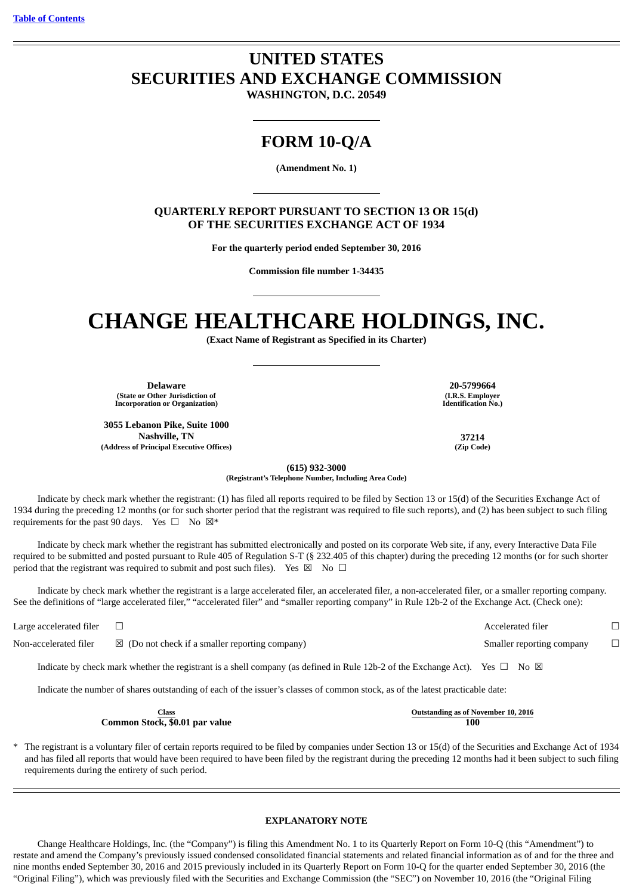[Table of Contents]

# UNITED STATES
# SECURITIES AND EXCHANGE COMMISSION
**WASHINGTON, D.C. 20549**

## FORM 10-Q/A

**(Amendment No. 1)**

**QUARTERLY REPORT PURSUANT TO SECTION 13 OR 15(d)**
**OF THE SECURITIES EXCHANGE ACT OF 1934**

**For the quarterly period ended September 30, 2016**

**Commission file number 1-34435**

# CHANGE HEALTHCARE HOLDINGS, INC.

**(Exact Name of Registrant as Specified in its Charter)**

| | |
|---|---|
| **Delaware**<br>**(State or Other Jurisdiction of Incorporation or Organization)** | **20-5799664**<br>**(I.R.S. Employer Identification No.)** |
| **3055 Lebanon Pike, Suite 1000**<br>**Nashville, TN**<br>**(Address of Principal Executive Offices)** | **37214**<br>**(Zip Code)** |

**(615) 932-3000**
**(Registrant's Telephone Number, Including Area Code)**

Indicate by check mark whether the registrant: (1) has filed all reports required to be filed by Section 13 or 15(d) of the Securities Exchange Act of 1934 during the preceding 12 months (or for such shorter period that the registrant was required to file such reports), and (2) has been subject to such filing requirements for the past 90 days. Yes ☐ No ☒*

Indicate by check mark whether the registrant has submitted electronically and posted on its corporate Web site, if any, every Interactive Data File required to be submitted and posted pursuant to Rule 405 of Regulation S-T (§ 232.405 of this chapter) during the preceding 12 months (or for such shorter period that the registrant was required to submit and post such files). Yes ☒ No ☐

Indicate by check mark whether the registrant is a large accelerated filer, an accelerated filer, a non-accelerated filer, or a smaller reporting company. See the definitions of "large accelerated filer," "accelerated filer" and "smaller reporting company" in Rule 12b-2 of the Exchange Act. (Check one):

| | | | |
|---|---|---|---|
| Large accelerated filer | ☐ | Accelerated filer | ☐ |
| Non-accelerated filer | ☒ (Do not check if a smaller reporting company) | Smaller reporting company | ☐ |

Indicate by check mark whether the registrant is a shell company (as defined in Rule 12b-2 of the Exchange Act). Yes ☐ No ☒

Indicate the number of shares outstanding of each of the issuer's classes of common stock, as of the latest practicable date:

| Class | Outstanding as of November 10, 2016 |
|---|---|
| **Common Stock, $0.01 par value** | **100** |

\* The registrant is a voluntary filer of certain reports required to be filed by companies under Section 13 or 15(d) of the Securities and Exchange Act of 1934 and has filed all reports that would have been required to have been filed by the registrant during the preceding 12 months had it been subject to such filing requirements during the entirety of such period.

### EXPLANATORY NOTE

Change Healthcare Holdings, Inc. (the "Company") is filing this Amendment No. 1 to its Quarterly Report on Form 10-Q (this "Amendment") to restate and amend the Company's previously issued condensed consolidated financial statements and related financial information as of and for the three and nine months ended September 30, 2016 and 2015 previously included in its Quarterly Report on Form 10-Q for the quarter ended September 30, 2016 (the "Original Filing"), which was previously filed with the Securities and Exchange Commission (the "SEC") on November 10, 2016 (the "Original Filing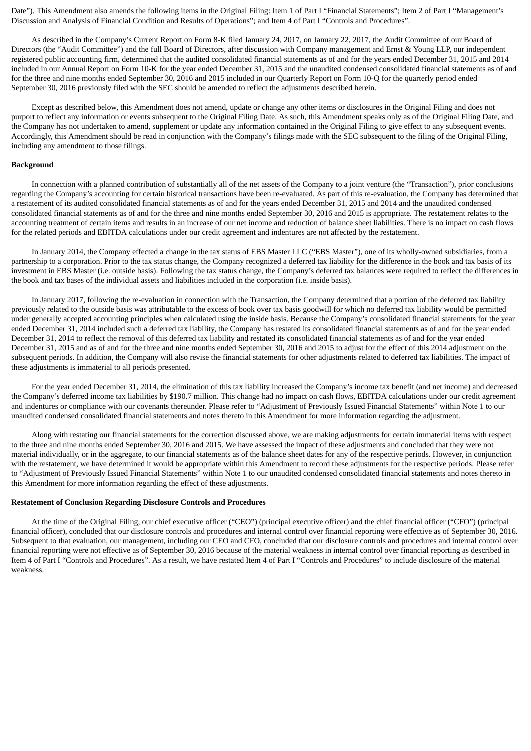Date"). This Amendment also amends the following items in the Original Filing: Item 1 of Part I "Financial Statements"; Item 2 of Part I "Management's Discussion and Analysis of Financial Condition and Results of Operations"; and Item 4 of Part I "Controls and Procedures".

As described in the Company's Current Report on Form 8-K filed January 24, 2017, on January 22, 2017, the Audit Committee of our Board of Directors (the "Audit Committee") and the full Board of Directors, after discussion with Company management and Ernst & Young LLP, our independent registered public accounting firm, determined that the audited consolidated financial statements as of and for the years ended December 31, 2015 and 2014 included in our Annual Report on Form 10-K for the year ended December 31, 2015 and the unaudited condensed consolidated financial statements as of and for the three and nine months ended September 30, 2016 and 2015 included in our Quarterly Report on Form 10-Q for the quarterly period ended September 30, 2016 previously filed with the SEC should be amended to reflect the adjustments described herein.

Except as described below, this Amendment does not amend, update or change any other items or disclosures in the Original Filing and does not purport to reflect any information or events subsequent to the Original Filing Date. As such, this Amendment speaks only as of the Original Filing Date, and the Company has not undertaken to amend, supplement or update any information contained in the Original Filing to give effect to any subsequent events. Accordingly, this Amendment should be read in conjunction with the Company's filings made with the SEC subsequent to the filing of the Original Filing, including any amendment to those filings.

**Background**

In connection with a planned contribution of substantially all of the net assets of the Company to a joint venture (the "Transaction"), prior conclusions regarding the Company's accounting for certain historical transactions have been re-evaluated. As part of this re-evaluation, the Company has determined that a restatement of its audited consolidated financial statements as of and for the years ended December 31, 2015 and 2014 and the unaudited condensed consolidated financial statements as of and for the three and nine months ended September 30, 2016 and 2015 is appropriate. The restatement relates to the accounting treatment of certain items and results in an increase of our net income and reduction of balance sheet liabilities. There is no impact on cash flows for the related periods and EBITDA calculations under our credit agreement and indentures are not affected by the restatement.

In January 2014, the Company effected a change in the tax status of EBS Master LLC ("EBS Master"), one of its wholly-owned subsidiaries, from a partnership to a corporation. Prior to the tax status change, the Company recognized a deferred tax liability for the difference in the book and tax basis of its investment in EBS Master (i.e. outside basis). Following the tax status change, the Company's deferred tax balances were required to reflect the differences in the book and tax bases of the individual assets and liabilities included in the corporation (i.e. inside basis).

In January 2017, following the re-evaluation in connection with the Transaction, the Company determined that a portion of the deferred tax liability previously related to the outside basis was attributable to the excess of book over tax basis goodwill for which no deferred tax liability would be permitted under generally accepted accounting principles when calculated using the inside basis. Because the Company's consolidated financial statements for the year ended December 31, 2014 included such a deferred tax liability, the Company has restated its consolidated financial statements as of and for the year ended December 31, 2014 to reflect the removal of this deferred tax liability and restated its consolidated financial statements as of and for the year ended December 31, 2015 and as of and for the three and nine months ended September 30, 2016 and 2015 to adjust for the effect of this 2014 adjustment on the subsequent periods. In addition, the Company will also revise the financial statements for other adjustments related to deferred tax liabilities. The impact of these adjustments is immaterial to all periods presented.

For the year ended December 31, 2014, the elimination of this tax liability increased the Company's income tax benefit (and net income) and decreased the Company's deferred income tax liabilities by $190.7 million. This change had no impact on cash flows, EBITDA calculations under our credit agreement and indentures or compliance with our covenants thereunder. Please refer to "Adjustment of Previously Issued Financial Statements" within Note 1 to our unaudited condensed consolidated financial statements and notes thereto in this Amendment for more information regarding the adjustment.

Along with restating our financial statements for the correction discussed above, we are making adjustments for certain immaterial items with respect to the three and nine months ended September 30, 2016 and 2015. We have assessed the impact of these adjustments and concluded that they were not material individually, or in the aggregate, to our financial statements as of the balance sheet dates for any of the respective periods. However, in conjunction with the restatement, we have determined it would be appropriate within this Amendment to record these adjustments for the respective periods. Please refer to "Adjustment of Previously Issued Financial Statements" within Note 1 to our unaudited condensed consolidated financial statements and notes thereto in this Amendment for more information regarding the effect of these adjustments.

**Restatement of Conclusion Regarding Disclosure Controls and Procedures**

At the time of the Original Filing, our chief executive officer ("CEO") (principal executive officer) and the chief financial officer ("CFO") (principal financial officer), concluded that our disclosure controls and procedures and internal control over financial reporting were effective as of September 30, 2016. Subsequent to that evaluation, our management, including our CEO and CFO, concluded that our disclosure controls and procedures and internal control over financial reporting were not effective as of September 30, 2016 because of the material weakness in internal control over financial reporting as described in Item 4 of Part I "Controls and Procedures". As a result, we have restated Item 4 of Part I "Controls and Procedures" to include disclosure of the material weakness.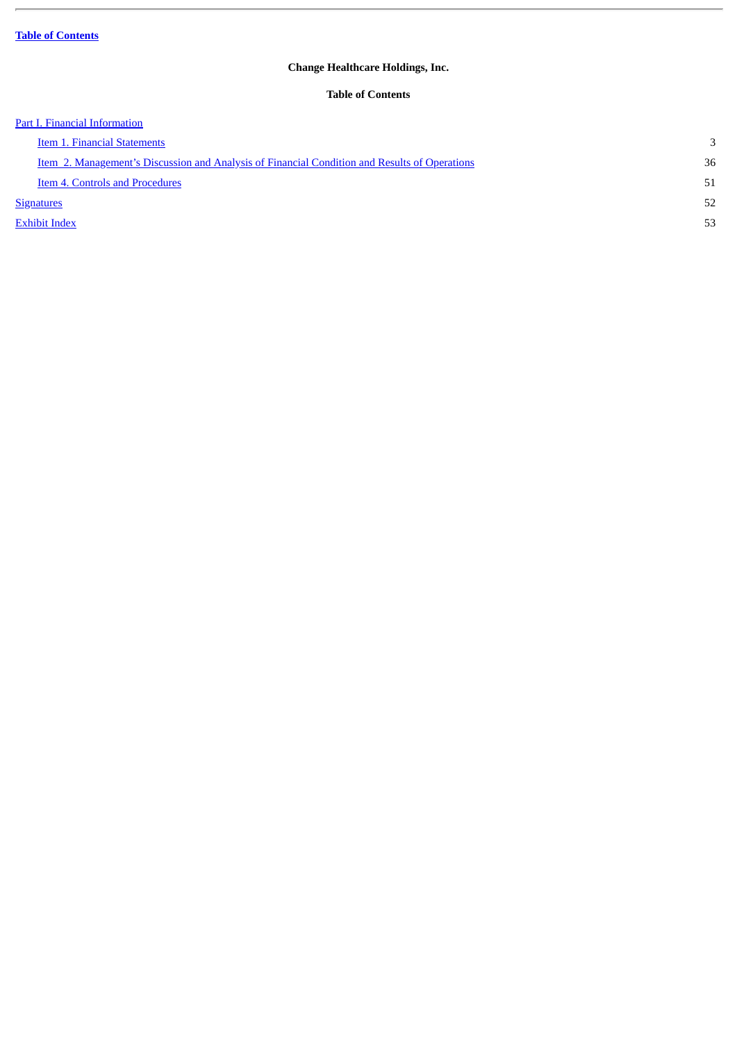**Table of Contents**

**Change Healthcare Holdings, Inc.**

**Table of Contents**

| | |
|---|---|
| Part I. Financial Information | |
| Item 1. Financial Statements | 3 |
| Item 2. Management's Discussion and Analysis of Financial Condition and Results of Operations | 36 |
| Item 4. Controls and Procedures | 51 |
| Signatures | 52 |
| Exhibit Index | 53 |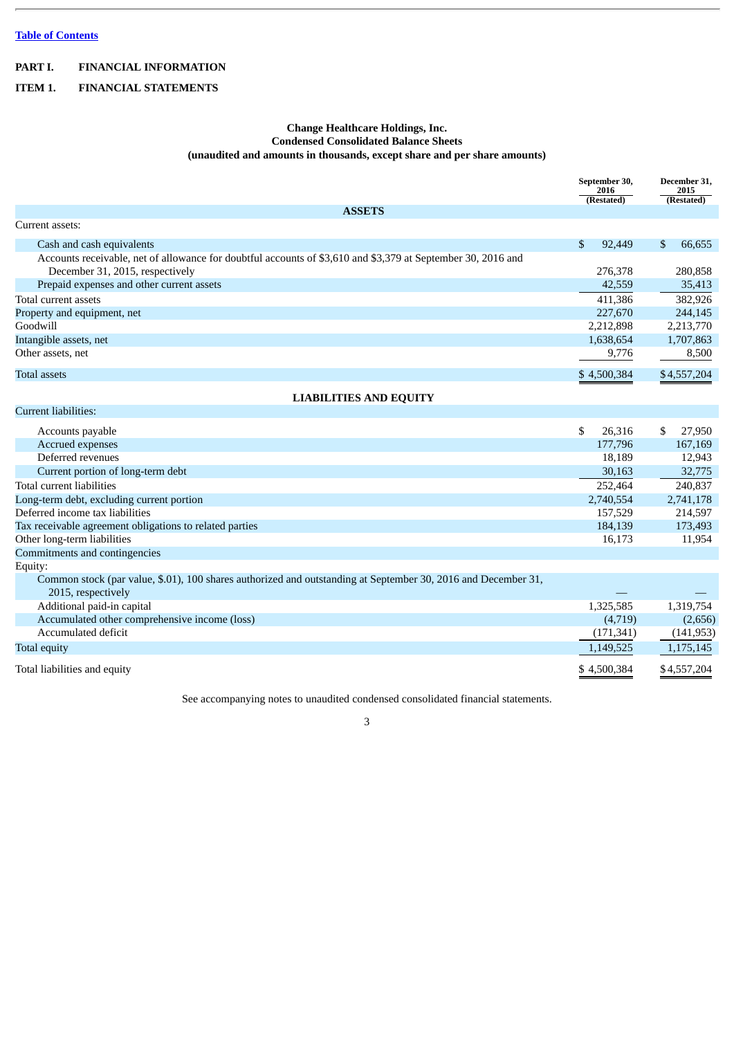Table of Contents

# PART I. FINANCIAL INFORMATION

## ITEM 1. FINANCIAL STATEMENTS

**Change Healthcare Holdings, Inc.**
**Condensed Consolidated Balance Sheets**
**(unaudited and amounts in thousands, except share and per share amounts)**

| | September 30, 2016 (Restated) | December 31, 2015 (Restated) |
|---|---|---|
| **ASSETS** | | |
| Current assets: | | |
| Cash and cash equivalents | $ 92,449 | $ 66,655 |
| Accounts receivable, net of allowance for doubtful accounts of $3,610 and $3,379 at September 30, 2016 and December 31, 2015, respectively | 276,378 | 280,858 |
| Prepaid expenses and other current assets | 42,559 | 35,413 |
| Total current assets | 411,386 | 382,926 |
| Property and equipment, net | 227,670 | 244,145 |
| Goodwill | 2,212,898 | 2,213,770 |
| Intangible assets, net | 1,638,654 | 1,707,863 |
| Other assets, net | 9,776 | 8,500 |
| Total assets | $ 4,500,384 | $ 4,557,204 |
| **LIABILITIES AND EQUITY** | | |
| Current liabilities: | | |
| Accounts payable | $ 26,316 | $ 27,950 |
| Accrued expenses | 177,796 | 167,169 |
| Deferred revenues | 18,189 | 12,943 |
| Current portion of long-term debt | 30,163 | 32,775 |
| Total current liabilities | 252,464 | 240,837 |
| Long-term debt, excluding current portion | 2,740,554 | 2,741,178 |
| Deferred income tax liabilities | 157,529 | 214,597 |
| Tax receivable agreement obligations to related parties | 184,139 | 173,493 |
| Other long-term liabilities | 16,173 | 11,954 |
| Commitments and contingencies | | |
| Equity: | | |
| Common stock (par value, $.01), 100 shares authorized and outstanding at September 30, 2016 and December 31, 2015, respectively | — | — |
| Additional paid-in capital | 1,325,585 | 1,319,754 |
| Accumulated other comprehensive income (loss) | (4,719) | (2,656) |
| Accumulated deficit | (171,341) | (141,953) |
| Total equity | 1,149,525 | 1,175,145 |
| Total liabilities and equity | $ 4,500,384 | $ 4,557,204 |

See accompanying notes to unaudited condensed consolidated financial statements.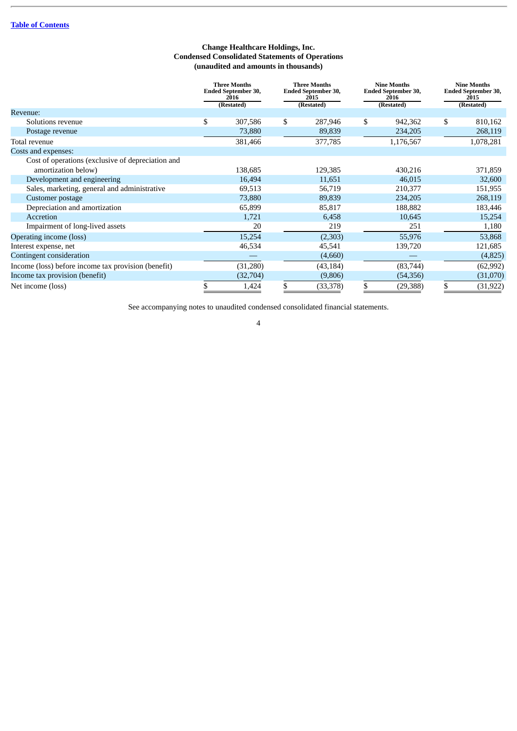[Table of Contents]

**Change Healthcare Holdings, Inc.**
**Condensed Consolidated Statements of Operations**
**(unaudited and amounts in thousands)**

| | Three Months Ended September 30, 2016 (Restated) | Three Months Ended September 30, 2015 (Restated) | Nine Months Ended September 30, 2016 (Restated) | Nine Months Ended September 30, 2015 (Restated) |
|---|---|---|---|---|
| Revenue: | | | | |
| Solutions revenue | $ 307,586 | $ 287,946 | $ 942,362 | $ 810,162 |
| Postage revenue | 73,880 | 89,839 | 234,205 | 268,119 |
| Total revenue | 381,466 | 377,785 | 1,176,567 | 1,078,281 |
| Costs and expenses: | | | | |
| Cost of operations (exclusive of depreciation and amortization below) | 138,685 | 129,385 | 430,216 | 371,859 |
| Development and engineering | 16,494 | 11,651 | 46,015 | 32,600 |
| Sales, marketing, general and administrative | 69,513 | 56,719 | 210,377 | 151,955 |
| Customer postage | 73,880 | 89,839 | 234,205 | 268,119 |
| Depreciation and amortization | 65,899 | 85,817 | 188,882 | 183,446 |
| Accretion | 1,721 | 6,458 | 10,645 | 15,254 |
| Impairment of long-lived assets | 20 | 219 | 251 | 1,180 |
| Operating income (loss) | 15,254 | (2,303) | 55,976 | 53,868 |
| Interest expense, net | 46,534 | 45,541 | 139,720 | 121,685 |
| Contingent consideration | — | (4,660) | — | (4,825) |
| Income (loss) before income tax provision (benefit) | (31,280) | (43,184) | (83,744) | (62,992) |
| Income tax provision (benefit) | (32,704) | (9,806) | (54,356) | (31,070) |
| Net income (loss) | $ 1,424 | $ (33,378) | $ (29,388) | $ (31,922) |

See accompanying notes to unaudited condensed consolidated financial statements.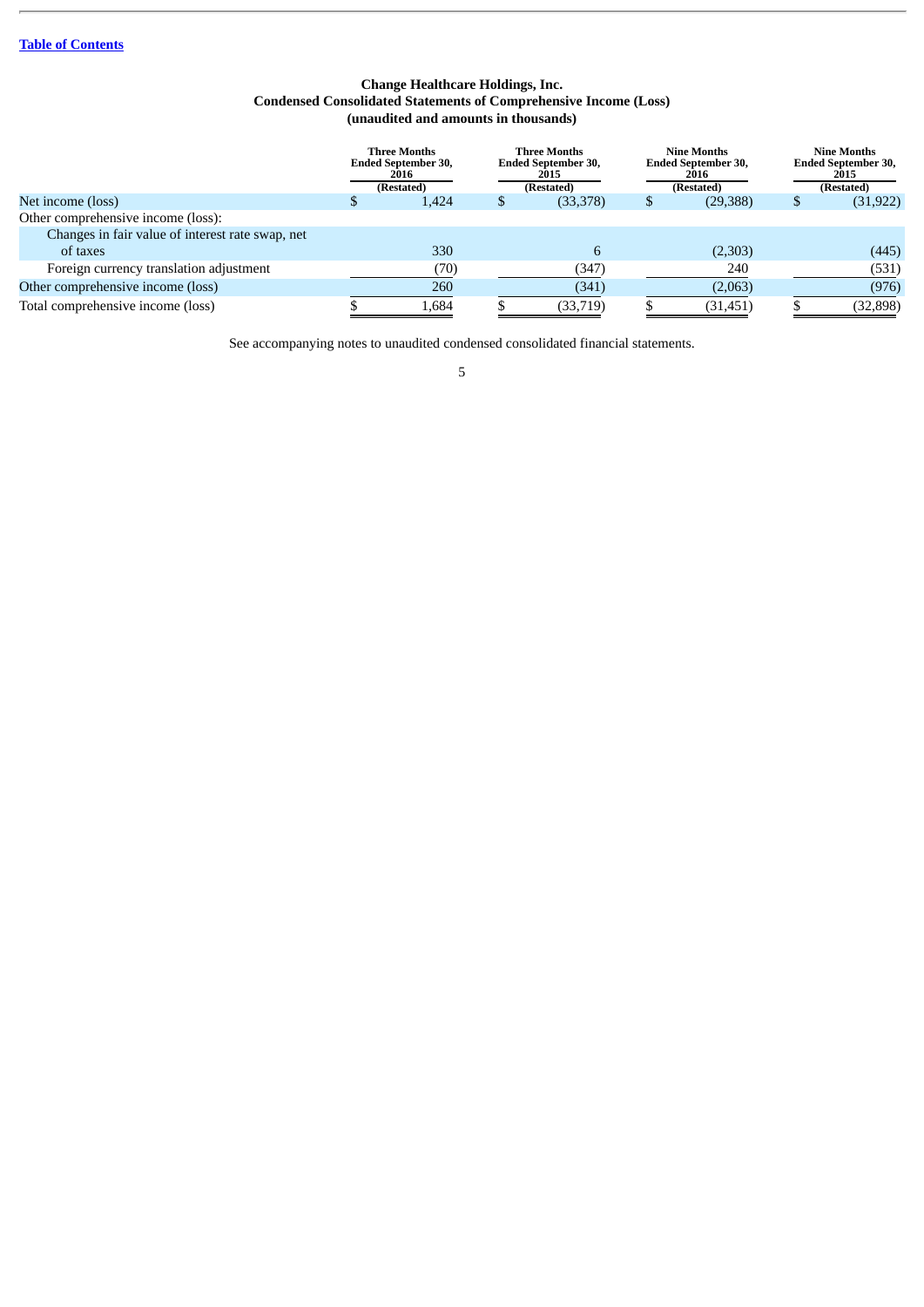[Table of Contents](#)

**Change Healthcare Holdings, Inc.**
**Condensed Consolidated Statements of Comprehensive Income (Loss)**
**(unaudited and amounts in thousands)**

| | Three Months Ended September 30, 2016 (Restated) | Three Months Ended September 30, 2015 (Restated) | Nine Months Ended September 30, 2016 (Restated) | Nine Months Ended September 30, 2015 (Restated) |
|---|---|---|---|---|
| Net income (loss) | $ 1,424 | $ (33,378) | $ (29,388) | $ (31,922) |
| Other comprehensive income (loss): | | | | |
| Changes in fair value of interest rate swap, net of taxes | 330 | 6 | (2,303) | (445) |
| Foreign currency translation adjustment | (70) | (347) | 240 | (531) |
| Other comprehensive income (loss) | 260 | (341) | (2,063) | (976) |
| Total comprehensive income (loss) | $ 1,684 | $ (33,719) | $ (31,451) | $ (32,898) |

See accompanying notes to unaudited condensed consolidated financial statements.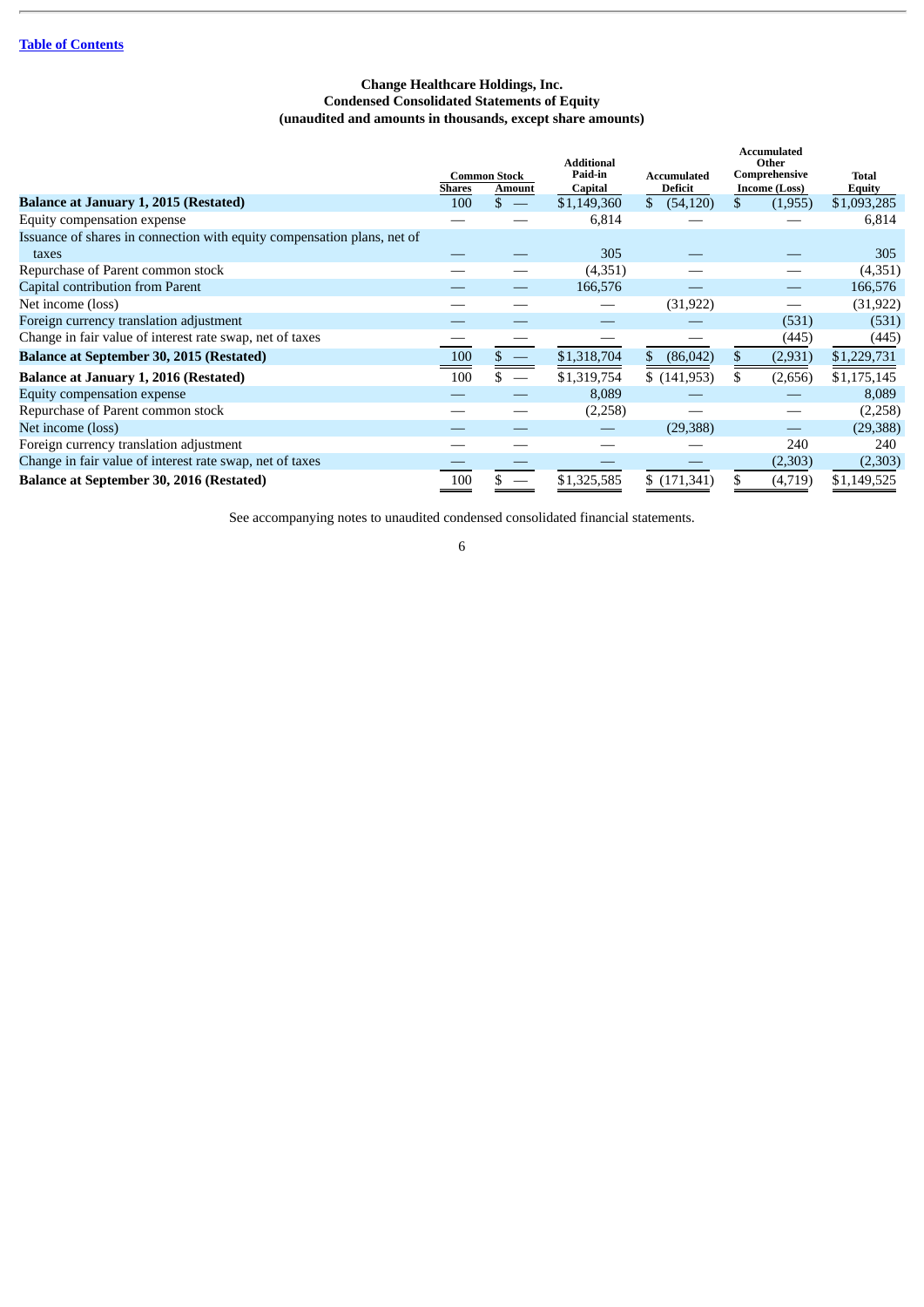[Table of Contents]

**Change Healthcare Holdings, Inc.**
**Condensed Consolidated Statements of Equity**
**(unaudited and amounts in thousands, except share amounts)**

| | Common Stock | | Additional Paid-in Capital | Accumulated Deficit | Accumulated Other Comprehensive Income (Loss) | Total Equity |
|---|---|---|---|---|---|---|
| | Shares | Amount | | | | |
| **Balance at January 1, 2015 (Restated)** | 100 | $ — | $1,149,360 | $ (54,120) | $ (1,955) | $1,093,285 |
| Equity compensation expense | — | — | 6,814 | — | — | 6,814 |
| Issuance of shares in connection with equity compensation plans, net of taxes | — | — | 305 | — | — | 305 |
| Repurchase of Parent common stock | — | — | (4,351) | — | — | (4,351) |
| Capital contribution from Parent | — | — | 166,576 | — | — | 166,576 |
| Net income (loss) | — | — | — | (31,922) | — | (31,922) |
| Foreign currency translation adjustment | — | — | — | — | (531) | (531) |
| Change in fair value of interest rate swap, net of taxes | — | — | — | — | (445) | (445) |
| **Balance at September 30, 2015 (Restated)** | 100 | $ — | $1,318,704 | $ (86,042) | $ (2,931) | $1,229,731 |
| **Balance at January 1, 2016 (Restated)** | 100 | $ — | $1,319,754 | $ (141,953) | $ (2,656) | $1,175,145 |
| Equity compensation expense | — | — | 8,089 | — | — | 8,089 |
| Repurchase of Parent common stock | — | — | (2,258) | — | — | (2,258) |
| Net income (loss) | — | — | — | (29,388) | — | (29,388) |
| Foreign currency translation adjustment | — | — | — | — | 240 | 240 |
| Change in fair value of interest rate swap, net of taxes | — | — | — | — | (2,303) | (2,303) |
| **Balance at September 30, 2016 (Restated)** | 100 | $ — | $1,325,585 | $ (171,341) | $ (4,719) | $1,149,525 |

See accompanying notes to unaudited condensed consolidated financial statements.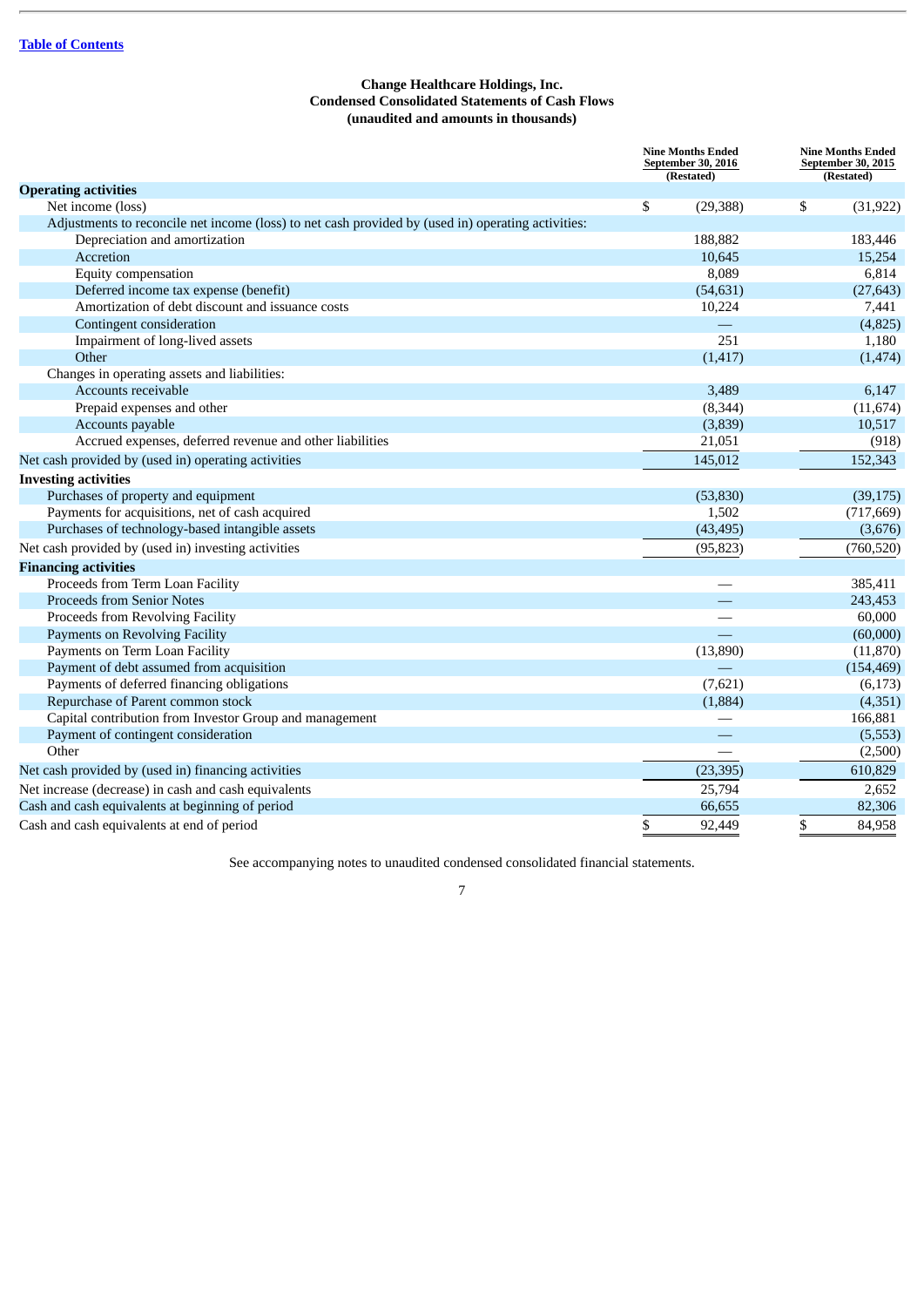[Table of Contents](#)

**Change Healthcare Holdings, Inc.**
**Condensed Consolidated Statements of Cash Flows**
**(unaudited and amounts in thousands)**

| | Nine Months Ended September 30, 2016 (Restated) | Nine Months Ended September 30, 2015 (Restated) |
|---|---|---|
| **Operating activities** | | |
| Net income (loss) | $ (29,388) | $ (31,922) |
| Adjustments to reconcile net income (loss) to net cash provided by (used in) operating activities: | | |
| Depreciation and amortization | 188,882 | 183,446 |
| Accretion | 10,645 | 15,254 |
| Equity compensation | 8,089 | 6,814 |
| Deferred income tax expense (benefit) | (54,631) | (27,643) |
| Amortization of debt discount and issuance costs | 10,224 | 7,441 |
| Contingent consideration | — | (4,825) |
| Impairment of long-lived assets | 251 | 1,180 |
| Other | (1,417) | (1,474) |
| Changes in operating assets and liabilities: | | |
| Accounts receivable | 3,489 | 6,147 |
| Prepaid expenses and other | (8,344) | (11,674) |
| Accounts payable | (3,839) | 10,517 |
| Accrued expenses, deferred revenue and other liabilities | 21,051 | (918) |
| Net cash provided by (used in) operating activities | 145,012 | 152,343 |
| **Investing activities** | | |
| Purchases of property and equipment | (53,830) | (39,175) |
| Payments for acquisitions, net of cash acquired | 1,502 | (717,669) |
| Purchases of technology-based intangible assets | (43,495) | (3,676) |
| Net cash provided by (used in) investing activities | (95,823) | (760,520) |
| **Financing activities** | | |
| Proceeds from Term Loan Facility | — | 385,411 |
| Proceeds from Senior Notes | — | 243,453 |
| Proceeds from Revolving Facility | — | 60,000 |
| Payments on Revolving Facility | — | (60,000) |
| Payments on Term Loan Facility | (13,890) | (11,870) |
| Payment of debt assumed from acquisition | — | (154,469) |
| Payments of deferred financing obligations | (7,621) | (6,173) |
| Repurchase of Parent common stock | (1,884) | (4,351) |
| Capital contribution from Investor Group and management | — | 166,881 |
| Payment of contingent consideration | — | (5,553) |
| Other | — | (2,500) |
| Net cash provided by (used in) financing activities | (23,395) | 610,829 |
| Net increase (decrease) in cash and cash equivalents | 25,794 | 2,652 |
| Cash and cash equivalents at beginning of period | 66,655 | 82,306 |
| Cash and cash equivalents at end of period | $ 92,449 | $ 84,958 |

See accompanying notes to unaudited condensed consolidated financial statements.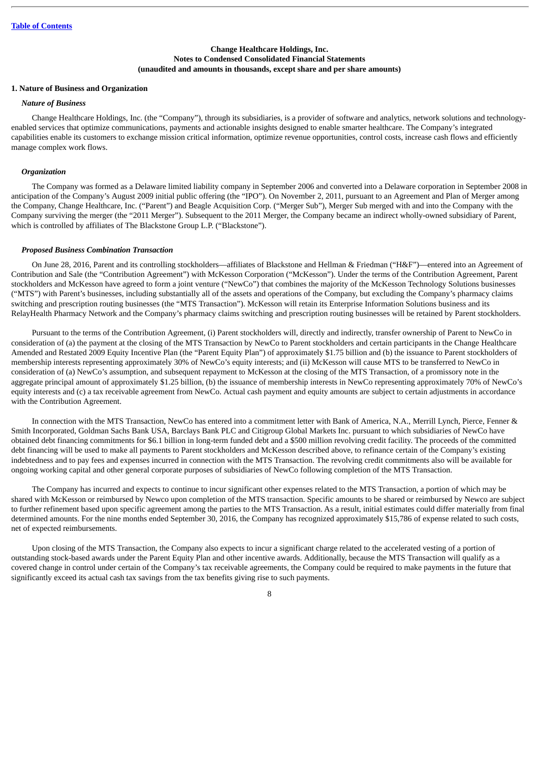Change Healthcare Holdings, Inc.
Notes to Condensed Consolidated Financial Statements
(unaudited and amounts in thousands, except share and per share amounts)

## 1. Nature of Business and Organization

### *Nature of Business*

Change Healthcare Holdings, Inc. (the "Company"), through its subsidiaries, is a provider of software and analytics, network solutions and technology-enabled services that optimize communications, payments and actionable insights designed to enable smarter healthcare. The Company's integrated capabilities enable its customers to exchange mission critical information, optimize revenue opportunities, control costs, increase cash flows and efficiently manage complex work flows.

### *Organization*

The Company was formed as a Delaware limited liability company in September 2006 and converted into a Delaware corporation in September 2008 in anticipation of the Company's August 2009 initial public offering (the "IPO"). On November 2, 2011, pursuant to an Agreement and Plan of Merger among the Company, Change Healthcare, Inc. ("Parent") and Beagle Acquisition Corp. ("Merger Sub"), Merger Sub merged with and into the Company with the Company surviving the merger (the "2011 Merger"). Subsequent to the 2011 Merger, the Company became an indirect wholly-owned subsidiary of Parent, which is controlled by affiliates of The Blackstone Group L.P. ("Blackstone").

### *Proposed Business Combination Transaction*

On June 28, 2016, Parent and its controlling stockholders—affiliates of Blackstone and Hellman & Friedman ("H&F")—entered into an Agreement of Contribution and Sale (the "Contribution Agreement") with McKesson Corporation ("McKesson"). Under the terms of the Contribution Agreement, Parent stockholders and McKesson have agreed to form a joint venture ("NewCo") that combines the majority of the McKesson Technology Solutions businesses ("MTS") with Parent's businesses, including substantially all of the assets and operations of the Company, but excluding the Company's pharmacy claims switching and prescription routing businesses (the "MTS Transaction"). McKesson will retain its Enterprise Information Solutions business and its RelayHealth Pharmacy Network and the Company's pharmacy claims switching and prescription routing businesses will be retained by Parent stockholders.

Pursuant to the terms of the Contribution Agreement, (i) Parent stockholders will, directly and indirectly, transfer ownership of Parent to NewCo in consideration of (a) the payment at the closing of the MTS Transaction by NewCo to Parent stockholders and certain participants in the Change Healthcare Amended and Restated 2009 Equity Incentive Plan (the "Parent Equity Plan") of approximately $1.75 billion and (b) the issuance to Parent stockholders of membership interests representing approximately 30% of NewCo's equity interests; and (ii) McKesson will cause MTS to be transferred to NewCo in consideration of (a) NewCo's assumption, and subsequent repayment to McKesson at the closing of the MTS Transaction, of a promissory note in the aggregate principal amount of approximately $1.25 billion, (b) the issuance of membership interests in NewCo representing approximately 70% of NewCo's equity interests and (c) a tax receivable agreement from NewCo. Actual cash payment and equity amounts are subject to certain adjustments in accordance with the Contribution Agreement.

In connection with the MTS Transaction, NewCo has entered into a commitment letter with Bank of America, N.A., Merrill Lynch, Pierce, Fenner & Smith Incorporated, Goldman Sachs Bank USA, Barclays Bank PLC and Citigroup Global Markets Inc. pursuant to which subsidiaries of NewCo have obtained debt financing commitments for $6.1 billion in long-term funded debt and a $500 million revolving credit facility. The proceeds of the committed debt financing will be used to make all payments to Parent stockholders and McKesson described above, to refinance certain of the Company's existing indebtedness and to pay fees and expenses incurred in connection with the MTS Transaction. The revolving credit commitments also will be available for ongoing working capital and other general corporate purposes of subsidiaries of NewCo following completion of the MTS Transaction.

The Company has incurred and expects to continue to incur significant other expenses related to the MTS Transaction, a portion of which may be shared with McKesson or reimbursed by Newco upon completion of the MTS transaction. Specific amounts to be shared or reimbursed by Newco are subject to further refinement based upon specific agreement among the parties to the MTS Transaction. As a result, initial estimates could differ materially from final determined amounts. For the nine months ended September 30, 2016, the Company has recognized approximately $15,786 of expense related to such costs, net of expected reimbursements.

Upon closing of the MTS Transaction, the Company also expects to incur a significant charge related to the accelerated vesting of a portion of outstanding stock-based awards under the Parent Equity Plan and other incentive awards. Additionally, because the MTS Transaction will qualify as a covered change in control under certain of the Company's tax receivable agreements, the Company could be required to make payments in the future that significantly exceed its actual cash tax savings from the tax benefits giving rise to such payments.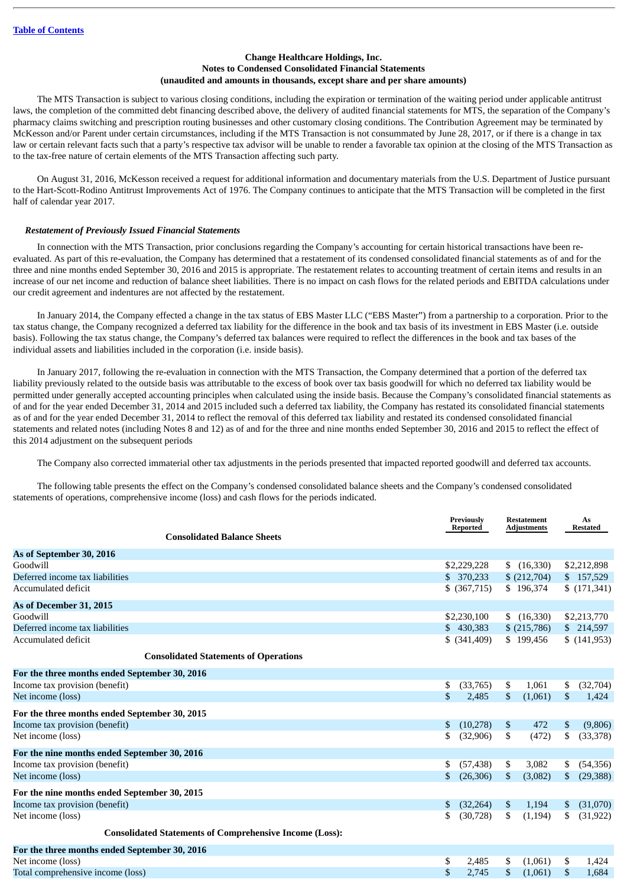Change Healthcare Holdings, Inc.
Notes to Condensed Consolidated Financial Statements
(unaudited and amounts in thousands, except share and per share amounts)

The MTS Transaction is subject to various closing conditions, including the expiration or termination of the waiting period under applicable antitrust laws, the completion of the committed debt financing described above, the delivery of audited financial statements for MTS, the separation of the Company's pharmacy claims switching and prescription routing businesses and other customary closing conditions. The Contribution Agreement may be terminated by McKesson and/or Parent under certain circumstances, including if the MTS Transaction is not consummated by June 28, 2017, or if there is a change in tax law or certain relevant facts such that a party's respective tax advisor will be unable to render a favorable tax opinion at the closing of the MTS Transaction as to the tax-free nature of certain elements of the MTS Transaction affecting such party.

On August 31, 2016, McKesson received a request for additional information and documentary materials from the U.S. Department of Justice pursuant to the Hart-Scott-Rodino Antitrust Improvements Act of 1976. The Company continues to anticipate that the MTS Transaction will be completed in the first half of calendar year 2017.

***Restatement of Previously Issued Financial Statements***

In connection with the MTS Transaction, prior conclusions regarding the Company's accounting for certain historical transactions have been re-evaluated. As part of this re-evaluation, the Company has determined that a restatement of its condensed consolidated financial statements as of and for the three and nine months ended September 30, 2016 and 2015 is appropriate. The restatement relates to accounting treatment of certain items and results in an increase of our net income and reduction of balance sheet liabilities. There is no impact on cash flows for the related periods and EBITDA calculations under our credit agreement and indentures are not affected by the restatement.

In January 2014, the Company effected a change in the tax status of EBS Master LLC ("EBS Master") from a partnership to a corporation. Prior to the tax status change, the Company recognized a deferred tax liability for the difference in the book and tax basis of its investment in EBS Master (i.e. outside basis). Following the tax status change, the Company's deferred tax balances were required to reflect the differences in the book and tax bases of the individual assets and liabilities included in the corporation (i.e. inside basis).

In January 2017, following the re-evaluation in connection with the MTS Transaction, the Company determined that a portion of the deferred tax liability previously related to the outside basis was attributable to the excess of book over tax basis goodwill for which no deferred tax liability would be permitted under generally accepted accounting principles when calculated using the inside basis. Because the Company's consolidated financial statements as of and for the year ended December 31, 2014 and 2015 included such a deferred tax liability, the Company has restated its consolidated financial statements as of and for the year ended December 31, 2014 to reflect the removal of this deferred tax liability and restated its condensed consolidated financial statements and related notes (including Notes 8 and 12) as of and for the three and nine months ended September 30, 2016 and 2015 to reflect the effect of this 2014 adjustment on the subsequent periods

The Company also corrected immaterial other tax adjustments in the periods presented that impacted reported goodwill and deferred tax accounts.

The following table presents the effect on the Company's condensed consolidated balance sheets and the Company's condensed consolidated statements of operations, comprehensive income (loss) and cash flows for the periods indicated.

| | Previously Reported | Restatement Adjustments | As Restated |
|---|---|---|---|
| **Consolidated Balance Sheets** | | | |
| **As of September 30, 2016** | | | |
| Goodwill | $2,229,228 | $ (16,330) | $2,212,898 |
| Deferred income tax liabilities | $ 370,233 | $ (212,704) | $ 157,529 |
| Accumulated deficit | $ (367,715) | $ 196,374 | $ (171,341) |
| **As of December 31, 2015** | | | |
| Goodwill | $2,230,100 | $ (16,330) | $2,213,770 |
| Deferred income tax liabilities | $ 430,383 | $ (215,786) | $ 214,597 |
| Accumulated deficit | $ (341,409) | $ 199,456 | $ (141,953) |
| **Consolidated Statements of Operations** | | | |
| **For the three months ended September 30, 2016** | | | |
| Income tax provision (benefit) | $ (33,765) | $ 1,061 | $ (32,704) |
| Net income (loss) | $ 2,485 | $ (1,061) | $ 1,424 |
| **For the three months ended September 30, 2015** | | | |
| Income tax provision (benefit) | $ (10,278) | $ 472 | $ (9,806) |
| Net income (loss) | $ (32,906) | $ (472) | $ (33,378) |
| **For the nine months ended September 30, 2016** | | | |
| Income tax provision (benefit) | $ (57,438) | $ 3,082 | $ (54,356) |
| Net income (loss) | $ (26,306) | $ (3,082) | $ (29,388) |
| **For the nine months ended September 30, 2015** | | | |
| Income tax provision (benefit) | $ (32,264) | $ 1,194 | $ (31,070) |
| Net income (loss) | $ (30,728) | $ (1,194) | $ (31,922) |
| **Consolidated Statements of Comprehensive Income (Loss):** | | | |
| **For the three months ended September 30, 2016** | | | |
| Net income (loss) | $ 2,485 | $ (1,061) | $ 1,424 |
| Total comprehensive income (loss) | $ 2,745 | $ (1,061) | $ 1,684 |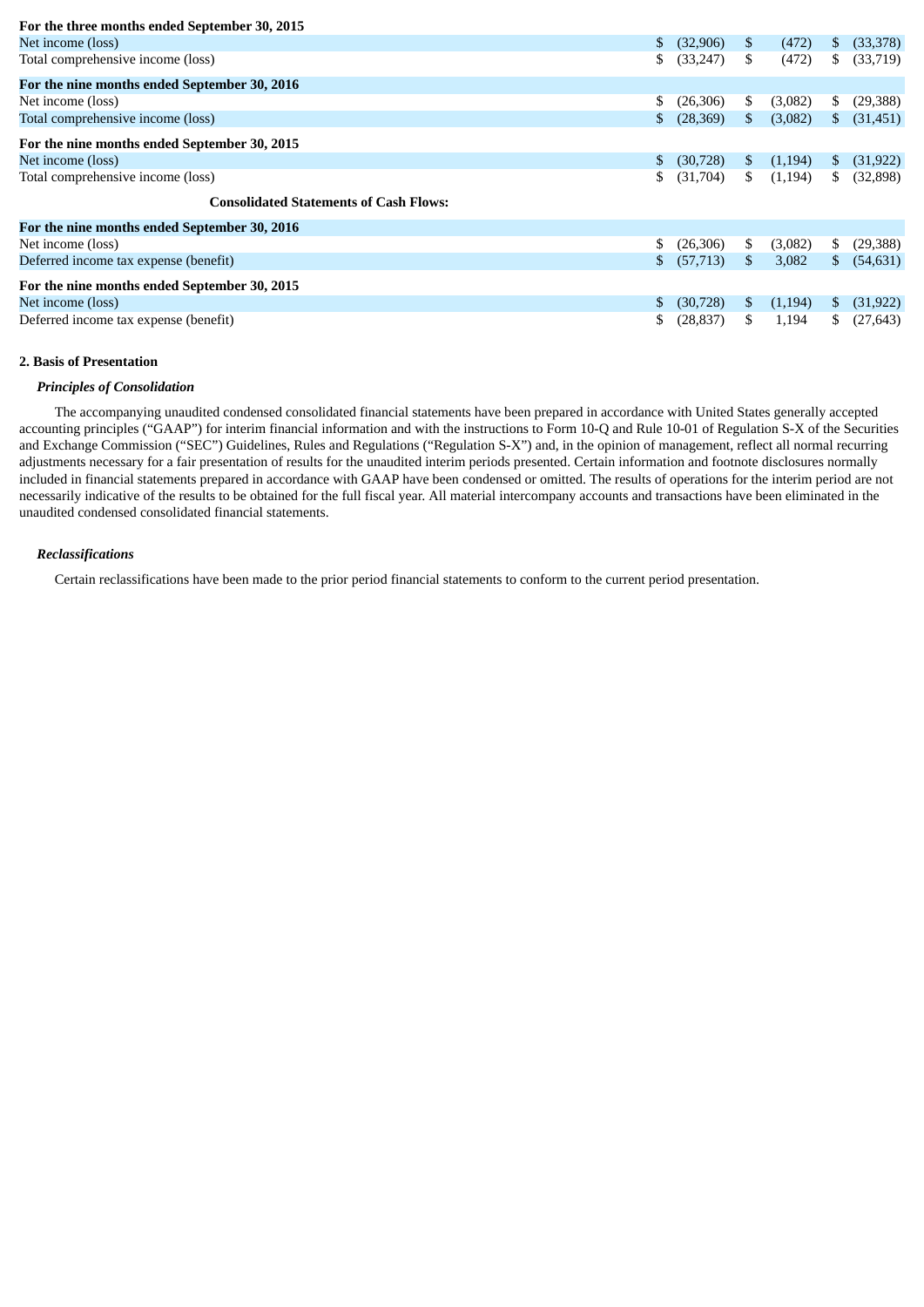| | | | |
|---|---|---|---|
| **For the three months ended September 30, 2015** | | | |
| Net income (loss) | $ (32,906) | $ (472) | $ (33,378) |
| Total comprehensive income (loss) | $ (33,247) | $ (472) | $ (33,719) |
| **For the nine months ended September 30, 2016** | | | |
| Net income (loss) | $ (26,306) | $ (3,082) | $ (29,388) |
| Total comprehensive income (loss) | $ (28,369) | $ (3,082) | $ (31,451) |
| **For the nine months ended September 30, 2015** | | | |
| Net income (loss) | $ (30,728) | $ (1,194) | $ (31,922) |
| Total comprehensive income (loss) | $ (31,704) | $ (1,194) | $ (32,898) |
| **Consolidated Statements of Cash Flows:** | | | |
| **For the nine months ended September 30, 2016** | | | |
| Net income (loss) | $ (26,306) | $ (3,082) | $ (29,388) |
| Deferred income tax expense (benefit) | $ (57,713) | $ 3,082 | $ (54,631) |
| **For the nine months ended September 30, 2015** | | | |
| Net income (loss) | $ (30,728) | $ (1,194) | $ (31,922) |
| Deferred income tax expense (benefit) | $ (28,837) | $ 1,194 | $ (27,643) |

**2. Basis of Presentation**

***Principles of Consolidation***

The accompanying unaudited condensed consolidated financial statements have been prepared in accordance with United States generally accepted accounting principles ("GAAP") for interim financial information and with the instructions to Form 10-Q and Rule 10-01 of Regulation S-X of the Securities and Exchange Commission ("SEC") Guidelines, Rules and Regulations ("Regulation S-X") and, in the opinion of management, reflect all normal recurring adjustments necessary for a fair presentation of results for the unaudited interim periods presented. Certain information and footnote disclosures normally included in financial statements prepared in accordance with GAAP have been condensed or omitted. The results of operations for the interim period are not necessarily indicative of the results to be obtained for the full fiscal year. All material intercompany accounts and transactions have been eliminated in the unaudited condensed consolidated financial statements.

***Reclassifications***

Certain reclassifications have been made to the prior period financial statements to conform to the current period presentation.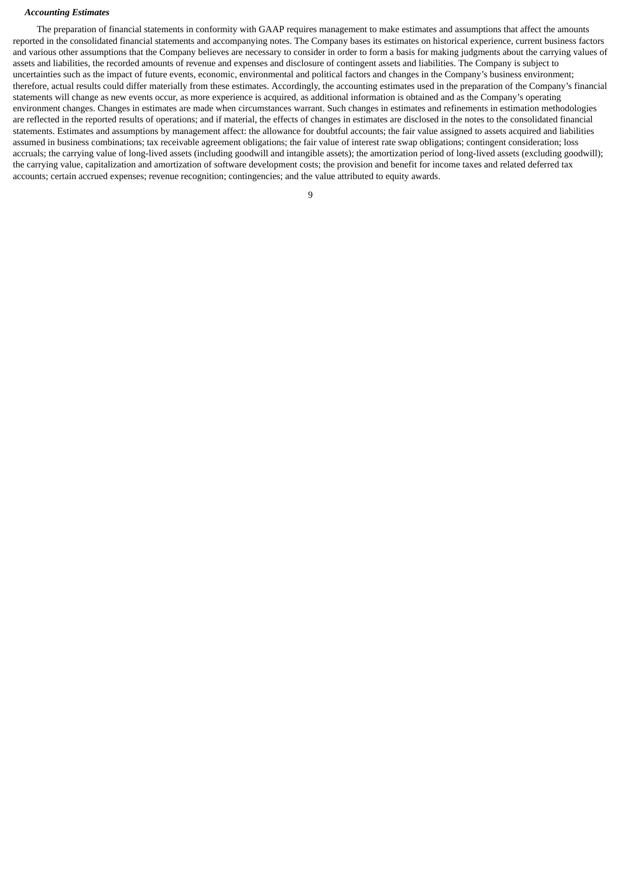***Accounting Estimates***

The preparation of financial statements in conformity with GAAP requires management to make estimates and assumptions that affect the amounts reported in the consolidated financial statements and accompanying notes. The Company bases its estimates on historical experience, current business factors and various other assumptions that the Company believes are necessary to consider in order to form a basis for making judgments about the carrying values of assets and liabilities, the recorded amounts of revenue and expenses and disclosure of contingent assets and liabilities. The Company is subject to uncertainties such as the impact of future events, economic, environmental and political factors and changes in the Company's business environment; therefore, actual results could differ materially from these estimates. Accordingly, the accounting estimates used in the preparation of the Company's financial statements will change as new events occur, as more experience is acquired, as additional information is obtained and as the Company's operating environment changes. Changes in estimates are made when circumstances warrant. Such changes in estimates and refinements in estimation methodologies are reflected in the reported results of operations; and if material, the effects of changes in estimates are disclosed in the notes to the consolidated financial statements. Estimates and assumptions by management affect: the allowance for doubtful accounts; the fair value assigned to assets acquired and liabilities assumed in business combinations; tax receivable agreement obligations; the fair value of interest rate swap obligations; contingent consideration; loss accruals; the carrying value of long-lived assets (including goodwill and intangible assets); the amortization period of long-lived assets (excluding goodwill); the carrying value, capitalization and amortization of software development costs; the provision and benefit for income taxes and related deferred tax accounts; certain accrued expenses; revenue recognition; contingencies; and the value attributed to equity awards.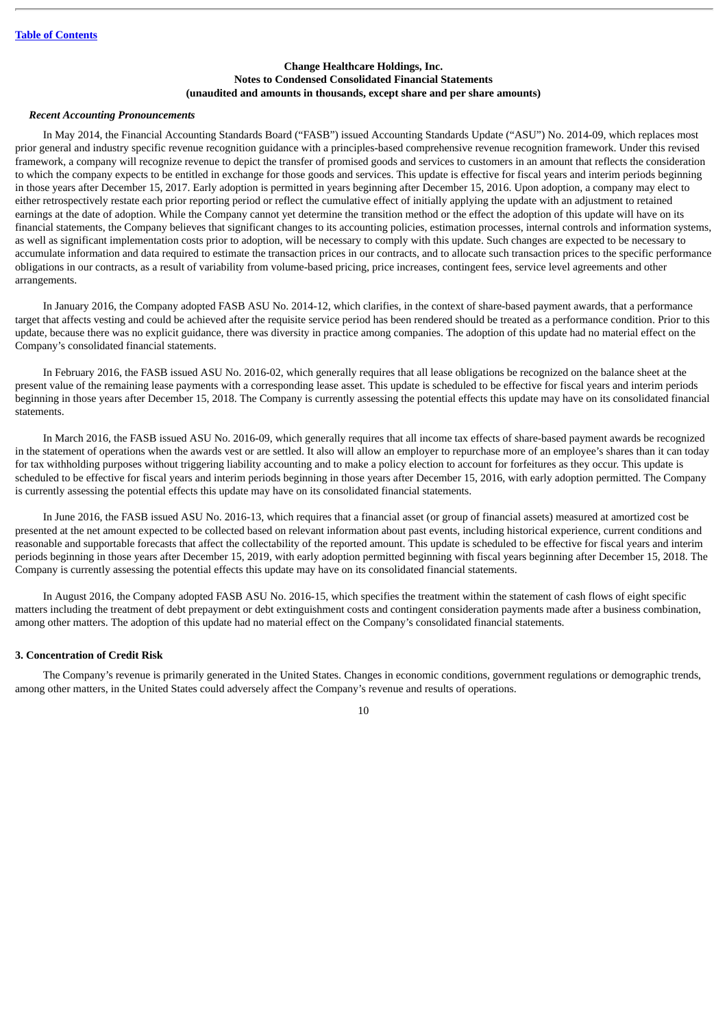### *Recent Accounting Pronouncements*

In May 2014, the Financial Accounting Standards Board ("FASB") issued Accounting Standards Update ("ASU") No. 2014-09, which replaces most prior general and industry specific revenue recognition guidance with a principles-based comprehensive revenue recognition framework. Under this revised framework, a company will recognize revenue to depict the transfer of promised goods and services to customers in an amount that reflects the consideration to which the company expects to be entitled in exchange for those goods and services. This update is effective for fiscal years and interim periods beginning in those years after December 15, 2017. Early adoption is permitted in years beginning after December 15, 2016. Upon adoption, a company may elect to either retrospectively restate each prior reporting period or reflect the cumulative effect of initially applying the update with an adjustment to retained earnings at the date of adoption. While the Company cannot yet determine the transition method or the effect the adoption of this update will have on its financial statements, the Company believes that significant changes to its accounting policies, estimation processes, internal controls and information systems, as well as significant implementation costs prior to adoption, will be necessary to comply with this update. Such changes are expected to be necessary to accumulate information and data required to estimate the transaction prices in our contracts, and to allocate such transaction prices to the specific performance obligations in our contracts, as a result of variability from volume-based pricing, price increases, contingent fees, service level agreements and other arrangements.

In January 2016, the Company adopted FASB ASU No. 2014-12, which clarifies, in the context of share-based payment awards, that a performance target that affects vesting and could be achieved after the requisite service period has been rendered should be treated as a performance condition. Prior to this update, because there was no explicit guidance, there was diversity in practice among companies. The adoption of this update had no material effect on the Company's consolidated financial statements.

In February 2016, the FASB issued ASU No. 2016-02, which generally requires that all lease obligations be recognized on the balance sheet at the present value of the remaining lease payments with a corresponding lease asset. This update is scheduled to be effective for fiscal years and interim periods beginning in those years after December 15, 2018. The Company is currently assessing the potential effects this update may have on its consolidated financial statements.

In March 2016, the FASB issued ASU No. 2016-09, which generally requires that all income tax effects of share-based payment awards be recognized in the statement of operations when the awards vest or are settled. It also will allow an employer to repurchase more of an employee's shares than it can today for tax withholding purposes without triggering liability accounting and to make a policy election to account for forfeitures as they occur. This update is scheduled to be effective for fiscal years and interim periods beginning in those years after December 15, 2016, with early adoption permitted. The Company is currently assessing the potential effects this update may have on its consolidated financial statements.

In June 2016, the FASB issued ASU No. 2016-13, which requires that a financial asset (or group of financial assets) measured at amortized cost be presented at the net amount expected to be collected based on relevant information about past events, including historical experience, current conditions and reasonable and supportable forecasts that affect the collectability of the reported amount. This update is scheduled to be effective for fiscal years and interim periods beginning in those years after December 15, 2019, with early adoption permitted beginning with fiscal years beginning after December 15, 2018. The Company is currently assessing the potential effects this update may have on its consolidated financial statements.

In August 2016, the Company adopted FASB ASU No. 2016-15, which specifies the treatment within the statement of cash flows of eight specific matters including the treatment of debt prepayment or debt extinguishment costs and contingent consideration payments made after a business combination, among other matters. The adoption of this update had no material effect on the Company's consolidated financial statements.

## 3. Concentration of Credit Risk

The Company's revenue is primarily generated in the United States. Changes in economic conditions, government regulations or demographic trends, among other matters, in the United States could adversely affect the Company's revenue and results of operations.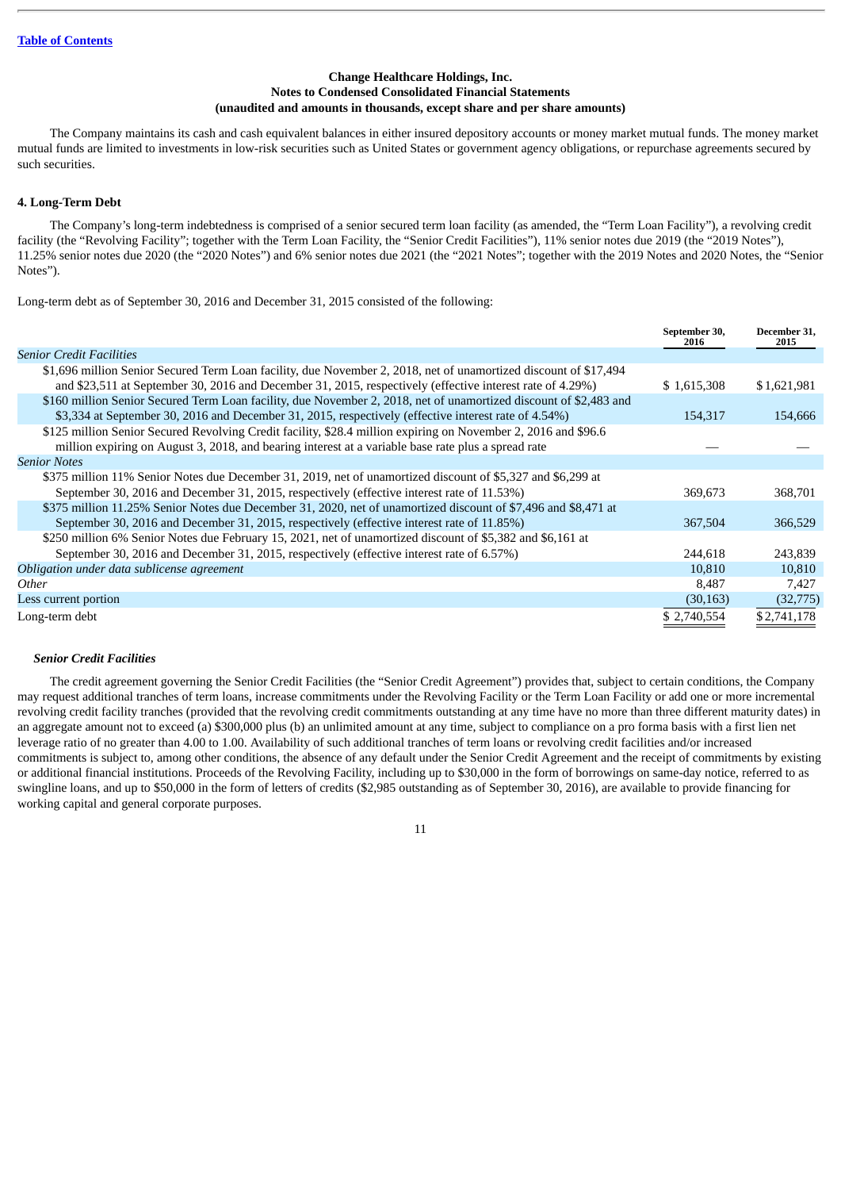[Table of Contents](#)

**Change Healthcare Holdings, Inc.**
**Notes to Condensed Consolidated Financial Statements**
**(unaudited and amounts in thousands, except share and per share amounts)**

The Company maintains its cash and cash equivalent balances in either insured depository accounts or money market mutual funds. The money market mutual funds are limited to investments in low-risk securities such as United States or government agency obligations, or repurchase agreements secured by such securities.

#### 4. Long-Term Debt

The Company's long-term indebtedness is comprised of a senior secured term loan facility (as amended, the "Term Loan Facility"), a revolving credit facility (the "Revolving Facility"; together with the Term Loan Facility, the "Senior Credit Facilities"), 11% senior notes due 2019 (the "2019 Notes"), 11.25% senior notes due 2020 (the "2020 Notes") and 6% senior notes due 2021 (the "2021 Notes"; together with the 2019 Notes and 2020 Notes, the "Senior Notes").

Long-term debt as of September 30, 2016 and December 31, 2015 consisted of the following:

| | September 30, 2016 | December 31, 2015 |
|---|---|---|
| *Senior Credit Facilities* | | |
| $1,696 million Senior Secured Term Loan facility, due November 2, 2018, net of unamortized discount of $17,494 and $23,511 at September 30, 2016 and December 31, 2015, respectively (effective interest rate of 4.29%) | $ 1,615,308 | $ 1,621,981 |
| $160 million Senior Secured Term Loan facility, due November 2, 2018, net of unamortized discount of $2,483 and $3,334 at September 30, 2016 and December 31, 2015, respectively (effective interest rate of 4.54%) | 154,317 | 154,666 |
| $125 million Senior Secured Revolving Credit facility, $28.4 million expiring on November 2, 2016 and $96.6 million expiring on August 3, 2018, and bearing interest at a variable base rate plus a spread rate | — | — |
| *Senior Notes* | | |
| $375 million 11% Senior Notes due December 31, 2019, net of unamortized discount of $5,327 and $6,299 at September 30, 2016 and December 31, 2015, respectively (effective interest rate of 11.53%) | 369,673 | 368,701 |
| $375 million 11.25% Senior Notes due December 31, 2020, net of unamortized discount of $7,496 and $8,471 at September 30, 2016 and December 31, 2015, respectively (effective interest rate of 11.85%) | 367,504 | 366,529 |
| $250 million 6% Senior Notes due February 15, 2021, net of unamortized discount of $5,382 and $6,161 at September 30, 2016 and December 31, 2015, respectively (effective interest rate of 6.57%) | 244,618 | 243,839 |
| *Obligation under data sublicense agreement* | 10,810 | 10,810 |
| *Other* | 8,487 | 7,427 |
| Less current portion | (30,163) | (32,775) |
| Long-term debt | $ 2,740,554 | $ 2,741,178 |

***Senior Credit Facilities***

The credit agreement governing the Senior Credit Facilities (the "Senior Credit Agreement") provides that, subject to certain conditions, the Company may request additional tranches of term loans, increase commitments under the Revolving Facility or the Term Loan Facility or add one or more incremental revolving credit facility tranches (provided that the revolving credit commitments outstanding at any time have no more than three different maturity dates) in an aggregate amount not to exceed (a) $300,000 plus (b) an unlimited amount at any time, subject to compliance on a pro forma basis with a first lien net leverage ratio of no greater than 4.00 to 1.00. Availability of such additional tranches of term loans or revolving credit facilities and/or increased commitments is subject to, among other conditions, the absence of any default under the Senior Credit Agreement and the receipt of commitments by existing or additional financial institutions. Proceeds of the Revolving Facility, including up to $30,000 in the form of borrowings on same-day notice, referred to as swingline loans, and up to $50,000 in the form of letters of credits ($2,985 outstanding as of September 30, 2016), are available to provide financing for working capital and general corporate purposes.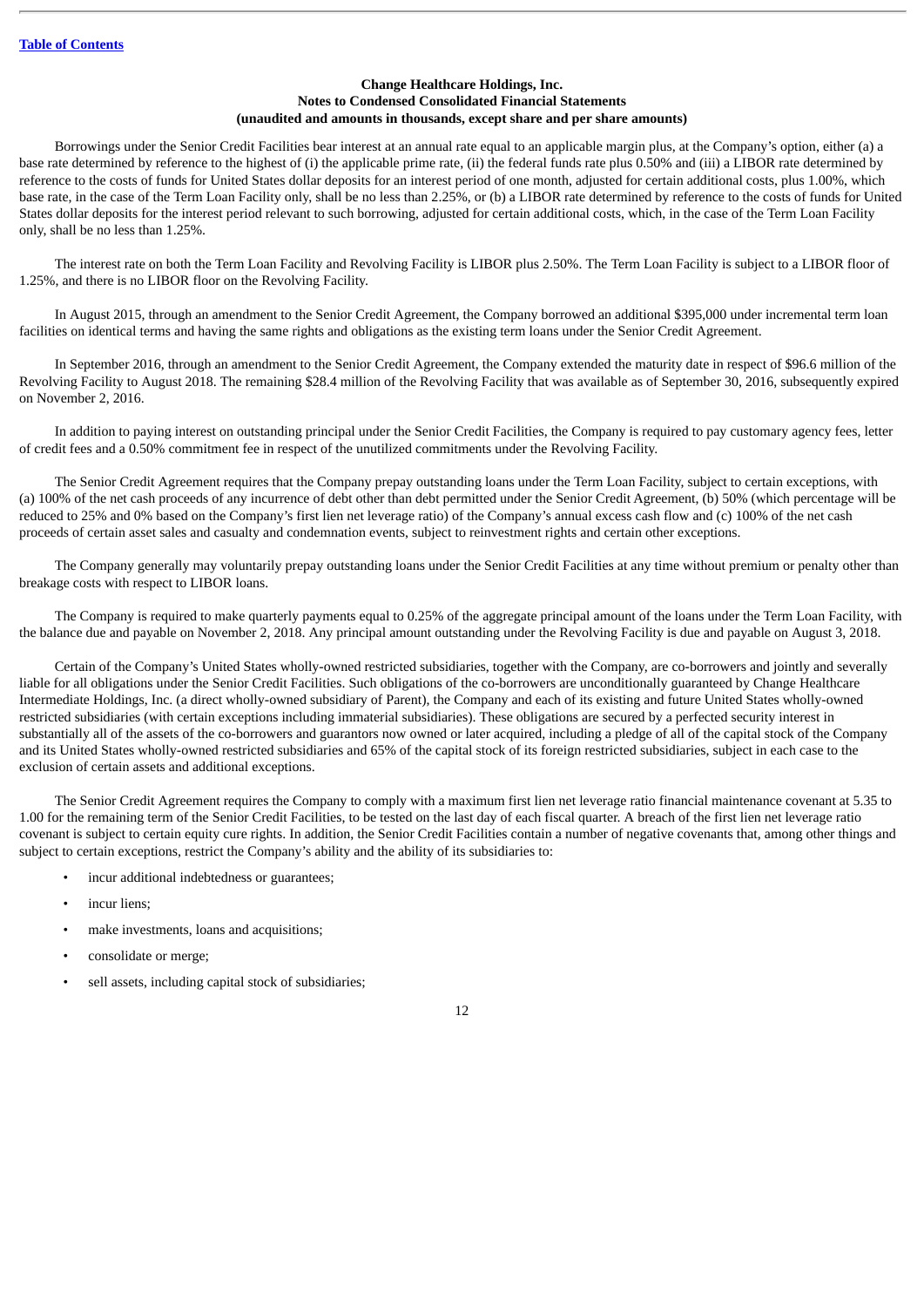**Change Healthcare Holdings, Inc.**
**Notes to Condensed Consolidated Financial Statements**
**(unaudited and amounts in thousands, except share and per share amounts)**

Borrowings under the Senior Credit Facilities bear interest at an annual rate equal to an applicable margin plus, at the Company's option, either (a) a base rate determined by reference to the highest of (i) the applicable prime rate, (ii) the federal funds rate plus 0.50% and (iii) a LIBOR rate determined by reference to the costs of funds for United States dollar deposits for an interest period of one month, adjusted for certain additional costs, plus 1.00%, which base rate, in the case of the Term Loan Facility only, shall be no less than 2.25%, or (b) a LIBOR rate determined by reference to the costs of funds for United States dollar deposits for the interest period relevant to such borrowing, adjusted for certain additional costs, which, in the case of the Term Loan Facility only, shall be no less than 1.25%.

The interest rate on both the Term Loan Facility and Revolving Facility is LIBOR plus 2.50%. The Term Loan Facility is subject to a LIBOR floor of 1.25%, and there is no LIBOR floor on the Revolving Facility.

In August 2015, through an amendment to the Senior Credit Agreement, the Company borrowed an additional $395,000 under incremental term loan facilities on identical terms and having the same rights and obligations as the existing term loans under the Senior Credit Agreement.

In September 2016, through an amendment to the Senior Credit Agreement, the Company extended the maturity date in respect of $96.6 million of the Revolving Facility to August 2018. The remaining $28.4 million of the Revolving Facility that was available as of September 30, 2016, subsequently expired on November 2, 2016.

In addition to paying interest on outstanding principal under the Senior Credit Facilities, the Company is required to pay customary agency fees, letter of credit fees and a 0.50% commitment fee in respect of the unutilized commitments under the Revolving Facility.

The Senior Credit Agreement requires that the Company prepay outstanding loans under the Term Loan Facility, subject to certain exceptions, with (a) 100% of the net cash proceeds of any incurrence of debt other than debt permitted under the Senior Credit Agreement, (b) 50% (which percentage will be reduced to 25% and 0% based on the Company's first lien net leverage ratio) of the Company's annual excess cash flow and (c) 100% of the net cash proceeds of certain asset sales and casualty and condemnation events, subject to reinvestment rights and certain other exceptions.

The Company generally may voluntarily prepay outstanding loans under the Senior Credit Facilities at any time without premium or penalty other than breakage costs with respect to LIBOR loans.

The Company is required to make quarterly payments equal to 0.25% of the aggregate principal amount of the loans under the Term Loan Facility, with the balance due and payable on November 2, 2018. Any principal amount outstanding under the Revolving Facility is due and payable on August 3, 2018.

Certain of the Company's United States wholly-owned restricted subsidiaries, together with the Company, are co-borrowers and jointly and severally liable for all obligations under the Senior Credit Facilities. Such obligations of the co-borrowers are unconditionally guaranteed by Change Healthcare Intermediate Holdings, Inc. (a direct wholly-owned subsidiary of Parent), the Company and each of its existing and future United States wholly-owned restricted subsidiaries (with certain exceptions including immaterial subsidiaries). These obligations are secured by a perfected security interest in substantially all of the assets of the co-borrowers and guarantors now owned or later acquired, including a pledge of all of the capital stock of the Company and its United States wholly-owned restricted subsidiaries and 65% of the capital stock of its foreign restricted subsidiaries, subject in each case to the exclusion of certain assets and additional exceptions.

The Senior Credit Agreement requires the Company to comply with a maximum first lien net leverage ratio financial maintenance covenant at 5.35 to 1.00 for the remaining term of the Senior Credit Facilities, to be tested on the last day of each fiscal quarter. A breach of the first lien net leverage ratio covenant is subject to certain equity cure rights. In addition, the Senior Credit Facilities contain a number of negative covenants that, among other things and subject to certain exceptions, restrict the Company's ability and the ability of its subsidiaries to:

- incur additional indebtedness or guarantees;
- incur liens;
- make investments, loans and acquisitions;
- consolidate or merge;
- sell assets, including capital stock of subsidiaries;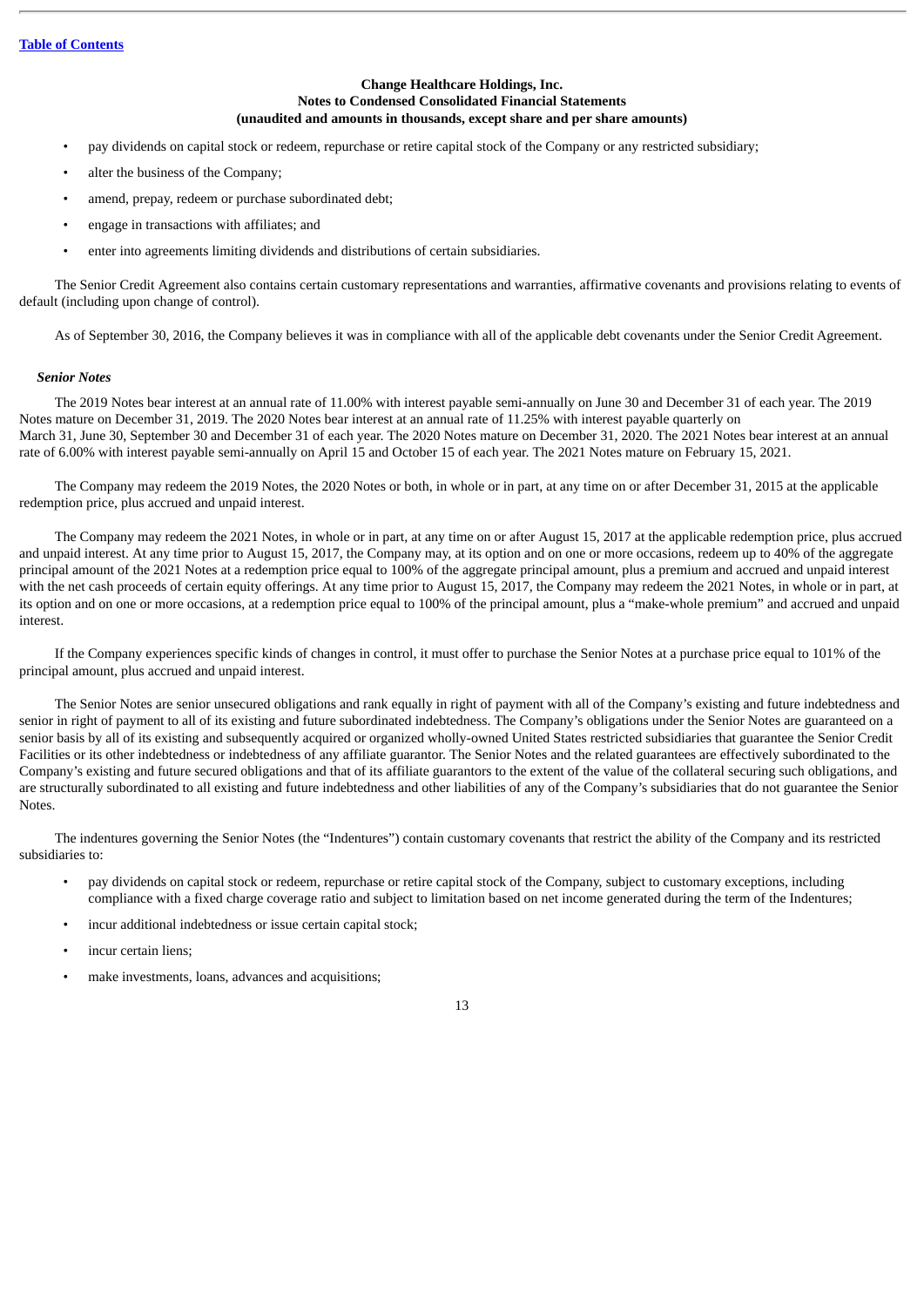Change Healthcare Holdings, Inc.
Notes to Condensed Consolidated Financial Statements
(unaudited and amounts in thousands, except share and per share amounts)

- pay dividends on capital stock or redeem, repurchase or retire capital stock of the Company or any restricted subsidiary;
- alter the business of the Company;
- amend, prepay, redeem or purchase subordinated debt;
- engage in transactions with affiliates; and
- enter into agreements limiting dividends and distributions of certain subsidiaries.

The Senior Credit Agreement also contains certain customary representations and warranties, affirmative covenants and provisions relating to events of default (including upon change of control).

As of September 30, 2016, the Company believes it was in compliance with all of the applicable debt covenants under the Senior Credit Agreement.

***Senior Notes***

The 2019 Notes bear interest at an annual rate of 11.00% with interest payable semi-annually on June 30 and December 31 of each year. The 2019 Notes mature on December 31, 2019. The 2020 Notes bear interest at an annual rate of 11.25% with interest payable quarterly on March 31, June 30, September 30 and December 31 of each year. The 2020 Notes mature on December 31, 2020. The 2021 Notes bear interest at an annual rate of 6.00% with interest payable semi-annually on April 15 and October 15 of each year. The 2021 Notes mature on February 15, 2021.

The Company may redeem the 2019 Notes, the 2020 Notes or both, in whole or in part, at any time on or after December 31, 2015 at the applicable redemption price, plus accrued and unpaid interest.

The Company may redeem the 2021 Notes, in whole or in part, at any time on or after August 15, 2017 at the applicable redemption price, plus accrued and unpaid interest. At any time prior to August 15, 2017, the Company may, at its option and on one or more occasions, redeem up to 40% of the aggregate principal amount of the 2021 Notes at a redemption price equal to 100% of the aggregate principal amount, plus a premium and accrued and unpaid interest with the net cash proceeds of certain equity offerings. At any time prior to August 15, 2017, the Company may redeem the 2021 Notes, in whole or in part, at its option and on one or more occasions, at a redemption price equal to 100% of the principal amount, plus a "make-whole premium" and accrued and unpaid interest.

If the Company experiences specific kinds of changes in control, it must offer to purchase the Senior Notes at a purchase price equal to 101% of the principal amount, plus accrued and unpaid interest.

The Senior Notes are senior unsecured obligations and rank equally in right of payment with all of the Company's existing and future indebtedness and senior in right of payment to all of its existing and future subordinated indebtedness. The Company's obligations under the Senior Notes are guaranteed on a senior basis by all of its existing and subsequently acquired or organized wholly-owned United States restricted subsidiaries that guarantee the Senior Credit Facilities or its other indebtedness or indebtedness of any affiliate guarantor. The Senior Notes and the related guarantees are effectively subordinated to the Company's existing and future secured obligations and that of its affiliate guarantors to the extent of the value of the collateral securing such obligations, and are structurally subordinated to all existing and future indebtedness and other liabilities of any of the Company's subsidiaries that do not guarantee the Senior Notes.

The indentures governing the Senior Notes (the "Indentures") contain customary covenants that restrict the ability of the Company and its restricted subsidiaries to:

- pay dividends on capital stock or redeem, repurchase or retire capital stock of the Company, subject to customary exceptions, including compliance with a fixed charge coverage ratio and subject to limitation based on net income generated during the term of the Indentures;
- incur additional indebtedness or issue certain capital stock;
- incur certain liens;
- make investments, loans, advances and acquisitions;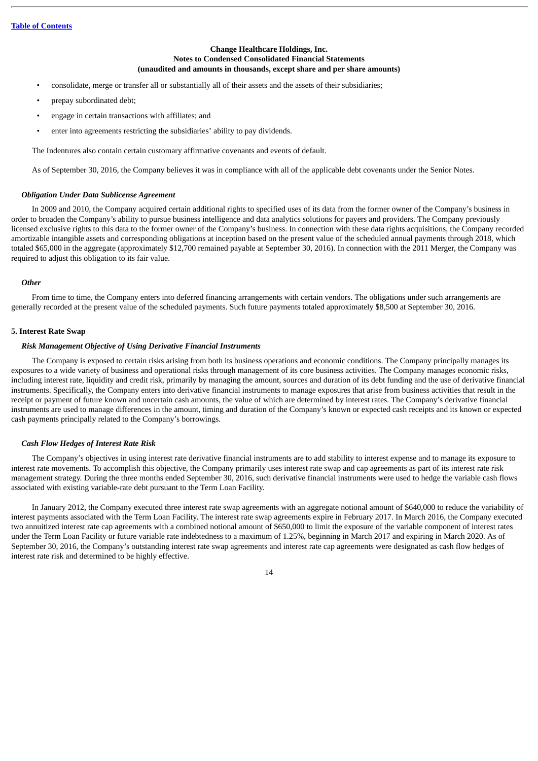- consolidate, merge or transfer all or substantially all of their assets and the assets of their subsidiaries;
- prepay subordinated debt;
- engage in certain transactions with affiliates; and
- enter into agreements restricting the subsidiaries' ability to pay dividends.

The Indentures also contain certain customary affirmative covenants and events of default.

As of September 30, 2016, the Company believes it was in compliance with all of the applicable debt covenants under the Senior Notes.

***Obligation Under Data Sublicense Agreement***

In 2009 and 2010, the Company acquired certain additional rights to specified uses of its data from the former owner of the Company's business in order to broaden the Company's ability to pursue business intelligence and data analytics solutions for payers and providers. The Company previously licensed exclusive rights to this data to the former owner of the Company's business. In connection with these data rights acquisitions, the Company recorded amortizable intangible assets and corresponding obligations at inception based on the present value of the scheduled annual payments through 2018, which totaled $65,000 in the aggregate (approximately $12,700 remained payable at September 30, 2016). In connection with the 2011 Merger, the Company was required to adjust this obligation to its fair value.

***Other***

From time to time, the Company enters into deferred financing arrangements with certain vendors. The obligations under such arrangements are generally recorded at the present value of the scheduled payments. Such future payments totaled approximately $8,500 at September 30, 2016.

**5. Interest Rate Swap**

***Risk Management Objective of Using Derivative Financial Instruments***

The Company is exposed to certain risks arising from both its business operations and economic conditions. The Company principally manages its exposures to a wide variety of business and operational risks through management of its core business activities. The Company manages economic risks, including interest rate, liquidity and credit risk, primarily by managing the amount, sources and duration of its debt funding and the use of derivative financial instruments. Specifically, the Company enters into derivative financial instruments to manage exposures that arise from business activities that result in the receipt or payment of future known and uncertain cash amounts, the value of which are determined by interest rates. The Company's derivative financial instruments are used to manage differences in the amount, timing and duration of the Company's known or expected cash receipts and its known or expected cash payments principally related to the Company's borrowings.

***Cash Flow Hedges of Interest Rate Risk***

The Company's objectives in using interest rate derivative financial instruments are to add stability to interest expense and to manage its exposure to interest rate movements. To accomplish this objective, the Company primarily uses interest rate swap and cap agreements as part of its interest rate risk management strategy. During the three months ended September 30, 2016, such derivative financial instruments were used to hedge the variable cash flows associated with existing variable-rate debt pursuant to the Term Loan Facility.

In January 2012, the Company executed three interest rate swap agreements with an aggregate notional amount of $640,000 to reduce the variability of interest payments associated with the Term Loan Facility. The interest rate swap agreements expire in February 2017. In March 2016, the Company executed two annuitized interest rate cap agreements with a combined notional amount of $650,000 to limit the exposure of the variable component of interest rates under the Term Loan Facility or future variable rate indebtedness to a maximum of 1.25%, beginning in March 2017 and expiring in March 2020. As of September 30, 2016, the Company's outstanding interest rate swap agreements and interest rate cap agreements were designated as cash flow hedges of interest rate risk and determined to be highly effective.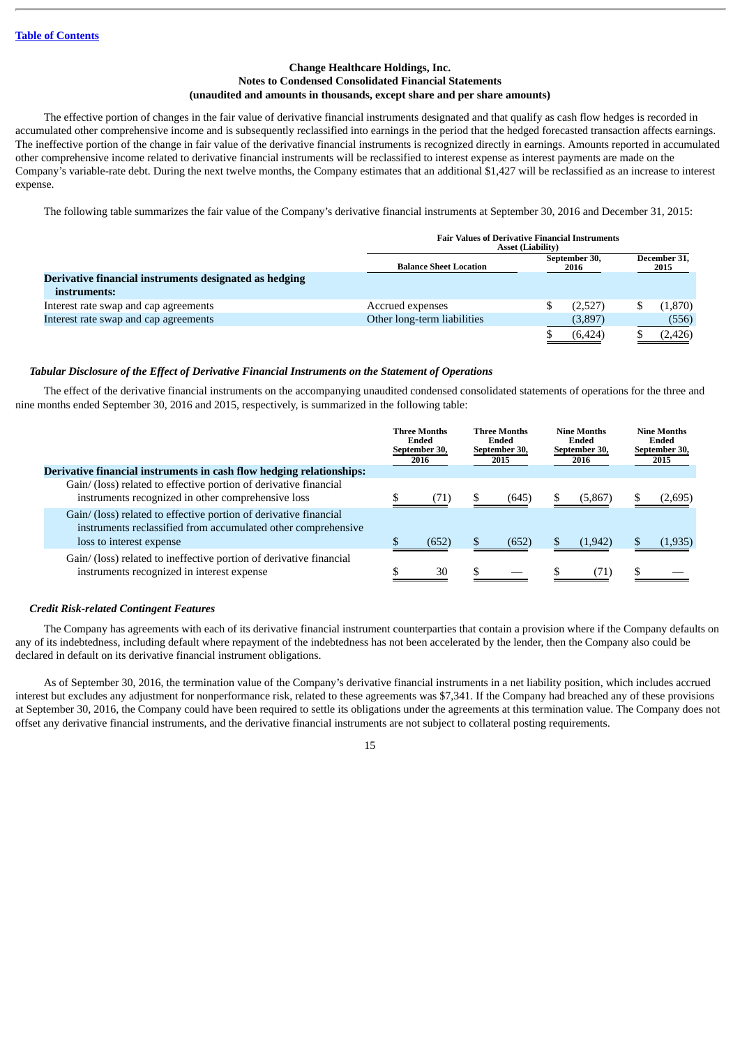[Table of Contents](#)

**Change Healthcare Holdings, Inc.**
**Notes to Condensed Consolidated Financial Statements**
**(unaudited and amounts in thousands, except share and per share amounts)**

The effective portion of changes in the fair value of derivative financial instruments designated and that qualify as cash flow hedges is recorded in accumulated other comprehensive income and is subsequently reclassified into earnings in the period that the hedged forecasted transaction affects earnings. The ineffective portion of the change in fair value of the derivative financial instruments is recognized directly in earnings. Amounts reported in accumulated other comprehensive income related to derivative financial instruments will be reclassified to interest expense as interest payments are made on the Company's variable-rate debt. During the next twelve months, the Company estimates that an additional $1,427 will be reclassified as an increase to interest expense.

The following table summarizes the fair value of the Company's derivative financial instruments at September 30, 2016 and December 31, 2015:

| | Fair Values of Derivative Financial Instruments Asset (Liability) | | |
|---|---|---|---|
| | Balance Sheet Location | September 30, 2016 | December 31, 2015 |
| **Derivative financial instruments designated as hedging instruments:** | | | |
| Interest rate swap and cap agreements | Accrued expenses | $ (2,527) | $ (1,870) |
| Interest rate swap and cap agreements | Other long-term liabilities | (3,897) | (556) |
| | | $ (6,424) | $ (2,426) |

***Tabular Disclosure of the Effect of Derivative Financial Instruments on the Statement of Operations***

The effect of the derivative financial instruments on the accompanying unaudited condensed consolidated statements of operations for the three and nine months ended September 30, 2016 and 2015, respectively, is summarized in the following table:

| | Three Months Ended September 30, 2016 | Three Months Ended September 30, 2015 | Nine Months Ended September 30, 2016 | Nine Months Ended September 30, 2015 |
|---|---|---|---|---|
| **Derivative financial instruments in cash flow hedging relationships:** | | | | |
| Gain/ (loss) related to effective portion of derivative financial instruments recognized in other comprehensive loss | $ (71) | $ (645) | $ (5,867) | $ (2,695) |
| Gain/ (loss) related to effective portion of derivative financial instruments reclassified from accumulated other comprehensive loss to interest expense | $ (652) | $ (652) | $ (1,942) | $ (1,935) |
| Gain/ (loss) related to ineffective portion of derivative financial instruments recognized in interest expense | $ 30 | $ — | $ (71) | $ — |

***Credit Risk-related Contingent Features***

The Company has agreements with each of its derivative financial instrument counterparties that contain a provision where if the Company defaults on any of its indebtedness, including default where repayment of the indebtedness has not been accelerated by the lender, then the Company also could be declared in default on its derivative financial instrument obligations.

As of September 30, 2016, the termination value of the Company's derivative financial instruments in a net liability position, which includes accrued interest but excludes any adjustment for nonperformance risk, related to these agreements was $7,341. If the Company had breached any of these provisions at September 30, 2016, the Company could have been required to settle its obligations under the agreements at this termination value. The Company does not offset any derivative financial instruments, and the derivative financial instruments are not subject to collateral posting requirements.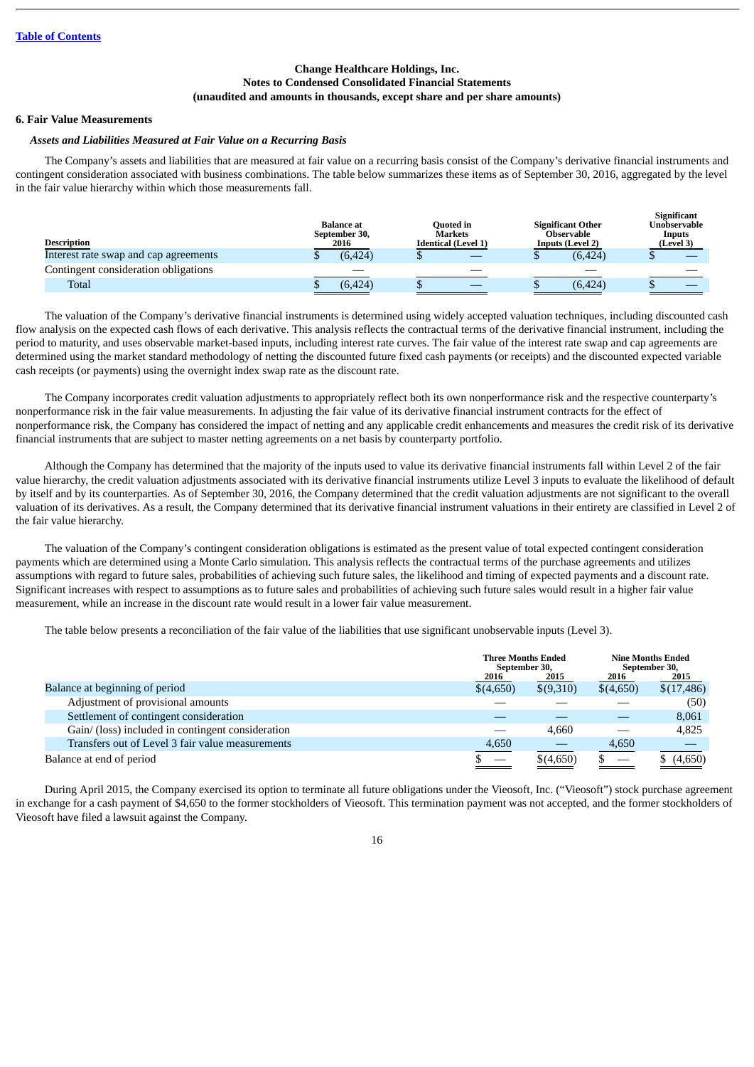Change Healthcare Holdings, Inc.
Notes to Condensed Consolidated Financial Statements
(unaudited and amounts in thousands, except share and per share amounts)

## 6. Fair Value Measurements

### *Assets and Liabilities Measured at Fair Value on a Recurring Basis*

The Company's assets and liabilities that are measured at fair value on a recurring basis consist of the Company's derivative financial instruments and contingent consideration associated with business combinations. The table below summarizes these items as of September 30, 2016, aggregated by the level in the fair value hierarchy within which those measurements fall.

| Description | Balance at September 30, 2016 | Quoted in Markets Identical (Level 1) | Significant Other Observable Inputs (Level 2) | Significant Unobservable Inputs (Level 3) |
|---|---|---|---|---|
| Interest rate swap and cap agreements | $ (6,424) | $ — | $ (6,424) | $ — |
| Contingent consideration obligations | — | — | — | — |
| Total | $ (6,424) | $ — | $ (6,424) | $ — |

The valuation of the Company's derivative financial instruments is determined using widely accepted valuation techniques, including discounted cash flow analysis on the expected cash flows of each derivative. This analysis reflects the contractual terms of the derivative financial instrument, including the period to maturity, and uses observable market-based inputs, including interest rate curves. The fair value of the interest rate swap and cap agreements are determined using the market standard methodology of netting the discounted future fixed cash payments (or receipts) and the discounted expected variable cash receipts (or payments) using the overnight index swap rate as the discount rate.

The Company incorporates credit valuation adjustments to appropriately reflect both its own nonperformance risk and the respective counterparty's nonperformance risk in the fair value measurements. In adjusting the fair value of its derivative financial instrument contracts for the effect of nonperformance risk, the Company has considered the impact of netting and any applicable credit enhancements and measures the credit risk of its derivative financial instruments that are subject to master netting agreements on a net basis by counterparty portfolio.

Although the Company has determined that the majority of the inputs used to value its derivative financial instruments fall within Level 2 of the fair value hierarchy, the credit valuation adjustments associated with its derivative financial instruments utilize Level 3 inputs to evaluate the likelihood of default by itself and by its counterparties. As of September 30, 2016, the Company determined that the credit valuation adjustments are not significant to the overall valuation of its derivatives. As a result, the Company determined that its derivative financial instrument valuations in their entirety are classified in Level 2 of the fair value hierarchy.

The valuation of the Company's contingent consideration obligations is estimated as the present value of total expected contingent consideration payments which are determined using a Monte Carlo simulation. This analysis reflects the contractual terms of the purchase agreements and utilizes assumptions with regard to future sales, probabilities of achieving such future sales, the likelihood and timing of expected payments and a discount rate. Significant increases with respect to assumptions as to future sales and probabilities of achieving such future sales would result in a higher fair value measurement, while an increase in the discount rate would result in a lower fair value measurement.

The table below presents a reconciliation of the fair value of the liabilities that use significant unobservable inputs (Level 3).

| | Three Months Ended September 30, | | Nine Months Ended September 30, | |
|---|---|---|---|---|
| | 2016 | 2015 | 2016 | 2015 |
| Balance at beginning of period | $(4,650) | $(9,310) | $(4,650) | $(17,486) |
| Adjustment of provisional amounts | — | — | — | (50) |
| Settlement of contingent consideration | — | — | — | 8,061 |
| Gain/ (loss) included in contingent consideration | — | 4,660 | — | 4,825 |
| Transfers out of Level 3 fair value measurements | 4,650 | — | 4,650 | — |
| Balance at end of period | $ — | $(4,650) | $ — | $ (4,650) |

During April 2015, the Company exercised its option to terminate all future obligations under the Vieosoft, Inc. ("Vieosoft") stock purchase agreement in exchange for a cash payment of $4,650 to the former stockholders of Vieosoft. This termination payment was not accepted, and the former stockholders of Vieosoft have filed a lawsuit against the Company.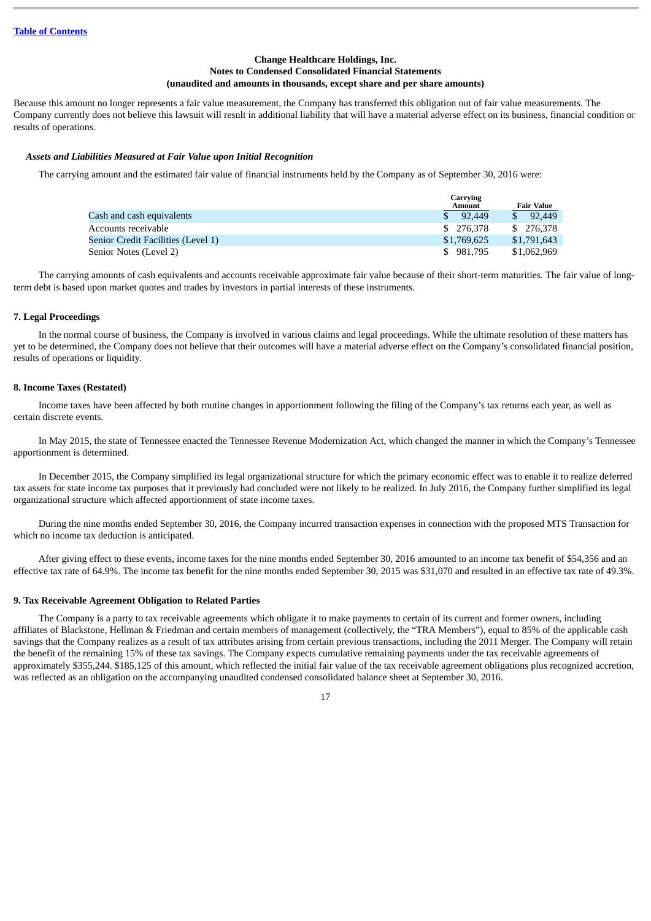Table of Contents

**Change Healthcare Holdings, Inc.**
**Notes to Condensed Consolidated Financial Statements**
**(unaudited and amounts in thousands, except share and per share amounts)**

Because this amount no longer represents a fair value measurement, the Company has transferred this obligation out of fair value measurements. The Company currently does not believe this lawsuit will result in additional liability that will have a material adverse effect on its business, financial condition or results of operations.

***Assets and Liabilities Measured at Fair Value upon Initial Recognition***

The carrying amount and the estimated fair value of financial instruments held by the Company as of September 30, 2016 were:

| | Carrying Amount | Fair Value |
|---|---|---|
| Cash and cash equivalents | $ 92,449 | $ 92,449 |
| Accounts receivable | $ 276,378 | $ 276,378 |
| Senior Credit Facilities (Level 1) | $1,769,625 | $1,791,643 |
| Senior Notes (Level 2) | $ 981,795 | $1,062,969 |

The carrying amounts of cash equivalents and accounts receivable approximate fair value because of their short-term maturities. The fair value of long-term debt is based upon market quotes and trades by investors in partial interests of these instruments.

**7. Legal Proceedings**

In the normal course of business, the Company is involved in various claims and legal proceedings. While the ultimate resolution of these matters has yet to be determined, the Company does not believe that their outcomes will have a material adverse effect on the Company's consolidated financial position, results of operations or liquidity.

**8. Income Taxes (Restated)**

Income taxes have been affected by both routine changes in apportionment following the filing of the Company's tax returns each year, as well as certain discrete events.

In May 2015, the state of Tennessee enacted the Tennessee Revenue Modernization Act, which changed the manner in which the Company's Tennessee apportionment is determined.

In December 2015, the Company simplified its legal organizational structure for which the primary economic effect was to enable it to realize deferred tax assets for state income tax purposes that it previously had concluded were not likely to be realized. In July 2016, the Company further simplified its legal organizational structure which affected apportionment of state income taxes.

During the nine months ended September 30, 2016, the Company incurred transaction expenses in connection with the proposed MTS Transaction for which no income tax deduction is anticipated.

After giving effect to these events, income taxes for the nine months ended September 30, 2016 amounted to an income tax benefit of $54,356 and an effective tax rate of 64.9%. The income tax benefit for the nine months ended September 30, 2015 was $31,070 and resulted in an effective tax rate of 49.3%.

**9. Tax Receivable Agreement Obligation to Related Parties**

The Company is a party to tax receivable agreements which obligate it to make payments to certain of its current and former owners, including affiliates of Blackstone, Hellman & Friedman and certain members of management (collectively, the "TRA Members"), equal to 85% of the applicable cash savings that the Company realizes as a result of tax attributes arising from certain previous transactions, including the 2011 Merger. The Company will retain the benefit of the remaining 15% of these tax savings. The Company expects cumulative remaining payments under the tax receivable agreements of approximately $355,244. $185,125 of this amount, which reflected the initial fair value of the tax receivable agreement obligations plus recognized accretion, was reflected as an obligation on the accompanying unaudited condensed consolidated balance sheet at September 30, 2016.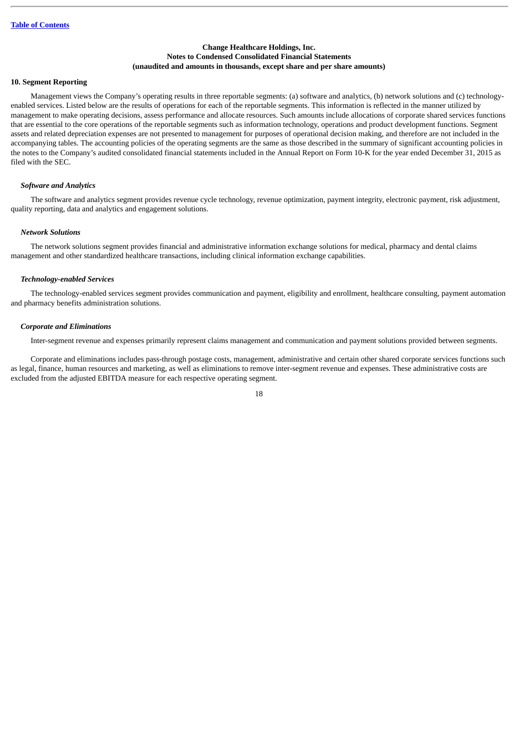**Change Healthcare Holdings, Inc.**
**Notes to Condensed Consolidated Financial Statements**
**(unaudited and amounts in thousands, except share and per share amounts)**

## 10. Segment Reporting

Management views the Company's operating results in three reportable segments: (a) software and analytics, (b) network solutions and (c) technology-enabled services. Listed below are the results of operations for each of the reportable segments. This information is reflected in the manner utilized by management to make operating decisions, assess performance and allocate resources. Such amounts include allocations of corporate shared services functions that are essential to the core operations of the reportable segments such as information technology, operations and product development functions. Segment assets and related depreciation expenses are not presented to management for purposes of operational decision making, and therefore are not included in the accompanying tables. The accounting policies of the operating segments are the same as those described in the summary of significant accounting policies in the notes to the Company's audited consolidated financial statements included in the Annual Report on Form 10-K for the year ended December 31, 2015 as filed with the SEC.

### *Software and Analytics*

The software and analytics segment provides revenue cycle technology, revenue optimization, payment integrity, electronic payment, risk adjustment, quality reporting, data and analytics and engagement solutions.

### *Network Solutions*

The network solutions segment provides financial and administrative information exchange solutions for medical, pharmacy and dental claims management and other standardized healthcare transactions, including clinical information exchange capabilities.

### *Technology-enabled Services*

The technology-enabled services segment provides communication and payment, eligibility and enrollment, healthcare consulting, payment automation and pharmacy benefits administration solutions.

### *Corporate and Eliminations*

Inter-segment revenue and expenses primarily represent claims management and communication and payment solutions provided between segments.

Corporate and eliminations includes pass-through postage costs, management, administrative and certain other shared corporate services functions such as legal, finance, human resources and marketing, as well as eliminations to remove inter-segment revenue and expenses. These administrative costs are excluded from the adjusted EBITDA measure for each respective operating segment.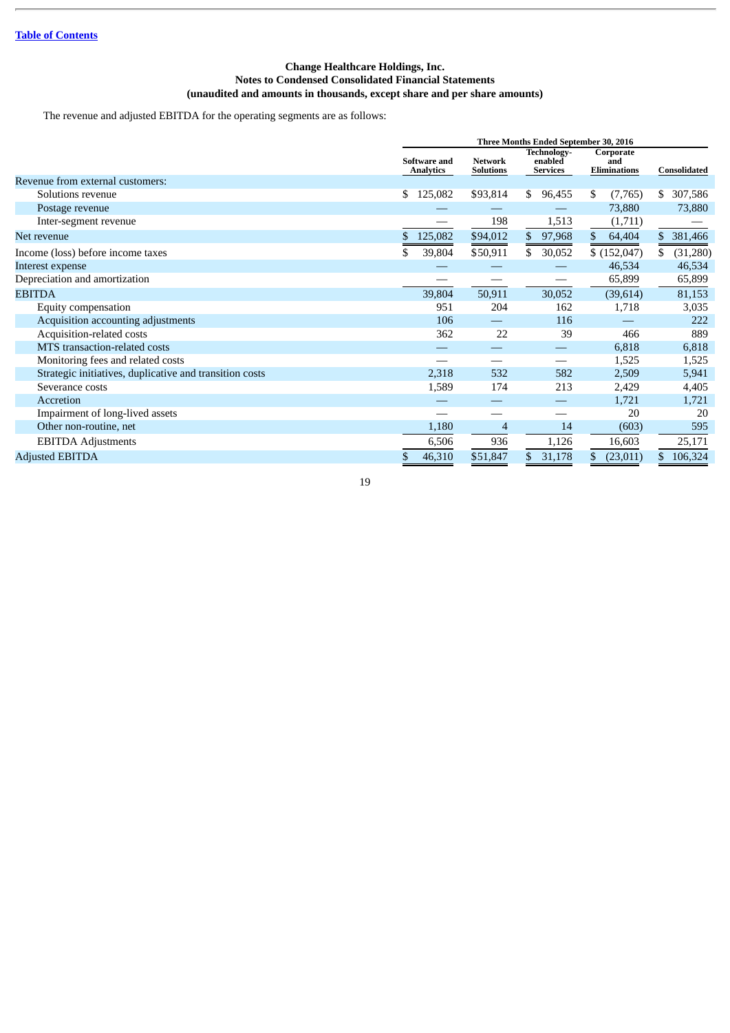**Change Healthcare Holdings, Inc.**
**Notes to Condensed Consolidated Financial Statements**
**(unaudited and amounts in thousands, except share and per share amounts)**

The revenue and adjusted EBITDA for the operating segments are as follows:

| | Three Months Ended September 30, 2016 | | | | |
|---|---|---|---|---|---|
| | Software and Analytics | Network Solutions | Technology-enabled Services | Corporate and Eliminations | Consolidated |
| Revenue from external customers: | | | | | |
| Solutions revenue | $ 125,082 | $93,814 | $ 96,455 | $ (7,765) | $ 307,586 |
| Postage revenue | — | — | — | 73,880 | 73,880 |
| Inter-segment revenue | — | 198 | 1,513 | (1,711) | — |
| Net revenue | $ 125,082 | $94,012 | $ 97,968 | $ 64,404 | $ 381,466 |
| Income (loss) before income taxes | $ 39,804 | $50,911 | $ 30,052 | $ (152,047) | $ (31,280) |
| Interest expense | — | — | — | 46,534 | 46,534 |
| Depreciation and amortization | — | — | — | 65,899 | 65,899 |
| EBITDA | 39,804 | 50,911 | 30,052 | (39,614) | 81,153 |
| Equity compensation | 951 | 204 | 162 | 1,718 | 3,035 |
| Acquisition accounting adjustments | 106 | — | 116 | — | 222 |
| Acquisition-related costs | 362 | 22 | 39 | 466 | 889 |
| MTS transaction-related costs | — | — | — | 6,818 | 6,818 |
| Monitoring fees and related costs | — | — | — | 1,525 | 1,525 |
| Strategic initiatives, duplicative and transition costs | 2,318 | 532 | 582 | 2,509 | 5,941 |
| Severance costs | 1,589 | 174 | 213 | 2,429 | 4,405 |
| Accretion | — | — | — | 1,721 | 1,721 |
| Impairment of long-lived assets | — | — | — | 20 | 20 |
| Other non-routine, net | 1,180 | 4 | 14 | (603) | 595 |
| EBITDA Adjustments | 6,506 | 936 | 1,126 | 16,603 | 25,171 |
| Adjusted EBITDA | $ 46,310 | $51,847 | $ 31,178 | $ (23,011) | $ 106,324 |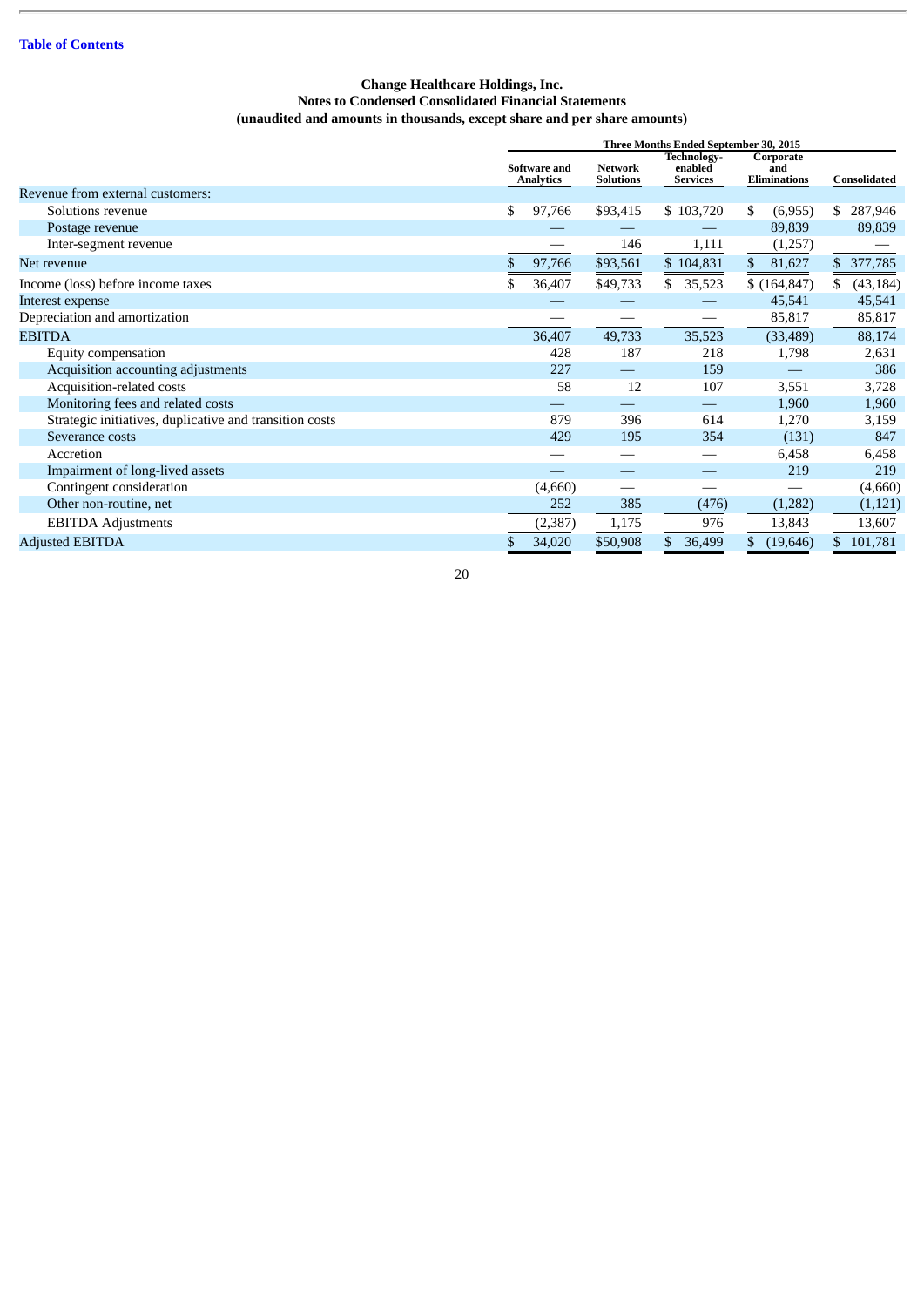Table of Contents

# Change Healthcare Holdings, Inc.
## Notes to Condensed Consolidated Financial Statements
### (unaudited and amounts in thousands, except share and per share amounts)

| | Three Months Ended September 30, 2015 | | | | |
|---|---|---|---|---|---|
| | Software and Analytics | Network Solutions | Technology-enabled Services | Corporate and Eliminations | Consolidated |
| Revenue from external customers: | | | | | |
| Solutions revenue | $ 97,766 | $93,415 | $ 103,720 | $ (6,955) | $ 287,946 |
| Postage revenue | — | — | — | 89,839 | 89,839 |
| Inter-segment revenue | — | 146 | 1,111 | (1,257) | — |
| Net revenue | $ 97,766 | $93,561 | $ 104,831 | $ 81,627 | $ 377,785 |
| Income (loss) before income taxes | $ 36,407 | $49,733 | $ 35,523 | $ (164,847) | $ (43,184) |
| Interest expense | — | — | — | 45,541 | 45,541 |
| Depreciation and amortization | — | — | — | 85,817 | 85,817 |
| EBITDA | 36,407 | 49,733 | 35,523 | (33,489) | 88,174 |
| Equity compensation | 428 | 187 | 218 | 1,798 | 2,631 |
| Acquisition accounting adjustments | 227 | — | 159 | — | 386 |
| Acquisition-related costs | 58 | 12 | 107 | 3,551 | 3,728 |
| Monitoring fees and related costs | — | — | — | 1,960 | 1,960 |
| Strategic initiatives, duplicative and transition costs | 879 | 396 | 614 | 1,270 | 3,159 |
| Severance costs | 429 | 195 | 354 | (131) | 847 |
| Accretion | — | — | — | 6,458 | 6,458 |
| Impairment of long-lived assets | — | — | — | 219 | 219 |
| Contingent consideration | (4,660) | — | — | — | (4,660) |
| Other non-routine, net | 252 | 385 | (476) | (1,282) | (1,121) |
| EBITDA Adjustments | (2,387) | 1,175 | 976 | 13,843 | 13,607 |
| Adjusted EBITDA | $ 34,020 | $50,908 | $ 36,499 | $ (19,646) | $ 101,781 |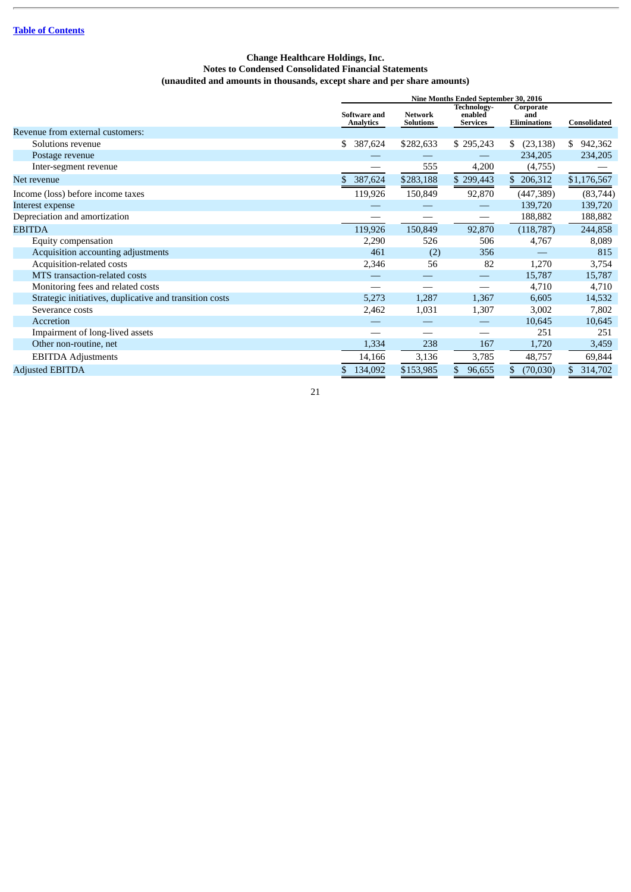[Table of Contents](#)

**Change Healthcare Holdings, Inc.**
**Notes to Condensed Consolidated Financial Statements**
**(unaudited and amounts in thousands, except share and per share amounts)**

| | Nine Months Ended September 30, 2016 | | | | |
|---|---|---|---|---|---|
| | Software and Analytics | Network Solutions | Technology-enabled Services | Corporate and Eliminations | Consolidated |
| Revenue from external customers: | | | | | |
| Solutions revenue | $ 387,624 | $282,633 | $ 295,243 | $ (23,138) | $ 942,362 |
| Postage revenue | — | — | — | 234,205 | 234,205 |
| Inter-segment revenue | — | 555 | 4,200 | (4,755) | — |
| Net revenue | $ 387,624 | $283,188 | $ 299,443 | $ 206,312 | $1,176,567 |
| Income (loss) before income taxes | 119,926 | 150,849 | 92,870 | (447,389) | (83,744) |
| Interest expense | — | — | — | 139,720 | 139,720 |
| Depreciation and amortization | — | — | — | 188,882 | 188,882 |
| EBITDA | 119,926 | 150,849 | 92,870 | (118,787) | 244,858 |
| Equity compensation | 2,290 | 526 | 506 | 4,767 | 8,089 |
| Acquisition accounting adjustments | 461 | (2) | 356 | — | 815 |
| Acquisition-related costs | 2,346 | 56 | 82 | 1,270 | 3,754 |
| MTS transaction-related costs | — | — | — | 15,787 | 15,787 |
| Monitoring fees and related costs | — | — | — | 4,710 | 4,710 |
| Strategic initiatives, duplicative and transition costs | 5,273 | 1,287 | 1,367 | 6,605 | 14,532 |
| Severance costs | 2,462 | 1,031 | 1,307 | 3,002 | 7,802 |
| Accretion | — | — | — | 10,645 | 10,645 |
| Impairment of long-lived assets | — | — | — | 251 | 251 |
| Other non-routine, net | 1,334 | 238 | 167 | 1,720 | 3,459 |
| EBITDA Adjustments | 14,166 | 3,136 | 3,785 | 48,757 | 69,844 |
| Adjusted EBITDA | $ 134,092 | $153,985 | $ 96,655 | $ (70,030) | $ 314,702 |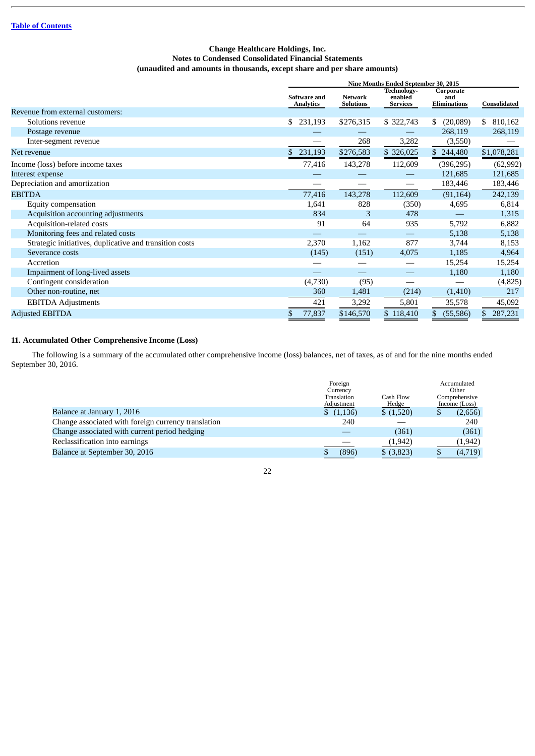[Table of Contents](#)

**Change Healthcare Holdings, Inc.**
**Notes to Condensed Consolidated Financial Statements**
**(unaudited and amounts in thousands, except share and per share amounts)**

| | Nine Months Ended September 30, 2015 | | | | |
|---|---|---|---|---|---|
| | Software and Analytics | Network Solutions | Technology-enabled Services | Corporate and Eliminations | Consolidated |
| Revenue from external customers: | | | | | |
| Solutions revenue | $ 231,193 | $276,315 | $ 322,743 | $ (20,089) | $ 810,162 |
| Postage revenue | — | — | — | 268,119 | 268,119 |
| Inter-segment revenue | — | 268 | 3,282 | (3,550) | — |
| Net revenue | $ 231,193 | $276,583 | $ 326,025 | $ 244,480 | $1,078,281 |
| Income (loss) before income taxes | 77,416 | 143,278 | 112,609 | (396,295) | (62,992) |
| Interest expense | — | — | — | 121,685 | 121,685 |
| Depreciation and amortization | — | — | — | 183,446 | 183,446 |
| EBITDA | 77,416 | 143,278 | 112,609 | (91,164) | 242,139 |
| Equity compensation | 1,641 | 828 | (350) | 4,695 | 6,814 |
| Acquisition accounting adjustments | 834 | 3 | 478 | — | 1,315 |
| Acquisition-related costs | 91 | 64 | 935 | 5,792 | 6,882 |
| Monitoring fees and related costs | — | — | — | 5,138 | 5,138 |
| Strategic initiatives, duplicative and transition costs | 2,370 | 1,162 | 877 | 3,744 | 8,153 |
| Severance costs | (145) | (151) | 4,075 | 1,185 | 4,964 |
| Accretion | — | — | — | 15,254 | 15,254 |
| Impairment of long-lived assets | — | — | — | 1,180 | 1,180 |
| Contingent consideration | (4,730) | (95) | — | — | (4,825) |
| Other non-routine, net | 360 | 1,481 | (214) | (1,410) | 217 |
| EBITDA Adjustments | 421 | 3,292 | 5,801 | 35,578 | 45,092 |
| Adjusted EBITDA | $ 77,837 | $146,570 | $ 118,410 | $ (55,586) | $ 287,231 |

## 11. Accumulated Other Comprehensive Income (Loss)

The following is a summary of the accumulated other comprehensive income (loss) balances, net of taxes, as of and for the nine months ended September 30, 2016.

| | Foreign Currency Translation Adjustment | Cash Flow Hedge | Accumulated Other Comprehensive Income (Loss) |
|---|---|---|---|
| Balance at January 1, 2016 | $ (1,136) | $ (1,520) | $ (2,656) |
| Change associated with foreign currency translation | 240 | — | 240 |
| Change associated with current period hedging | — | (361) | (361) |
| Reclassification into earnings | — | (1,942) | (1,942) |
| Balance at September 30, 2016 | $ (896) | $ (3,823) | $ (4,719) |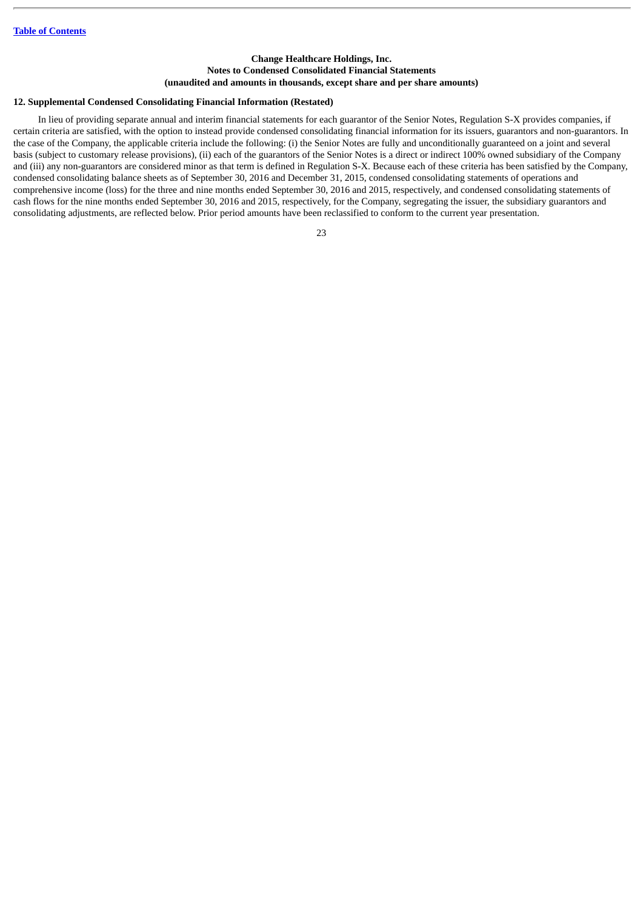**Change Healthcare Holdings, Inc.**
**Notes to Condensed Consolidated Financial Statements**
**(unaudited and amounts in thousands, except share and per share amounts)**

**12. Supplemental Condensed Consolidating Financial Information (Restated)**

In lieu of providing separate annual and interim financial statements for each guarantor of the Senior Notes, Regulation S-X provides companies, if certain criteria are satisfied, with the option to instead provide condensed consolidating financial information for its issuers, guarantors and non-guarantors. In the case of the Company, the applicable criteria include the following: (i) the Senior Notes are fully and unconditionally guaranteed on a joint and several basis (subject to customary release provisions), (ii) each of the guarantors of the Senior Notes is a direct or indirect 100% owned subsidiary of the Company and (iii) any non-guarantors are considered minor as that term is defined in Regulation S-X. Because each of these criteria has been satisfied by the Company, condensed consolidating balance sheets as of September 30, 2016 and December 31, 2015, condensed consolidating statements of operations and comprehensive income (loss) for the three and nine months ended September 30, 2016 and 2015, respectively, and condensed consolidating statements of cash flows for the nine months ended September 30, 2016 and 2015, respectively, for the Company, segregating the issuer, the subsidiary guarantors and consolidating adjustments, are reflected below. Prior period amounts have been reclassified to conform to the current year presentation.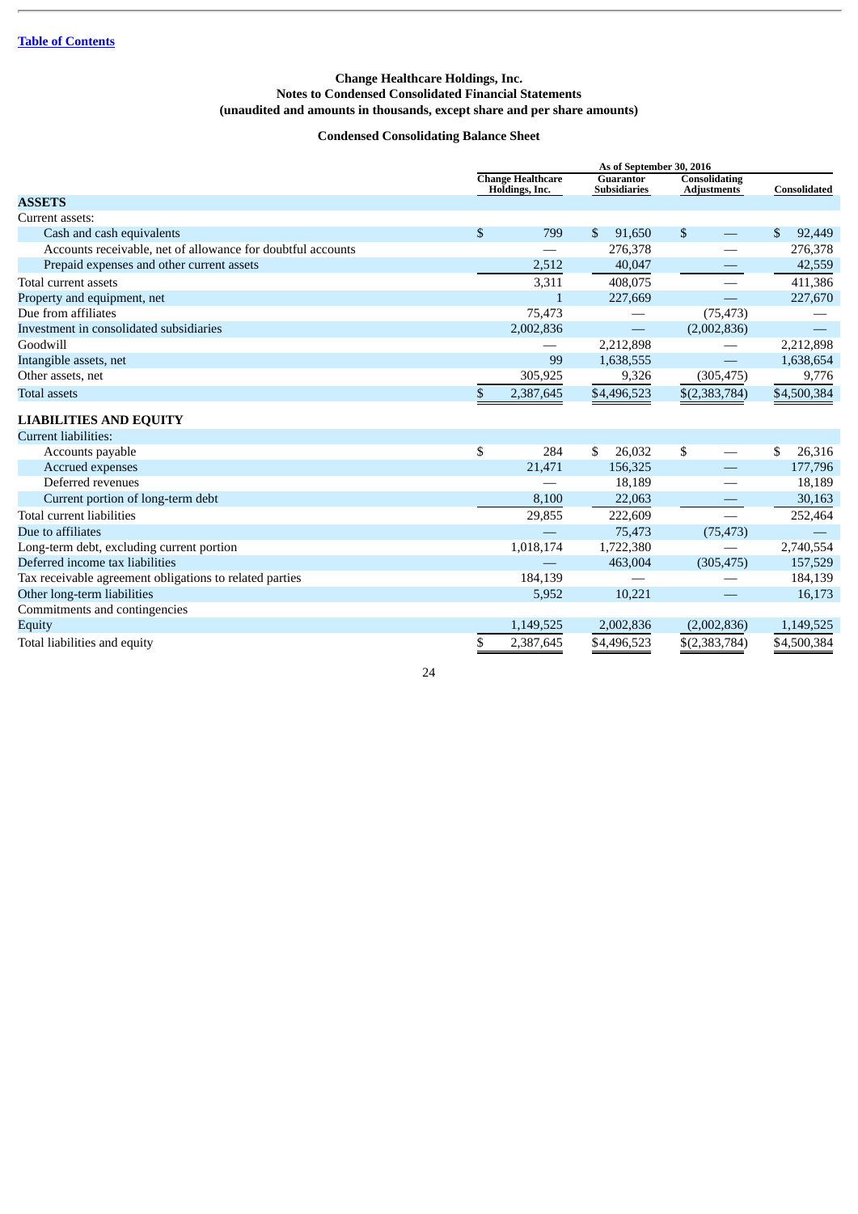[Table of Contents](#)

**Change Healthcare Holdings, Inc.**
**Notes to Condensed Consolidated Financial Statements**
**(unaudited and amounts in thousands, except share and per share amounts)**

**Condensed Consolidating Balance Sheet**

| | As of September 30, 2016 | | | |
|---|---|---|---|---|
| | Change Healthcare Holdings, Inc. | Guarantor Subsidiaries | Consolidating Adjustments | Consolidated |
| **ASSETS** | | | | |
| Current assets: | | | | |
| Cash and cash equivalents | $ 799 | $ 91,650 | $ — | $ 92,449 |
| Accounts receivable, net of allowance for doubtful accounts | — | 276,378 | — | 276,378 |
| Prepaid expenses and other current assets | 2,512 | 40,047 | — | 42,559 |
| Total current assets | 3,311 | 408,075 | — | 411,386 |
| Property and equipment, net | 1 | 227,669 | — | 227,670 |
| Due from affiliates | 75,473 | — | (75,473) | — |
| Investment in consolidated subsidiaries | 2,002,836 | — | (2,002,836) | — |
| Goodwill | — | 2,212,898 | — | 2,212,898 |
| Intangible assets, net | 99 | 1,638,555 | — | 1,638,654 |
| Other assets, net | 305,925 | 9,326 | (305,475) | 9,776 |
| Total assets | $ 2,387,645 | $4,496,523 | $(2,383,784) | $4,500,384 |
| **LIABILITIES AND EQUITY** | | | | |
| Current liabilities: | | | | |
| Accounts payable | $ 284 | $ 26,032 | $ — | $ 26,316 |
| Accrued expenses | 21,471 | 156,325 | — | 177,796 |
| Deferred revenues | — | 18,189 | — | 18,189 |
| Current portion of long-term debt | 8,100 | 22,063 | — | 30,163 |
| Total current liabilities | 29,855 | 222,609 | — | 252,464 |
| Due to affiliates | — | 75,473 | (75,473) | — |
| Long-term debt, excluding current portion | 1,018,174 | 1,722,380 | — | 2,740,554 |
| Deferred income tax liabilities | — | 463,004 | (305,475) | 157,529 |
| Tax receivable agreement obligations to related parties | 184,139 | — | — | 184,139 |
| Other long-term liabilities | 5,952 | 10,221 | — | 16,173 |
| Commitments and contingencies | | | | |
| Equity | 1,149,525 | 2,002,836 | (2,002,836) | 1,149,525 |
| Total liabilities and equity | $ 2,387,645 | $4,496,523 | $(2,383,784) | $4,500,384 |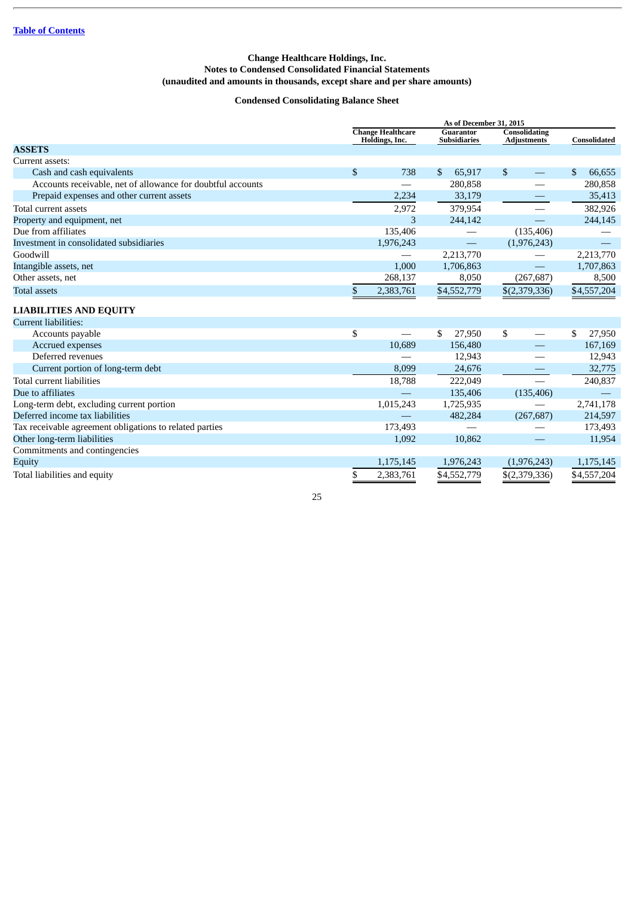[Table of Contents](#)

**Change Healthcare Holdings, Inc.**
**Notes to Condensed Consolidated Financial Statements**
**(unaudited and amounts in thousands, except share and per share amounts)**

**Condensed Consolidating Balance Sheet**

| | As of December 31, 2015 | | | |
|---|---|---|---|---|
| | Change Healthcare Holdings, Inc. | Guarantor Subsidiaries | Consolidating Adjustments | Consolidated |
| **ASSETS** | | | | |
| Current assets: | | | | |
| Cash and cash equivalents | $ 738 | $ 65,917 | $ — | $ 66,655 |
| Accounts receivable, net of allowance for doubtful accounts | — | 280,858 | — | 280,858 |
| Prepaid expenses and other current assets | 2,234 | 33,179 | — | 35,413 |
| Total current assets | 2,972 | 379,954 | — | 382,926 |
| Property and equipment, net | 3 | 244,142 | — | 244,145 |
| Due from affiliates | 135,406 | — | (135,406) | — |
| Investment in consolidated subsidiaries | 1,976,243 | — | (1,976,243) | — |
| Goodwill | — | 2,213,770 | — | 2,213,770 |
| Intangible assets, net | 1,000 | 1,706,863 | — | 1,707,863 |
| Other assets, net | 268,137 | 8,050 | (267,687) | 8,500 |
| Total assets | $ 2,383,761 | $4,552,779 | $(2,379,336) | $4,557,204 |
| **LIABILITIES AND EQUITY** | | | | |
| Current liabilities: | | | | |
| Accounts payable | $ — | $ 27,950 | $ — | $ 27,950 |
| Accrued expenses | 10,689 | 156,480 | — | 167,169 |
| Deferred revenues | — | 12,943 | — | 12,943 |
| Current portion of long-term debt | 8,099 | 24,676 | — | 32,775 |
| Total current liabilities | 18,788 | 222,049 | — | 240,837 |
| Due to affiliates | — | 135,406 | (135,406) | — |
| Long-term debt, excluding current portion | 1,015,243 | 1,725,935 | — | 2,741,178 |
| Deferred income tax liabilities | — | 482,284 | (267,687) | 214,597 |
| Tax receivable agreement obligations to related parties | 173,493 | — | — | 173,493 |
| Other long-term liabilities | 1,092 | 10,862 | — | 11,954 |
| Commitments and contingencies | | | | |
| Equity | 1,175,145 | 1,976,243 | (1,976,243) | 1,175,145 |
| Total liabilities and equity | $ 2,383,761 | $4,552,779 | $(2,379,336) | $4,557,204 |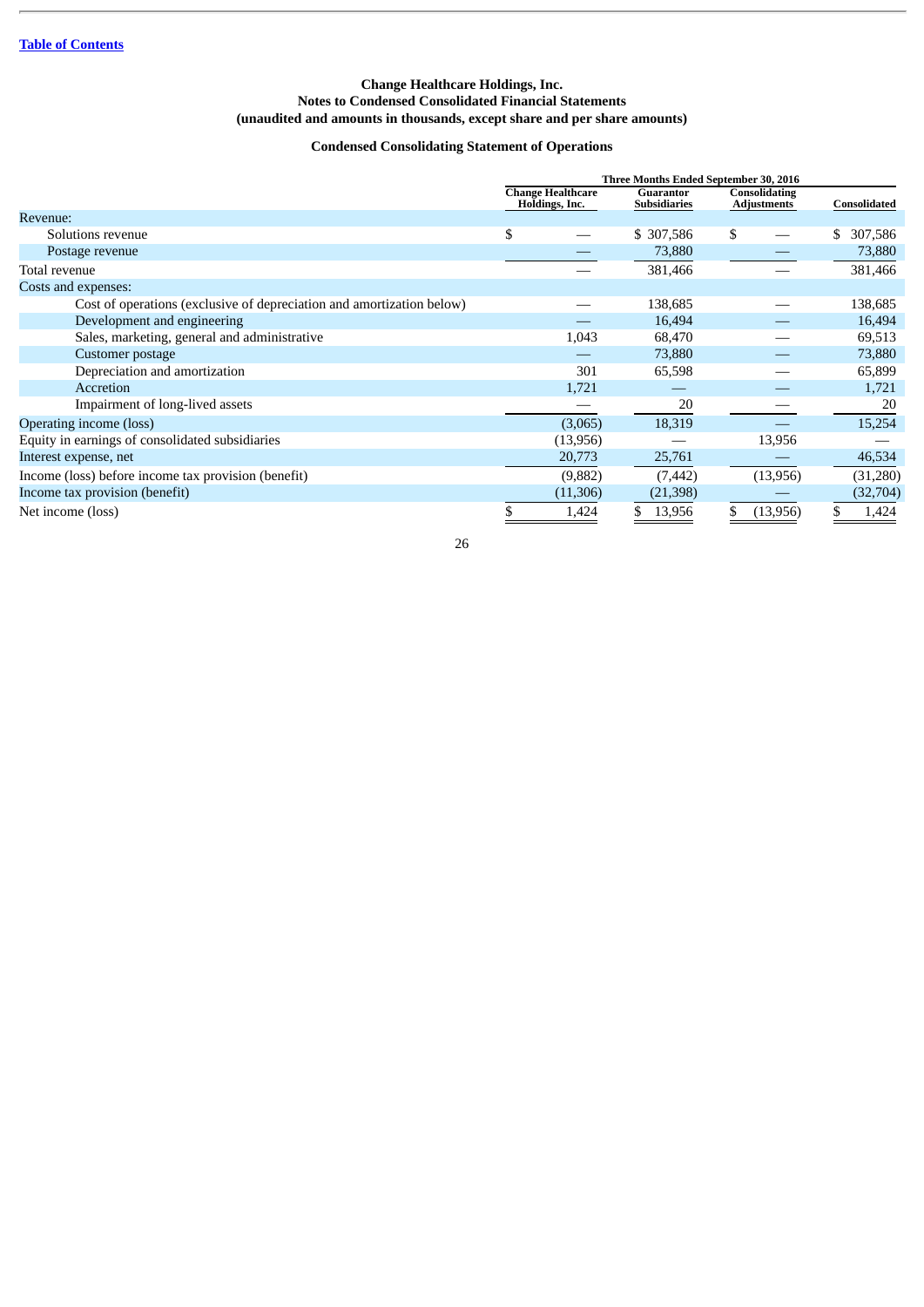[Table of Contents](#)

**Change Healthcare Holdings, Inc.**
**Notes to Condensed Consolidated Financial Statements**
**(unaudited and amounts in thousands, except share and per share amounts)**

**Condensed Consolidating Statement of Operations**

| | Three Months Ended September 30, 2016 | | | |
|---|---|---|---|---|
| | Change Healthcare Holdings, Inc. | Guarantor Subsidiaries | Consolidating Adjustments | Consolidated |
| Revenue: | | | | |
| Solutions revenue | $ — | $ 307,586 | $ — | $ 307,586 |
| Postage revenue | — | 73,880 | — | 73,880 |
| Total revenue | — | 381,466 | — | 381,466 |
| Costs and expenses: | | | | |
| Cost of operations (exclusive of depreciation and amortization below) | — | 138,685 | — | 138,685 |
| Development and engineering | — | 16,494 | — | 16,494 |
| Sales, marketing, general and administrative | 1,043 | 68,470 | — | 69,513 |
| Customer postage | — | 73,880 | — | 73,880 |
| Depreciation and amortization | 301 | 65,598 | — | 65,899 |
| Accretion | 1,721 | — | — | 1,721 |
| Impairment of long-lived assets | — | 20 | — | 20 |
| Operating income (loss) | (3,065) | 18,319 | — | 15,254 |
| Equity in earnings of consolidated subsidiaries | (13,956) | — | 13,956 | — |
| Interest expense, net | 20,773 | 25,761 | — | 46,534 |
| Income (loss) before income tax provision (benefit) | (9,882) | (7,442) | (13,956) | (31,280) |
| Income tax provision (benefit) | (11,306) | (21,398) | — | (32,704) |
| Net income (loss) | $ 1,424 | $ 13,956 | $ (13,956) | $ 1,424 |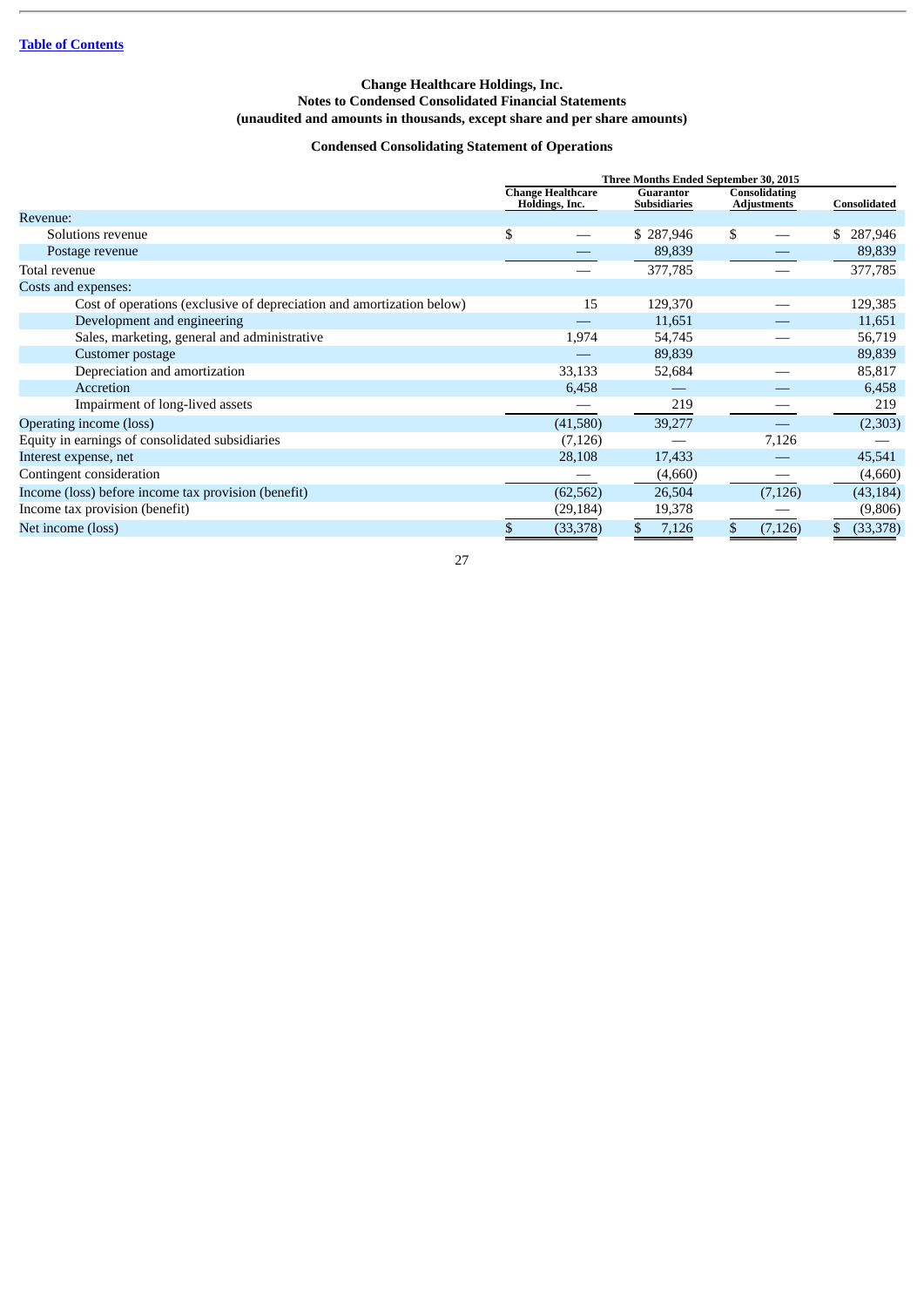Change Healthcare Holdings, Inc.
Notes to Condensed Consolidated Financial Statements
(unaudited and amounts in thousands, except share and per share amounts)

### Condensed Consolidating Statement of Operations

| | Three Months Ended September 30, 2015 | | | |
|---|---|---|---|---|
| | Change Healthcare Holdings, Inc. | Guarantor Subsidiaries | Consolidating Adjustments | Consolidated |
| Revenue: | | | | |
| Solutions revenue | $ — | $ 287,946 | $ — | $ 287,946 |
| Postage revenue | — | 89,839 | — | 89,839 |
| Total revenue | — | 377,785 | — | 377,785 |
| Costs and expenses: | | | | |
| Cost of operations (exclusive of depreciation and amortization below) | 15 | 129,370 | — | 129,385 |
| Development and engineering | — | 11,651 | — | 11,651 |
| Sales, marketing, general and administrative | 1,974 | 54,745 | — | 56,719 |
| Customer postage | — | 89,839 | | 89,839 |
| Depreciation and amortization | 33,133 | 52,684 | — | 85,817 |
| Accretion | 6,458 | — | — | 6,458 |
| Impairment of long-lived assets | — | 219 | — | 219 |
| Operating income (loss) | (41,580) | 39,277 | — | (2,303) |
| Equity in earnings of consolidated subsidiaries | (7,126) | — | 7,126 | — |
| Interest expense, net | 28,108 | 17,433 | — | 45,541 |
| Contingent consideration | — | (4,660) | — | (4,660) |
| Income (loss) before income tax provision (benefit) | (62,562) | 26,504 | (7,126) | (43,184) |
| Income tax provision (benefit) | (29,184) | 19,378 | — | (9,806) |
| Net income (loss) | $ (33,378) | $ 7,126 | $ (7,126) | $ (33,378) |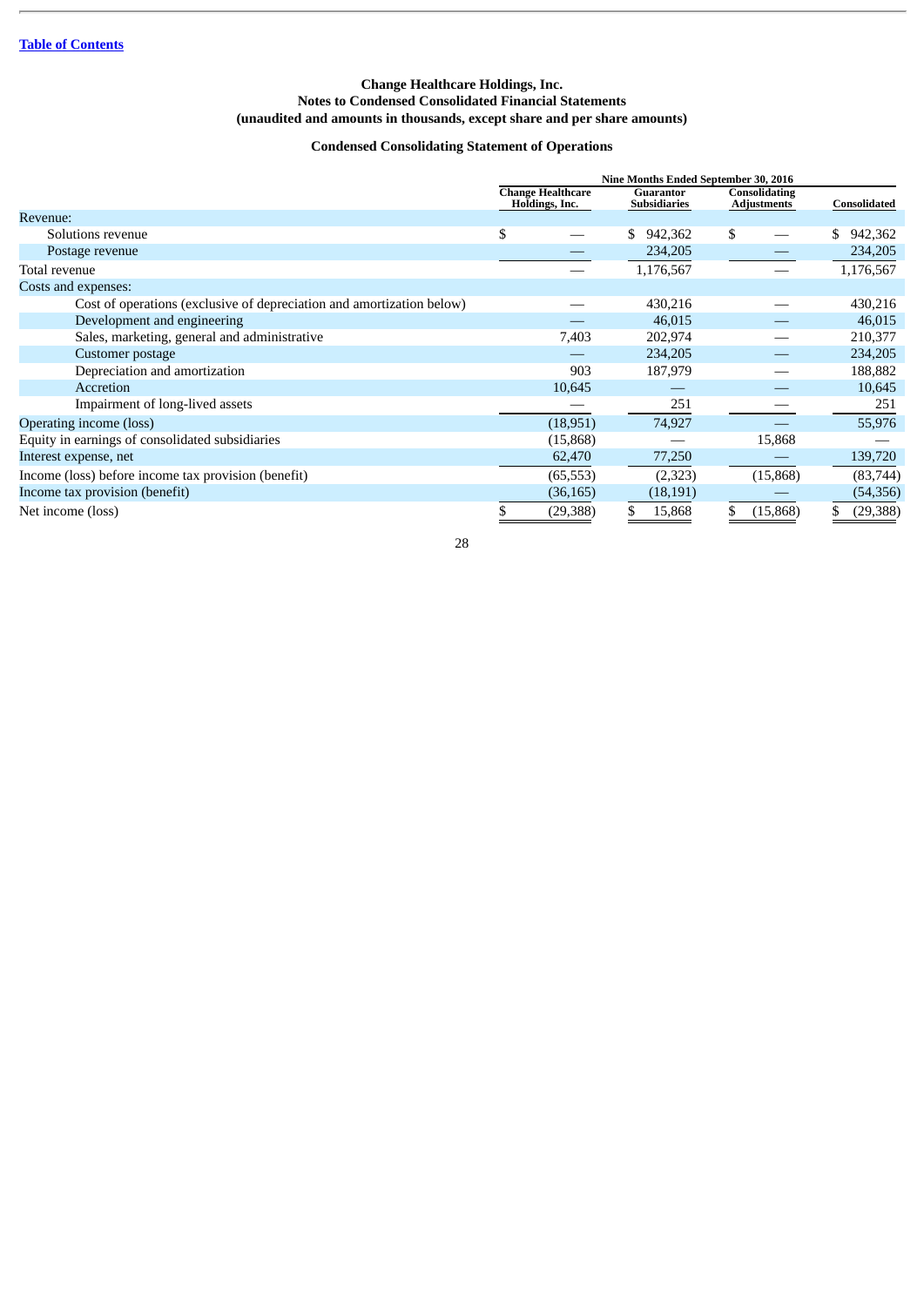[Table of Contents](#)

**Change Healthcare Holdings, Inc.**
**Notes to Condensed Consolidated Financial Statements**
**(unaudited and amounts in thousands, except share and per share amounts)**

**Condensed Consolidating Statement of Operations**

| | Nine Months Ended September 30, 2016 | | | |
|---|---|---|---|---|
| | Change Healthcare Holdings, Inc. | Guarantor Subsidiaries | Consolidating Adjustments | Consolidated |
| Revenue: | | | | |
| Solutions revenue | $ — | $ 942,362 | $ — | $ 942,362 |
| Postage revenue | — | 234,205 | — | 234,205 |
| Total revenue | — | 1,176,567 | — | 1,176,567 |
| Costs and expenses: | | | | |
| Cost of operations (exclusive of depreciation and amortization below) | — | 430,216 | — | 430,216 |
| Development and engineering | — | 46,015 | — | 46,015 |
| Sales, marketing, general and administrative | 7,403 | 202,974 | — | 210,377 |
| Customer postage | — | 234,205 | — | 234,205 |
| Depreciation and amortization | 903 | 187,979 | — | 188,882 |
| Accretion | 10,645 | — | — | 10,645 |
| Impairment of long-lived assets | — | 251 | — | 251 |
| Operating income (loss) | (18,951) | 74,927 | — | 55,976 |
| Equity in earnings of consolidated subsidiaries | (15,868) | — | 15,868 | — |
| Interest expense, net | 62,470 | 77,250 | — | 139,720 |
| Income (loss) before income tax provision (benefit) | (65,553) | (2,323) | (15,868) | (83,744) |
| Income tax provision (benefit) | (36,165) | (18,191) | — | (54,356) |
| Net income (loss) | $ (29,388) | $ 15,868 | $ (15,868) | $ (29,388) |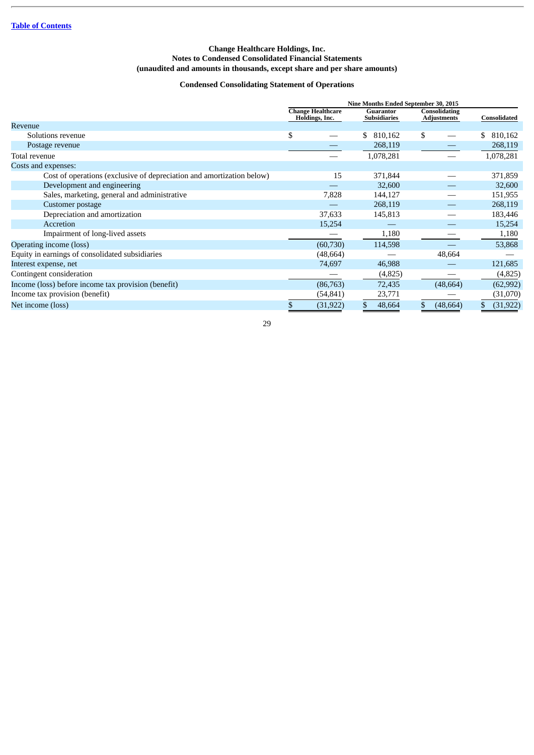Table of Contents

**Change Healthcare Holdings, Inc.**
**Notes to Condensed Consolidated Financial Statements**
**(unaudited and amounts in thousands, except share and per share amounts)**

**Condensed Consolidating Statement of Operations**

| | Nine Months Ended September 30, 2015 | | | |
|---|---|---|---|---|
| | Change Healthcare Holdings, Inc. | Guarantor Subsidiaries | Consolidating Adjustments | Consolidated |
| Revenue | | | | |
| Solutions revenue | $ — | $ 810,162 | $ — | $ 810,162 |
| Postage revenue | — | 268,119 | — | 268,119 |
| Total revenue | — | 1,078,281 | — | 1,078,281 |
| Costs and expenses: | | | | |
| Cost of operations (exclusive of depreciation and amortization below) | 15 | 371,844 | — | 371,859 |
| Development and engineering | — | 32,600 | — | 32,600 |
| Sales, marketing, general and administrative | 7,828 | 144,127 | — | 151,955 |
| Customer postage | — | 268,119 | — | 268,119 |
| Depreciation and amortization | 37,633 | 145,813 | — | 183,446 |
| Accretion | 15,254 | — | — | 15,254 |
| Impairment of long-lived assets | — | 1,180 | — | 1,180 |
| Operating income (loss) | (60,730) | 114,598 | — | 53,868 |
| Equity in earnings of consolidated subsidiaries | (48,664) | — | 48,664 | — |
| Interest expense, net | 74,697 | 46,988 | — | 121,685 |
| Contingent consideration | — | (4,825) | — | (4,825) |
| Income (loss) before income tax provision (benefit) | (86,763) | 72,435 | (48,664) | (62,992) |
| Income tax provision (benefit) | (54,841) | 23,771 | — | (31,070) |
| Net income (loss) | $ (31,922) | $ 48,664 | $ (48,664) | $ (31,922) |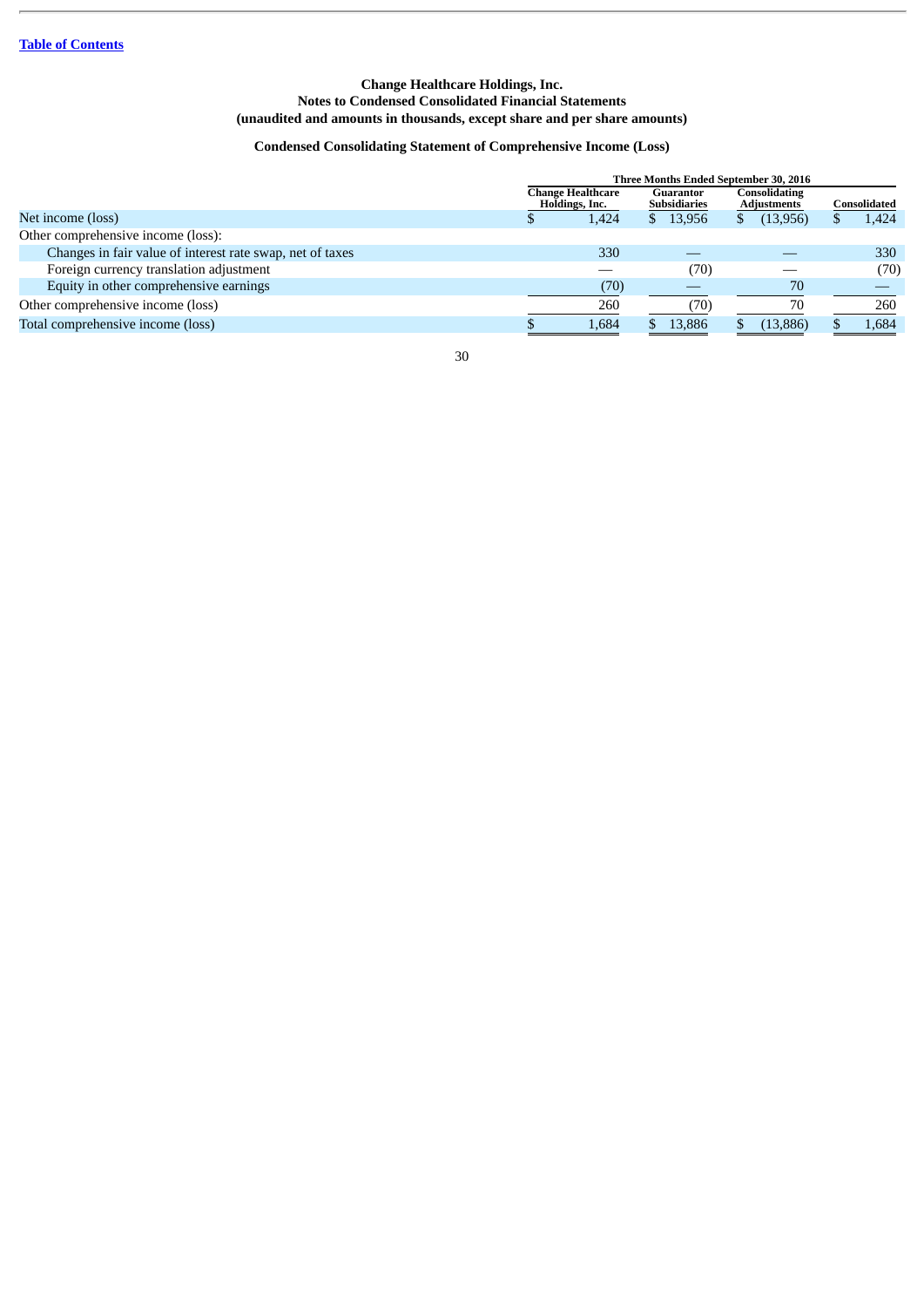Change Healthcare Holdings, Inc.
Notes to Condensed Consolidated Financial Statements
(unaudited and amounts in thousands, except share and per share amounts)

**Condensed Consolidating Statement of Comprehensive Income (Loss)**

| | Three Months Ended September 30, 2016 | | | |
|---|---|---|---|---|
| | Change Healthcare Holdings, Inc. | Guarantor Subsidiaries | Consolidating Adjustments | Consolidated |
| Net income (loss) | $ 1,424 | $ 13,956 | $ (13,956) | $ 1,424 |
| Other comprehensive income (loss): | | | | |
| Changes in fair value of interest rate swap, net of taxes | 330 | — | — | 330 |
| Foreign currency translation adjustment | — | (70) | — | (70) |
| Equity in other comprehensive earnings | (70) | — | 70 | — |
| Other comprehensive income (loss) | 260 | (70) | 70 | 260 |
| Total comprehensive income (loss) | $ 1,684 | $ 13,886 | $ (13,886) | $ 1,684 |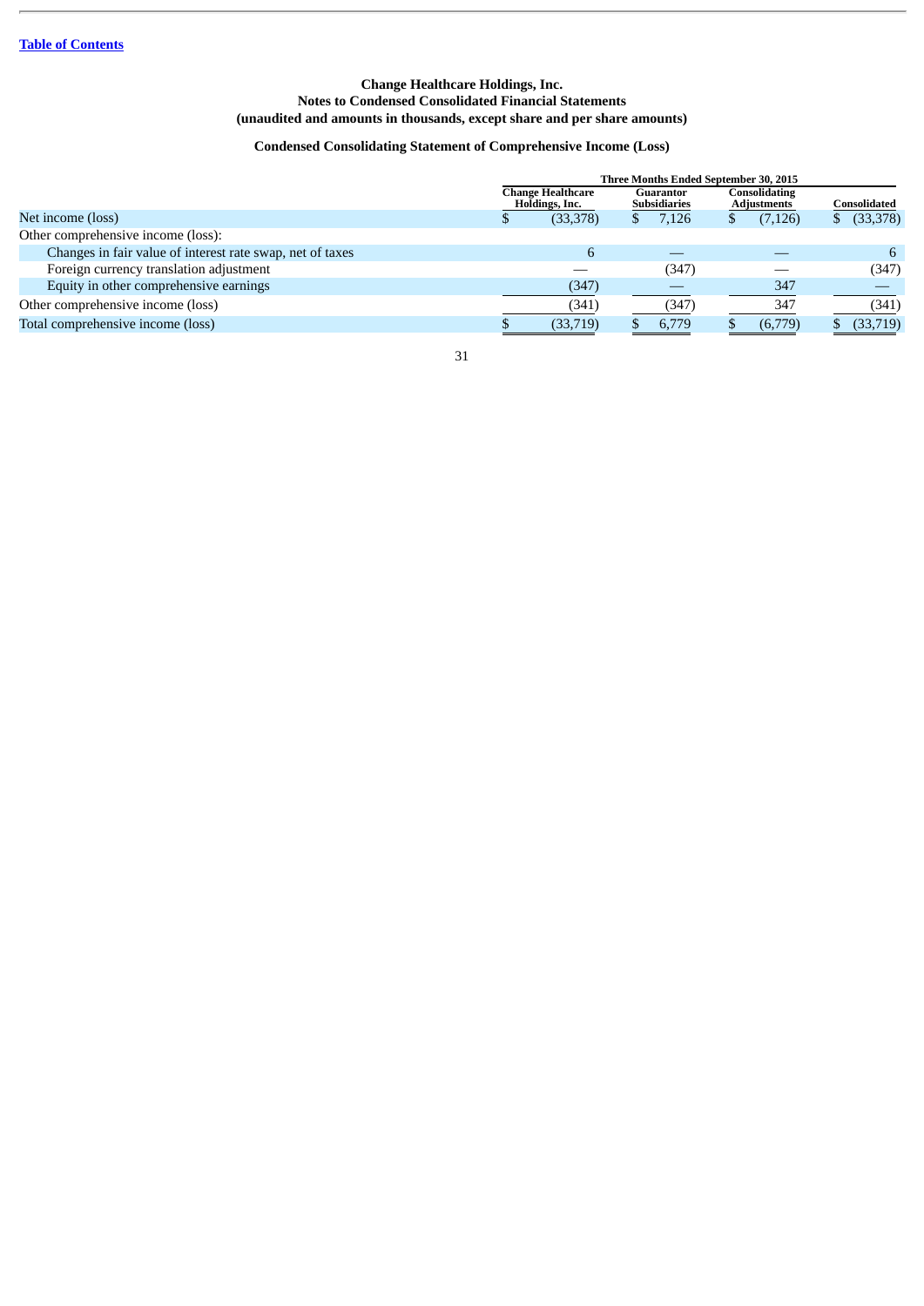Table of Contents

**Change Healthcare Holdings, Inc.**
**Notes to Condensed Consolidated Financial Statements**
**(unaudited and amounts in thousands, except share and per share amounts)**

**Condensed Consolidating Statement of Comprehensive Income (Loss)**

| | Three Months Ended September 30, 2015 | | | |
|---|---|---|---|---|
| | Change Healthcare Holdings, Inc. | Guarantor Subsidiaries | Consolidating Adjustments | Consolidated |
| Net income (loss) | $ (33,378) | $ 7,126 | $ (7,126) | $ (33,378) |
| Other comprehensive income (loss): | | | | |
| Changes in fair value of interest rate swap, net of taxes | 6 | — | — | 6 |
| Foreign currency translation adjustment | — | (347) | — | (347) |
| Equity in other comprehensive earnings | (347) | — | 347 | — |
| Other comprehensive income (loss) | (341) | (347) | 347 | (341) |
| Total comprehensive income (loss) | $ (33,719) | $ 6,779 | $ (6,779) | $ (33,719) |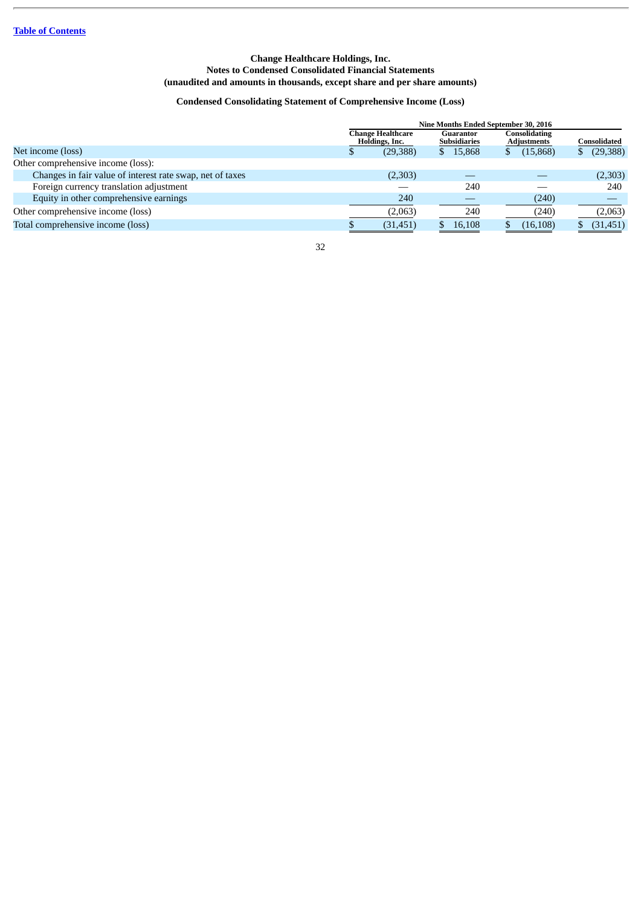Table of Contents

**Change Healthcare Holdings, Inc.**
**Notes to Condensed Consolidated Financial Statements**
**(unaudited and amounts in thousands, except share and per share amounts)**

**Condensed Consolidating Statement of Comprehensive Income (Loss)**

| | Nine Months Ended September 30, 2016 | | | |
|---|---|---|---|---|
| | Change Healthcare Holdings, Inc. | Guarantor Subsidiaries | Consolidating Adjustments | Consolidated |
| Net income (loss) | $ (29,388) | $ 15,868 | $ (15,868) | $ (29,388) |
| Other comprehensive income (loss): | | | | |
| Changes in fair value of interest rate swap, net of taxes | (2,303) | — | — | (2,303) |
| Foreign currency translation adjustment | — | 240 | — | 240 |
| Equity in other comprehensive earnings | 240 | — | (240) | — |
| Other comprehensive income (loss) | (2,063) | 240 | (240) | (2,063) |
| Total comprehensive income (loss) | $ (31,451) | $ 16,108 | $ (16,108) | $ (31,451) |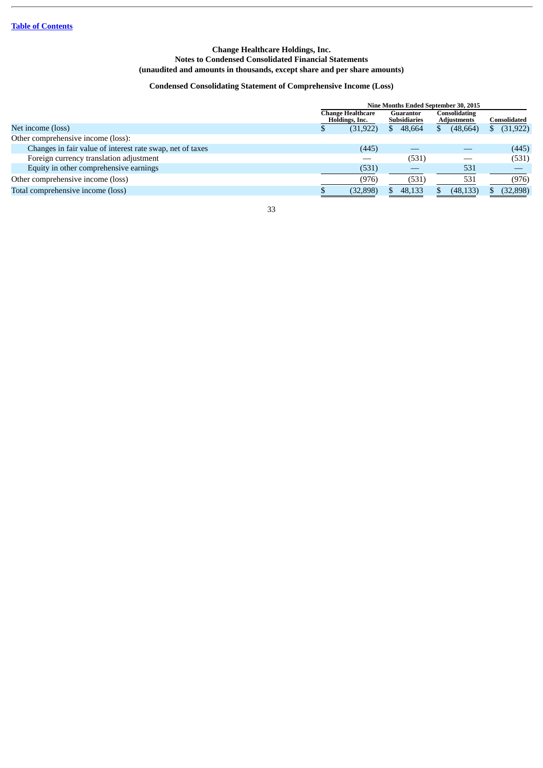[Table of Contents](#)

**Change Healthcare Holdings, Inc.**
**Notes to Condensed Consolidated Financial Statements**
**(unaudited and amounts in thousands, except share and per share amounts)**

**Condensed Consolidating Statement of Comprehensive Income (Loss)**

| | Nine Months Ended September 30, 2015 | | | |
|---|---|---|---|---|
| | Change Healthcare Holdings, Inc. | Guarantor Subsidiaries | Consolidating Adjustments | Consolidated |
| Net income (loss) | $ (31,922) | $ 48,664 | $ (48,664) | $ (31,922) |
| Other comprehensive income (loss): | | | | |
| Changes in fair value of interest rate swap, net of taxes | (445) | — | — | (445) |
| Foreign currency translation adjustment | — | (531) | — | (531) |
| Equity in other comprehensive earnings | (531) | — | 531 | — |
| Other comprehensive income (loss) | (976) | (531) | 531 | (976) |
| Total comprehensive income (loss) | $ (32,898) | $ 48,133 | $ (48,133) | $ (32,898) |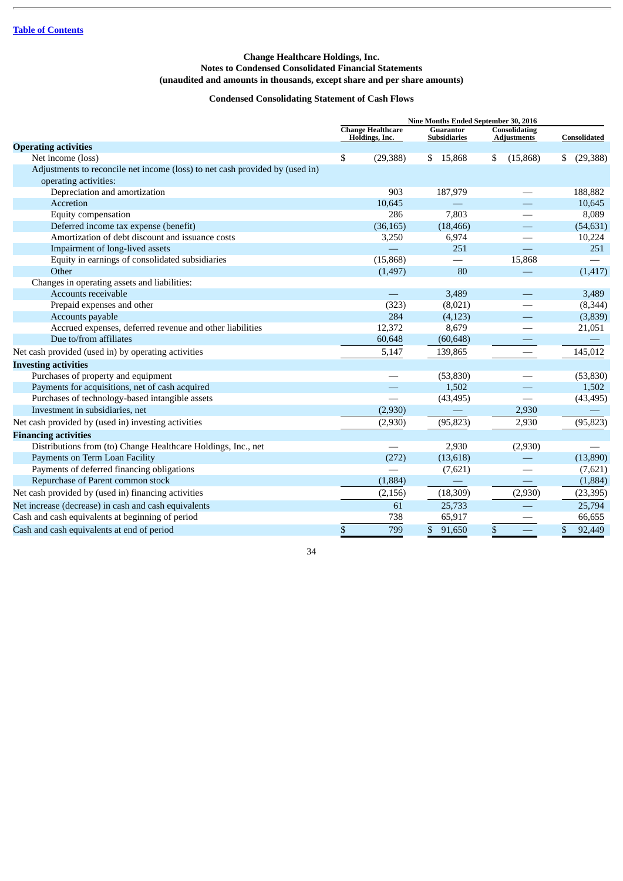Change Healthcare Holdings, Inc.
Notes to Condensed Consolidated Financial Statements
(unaudited and amounts in thousands, except share and per share amounts)

**Condensed Consolidating Statement of Cash Flows**

| | Nine Months Ended September 30, 2016 | | | |
|---|---|---|---|---|
| | Change Healthcare Holdings, Inc. | Guarantor Subsidiaries | Consolidating Adjustments | Consolidated |
| **Operating activities** | | | | |
| Net income (loss) | $ (29,388) | $ 15,868 | $ (15,868) | $ (29,388) |
| Adjustments to reconcile net income (loss) to net cash provided by (used in) operating activities: | | | | |
| Depreciation and amortization | 903 | 187,979 | — | 188,882 |
| Accretion | 10,645 | — | — | 10,645 |
| Equity compensation | 286 | 7,803 | — | 8,089 |
| Deferred income tax expense (benefit) | (36,165) | (18,466) | — | (54,631) |
| Amortization of debt discount and issuance costs | 3,250 | 6,974 | — | 10,224 |
| Impairment of long-lived assets | — | 251 | — | 251 |
| Equity in earnings of consolidated subsidiaries | (15,868) | — | 15,868 | — |
| Other | (1,497) | 80 | — | (1,417) |
| Changes in operating assets and liabilities: | | | | |
| Accounts receivable | — | 3,489 | — | 3,489 |
| Prepaid expenses and other | (323) | (8,021) | — | (8,344) |
| Accounts payable | 284 | (4,123) | — | (3,839) |
| Accrued expenses, deferred revenue and other liabilities | 12,372 | 8,679 | — | 21,051 |
| Due to/from affiliates | 60,648 | (60,648) | — | — |
| Net cash provided (used in) by operating activities | 5,147 | 139,865 | — | 145,012 |
| **Investing activities** | | | | |
| Purchases of property and equipment | — | (53,830) | — | (53,830) |
| Payments for acquisitions, net of cash acquired | — | 1,502 | — | 1,502 |
| Purchases of technology-based intangible assets | — | (43,495) | — | (43,495) |
| Investment in subsidiaries, net | (2,930) | — | 2,930 | — |
| Net cash provided by (used in) investing activities | (2,930) | (95,823) | 2,930 | (95,823) |
| **Financing activities** | | | | |
| Distributions from (to) Change Healthcare Holdings, Inc., net | — | 2,930 | (2,930) | — |
| Payments on Term Loan Facility | (272) | (13,618) | — | (13,890) |
| Payments of deferred financing obligations | — | (7,621) | — | (7,621) |
| Repurchase of Parent common stock | (1,884) | — | — | (1,884) |
| Net cash provided by (used in) financing activities | (2,156) | (18,309) | (2,930) | (23,395) |
| Net increase (decrease) in cash and cash equivalents | 61 | 25,733 | — | 25,794 |
| Cash and cash equivalents at beginning of period | 738 | 65,917 | — | 66,655 |
| Cash and cash equivalents at end of period | $ 799 | $ 91,650 | $ — | $ 92,449 |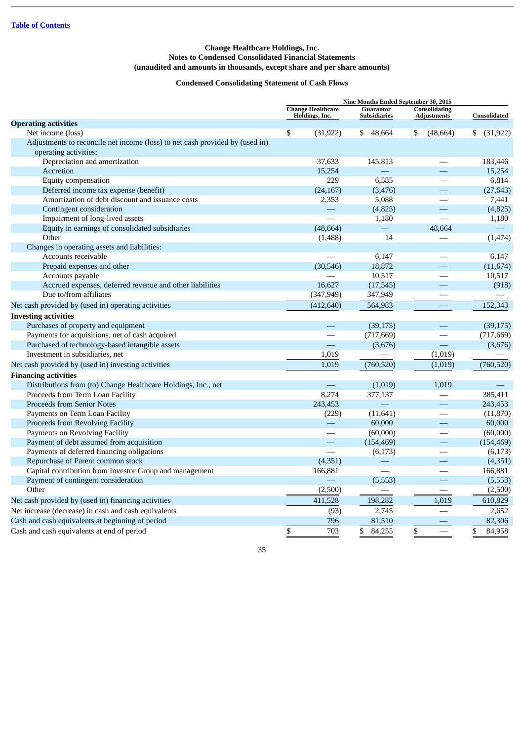[Table of Contents](#)

**Change Healthcare Holdings, Inc.**
**Notes to Condensed Consolidated Financial Statements**
**(unaudited and amounts in thousands, except share and per share amounts)**

**Condensed Consolidating Statement of Cash Flows**

| | Nine Months Ended September 30, 2015 | | | |
|---|---|---|---|---|
| | Change Healthcare Holdings, Inc. | Guarantor Subsidiaries | Consolidating Adjustments | Consolidated |
| **Operating activities** | | | | |
| Net income (loss) | $ (31,922) | $ 48,664 | $ (48,664) | $ (31,922) |
| Adjustments to reconcile net income (loss) to net cash provided by (used in) operating activities: | | | | |
| Depreciation and amortization | 37,633 | 145,813 | — | 183,446 |
| Accretion | 15,254 | — | — | 15,254 |
| Equity compensation | 229 | 6,585 | — | 6,814 |
| Deferred income tax expense (benefit) | (24,167) | (3,476) | — | (27,643) |
| Amortization of debt discount and issuance costs | 2,353 | 5,088 | — | 7,441 |
| Contingent consideration | — | (4,825) | — | (4,825) |
| Impairment of long-lived assets | — | 1,180 | — | 1,180 |
| Equity in earnings of consolidated subsidiaries | (48,664) | — | 48,664 | — |
| Other | (1,488) | 14 | — | (1,474) |
| Changes in operating assets and liabilities: | | | | |
| Accounts receivable | — | 6,147 | — | 6,147 |
| Prepaid expenses and other | (30,546) | 18,872 | — | (11,674) |
| Accounts payable | — | 10,517 | — | 10,517 |
| Accrued expenses, deferred revenue and other liabilities | 16,627 | (17,545) | — | (918) |
| Due to/from affiliates | (347,949) | 347,949 | — | — |
| Net cash provided by (used in) operating activities | (412,640) | 564,983 | — | 152,343 |
| **Investing activities** | | | | |
| Purchases of property and equipment | — | (39,175) | — | (39,175) |
| Payments for acquisitions, net of cash acquired | — | (717,669) | — | (717,669) |
| Purchased of technology-based intangible assets | — | (3,676) | — | (3,676) |
| Investment in subsidiaries, net | 1,019 | — | (1,019) | — |
| Net cash provided by (used in) investing activities | 1,019 | (760,520) | (1,019) | (760,520) |
| **Financing activities** | | | | |
| Distributions from (to) Change Healthcare Holdings, Inc., net | — | (1,019) | 1,019 | — |
| Proceeds from Term Loan Facility | 8,274 | 377,137 | — | 385,411 |
| Proceeds from Senior Notes | 243,453 | — | — | 243,453 |
| Payments on Term Loan Facility | (229) | (11,641) | — | (11,870) |
| Proceeds from Revolving Facility | — | 60,000 | — | 60,000 |
| Payments on Revolving Facility | — | (60,000) | — | (60,000) |
| Payment of debt assumed from acquisition | — | (154,469) | — | (154,469) |
| Payments of deferred financing obligations | — | (6,173) | — | (6,173) |
| Repurchase of Parent common stock | (4,351) | — | — | (4,351) |
| Capital contribution from Investor Group and management | 166,881 | — | — | 166,881 |
| Payment of contingent consideration | — | (5,553) | — | (5,553) |
| Other | (2,500) | — | — | (2,500) |
| Net cash provided by (used in) financing activities | 411,528 | 198,282 | 1,019 | 610,829 |
| Net increase (decrease) in cash and cash equivalents | (93) | 2,745 | — | 2,652 |
| Cash and cash equivalents at beginning of period | 796 | 81,510 | — | 82,306 |
| Cash and cash equivalents at end of period | $ 703 | $ 84,255 | $ — | $ 84,958 |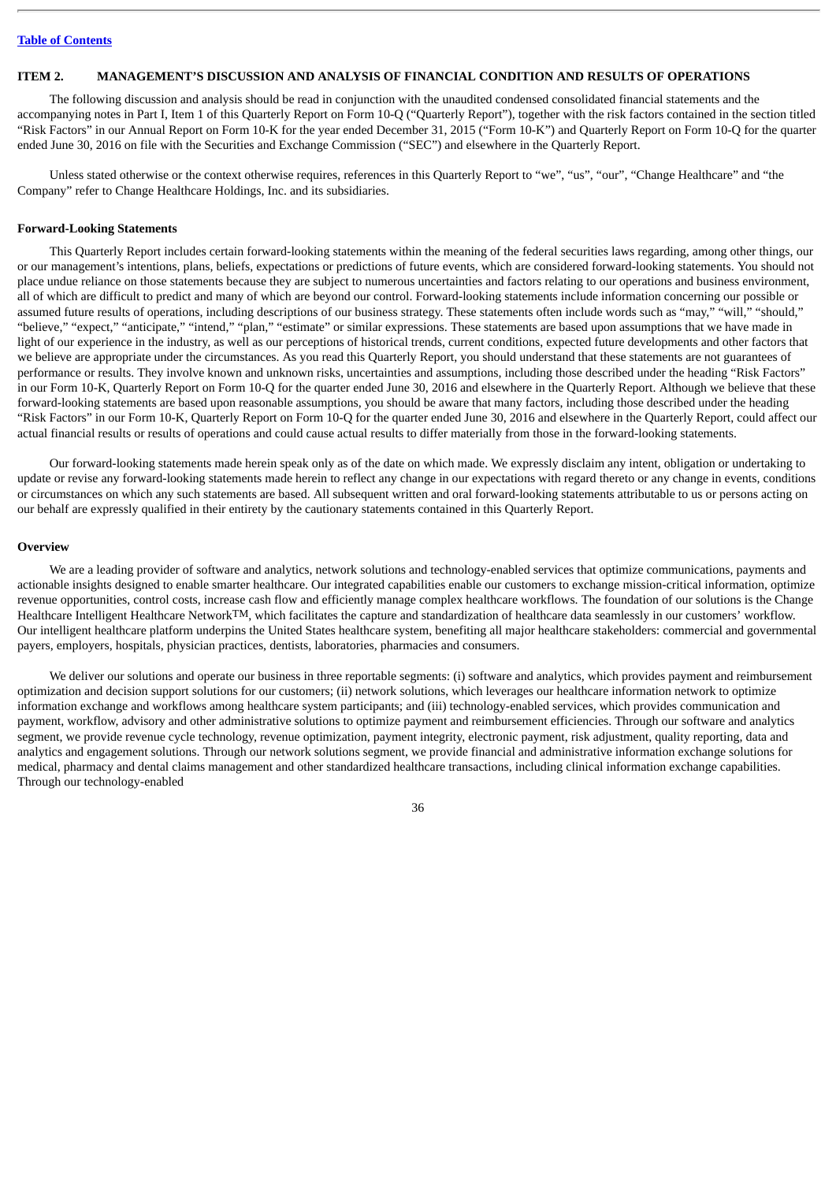## ITEM 2. MANAGEMENT'S DISCUSSION AND ANALYSIS OF FINANCIAL CONDITION AND RESULTS OF OPERATIONS

The following discussion and analysis should be read in conjunction with the unaudited condensed consolidated financial statements and the accompanying notes in Part I, Item 1 of this Quarterly Report on Form 10-Q ("Quarterly Report"), together with the risk factors contained in the section titled "Risk Factors" in our Annual Report on Form 10-K for the year ended December 31, 2015 ("Form 10-K") and Quarterly Report on Form 10-Q for the quarter ended June 30, 2016 on file with the Securities and Exchange Commission ("SEC") and elsewhere in the Quarterly Report.

Unless stated otherwise or the context otherwise requires, references in this Quarterly Report to "we", "us", "our", "Change Healthcare" and "the Company" refer to Change Healthcare Holdings, Inc. and its subsidiaries.

### Forward-Looking Statements

This Quarterly Report includes certain forward-looking statements within the meaning of the federal securities laws regarding, among other things, our or our management's intentions, plans, beliefs, expectations or predictions of future events, which are considered forward-looking statements. You should not place undue reliance on those statements because they are subject to numerous uncertainties and factors relating to our operations and business environment, all of which are difficult to predict and many of which are beyond our control. Forward-looking statements include information concerning our possible or assumed future results of operations, including descriptions of our business strategy. These statements often include words such as "may," "will," "should," "believe," "expect," "anticipate," "intend," "plan," "estimate" or similar expressions. These statements are based upon assumptions that we have made in light of our experience in the industry, as well as our perceptions of historical trends, current conditions, expected future developments and other factors that we believe are appropriate under the circumstances. As you read this Quarterly Report, you should understand that these statements are not guarantees of performance or results. They involve known and unknown risks, uncertainties and assumptions, including those described under the heading "Risk Factors" in our Form 10-K, Quarterly Report on Form 10-Q for the quarter ended June 30, 2016 and elsewhere in the Quarterly Report. Although we believe that these forward-looking statements are based upon reasonable assumptions, you should be aware that many factors, including those described under the heading "Risk Factors" in our Form 10-K, Quarterly Report on Form 10-Q for the quarter ended June 30, 2016 and elsewhere in the Quarterly Report, could affect our actual financial results or results of operations and could cause actual results to differ materially from those in the forward-looking statements.

Our forward-looking statements made herein speak only as of the date on which made. We expressly disclaim any intent, obligation or undertaking to update or revise any forward-looking statements made herein to reflect any change in our expectations with regard thereto or any change in events, conditions or circumstances on which any such statements are based. All subsequent written and oral forward-looking statements attributable to us or persons acting on our behalf are expressly qualified in their entirety by the cautionary statements contained in this Quarterly Report.

### Overview

We are a leading provider of software and analytics, network solutions and technology-enabled services that optimize communications, payments and actionable insights designed to enable smarter healthcare. Our integrated capabilities enable our customers to exchange mission-critical information, optimize revenue opportunities, control costs, increase cash flow and efficiently manage complex healthcare workflows. The foundation of our solutions is the Change Healthcare Intelligent Healthcare Network™, which facilitates the capture and standardization of healthcare data seamlessly in our customers' workflow. Our intelligent healthcare platform underpins the United States healthcare system, benefiting all major healthcare stakeholders: commercial and governmental payers, employers, hospitals, physician practices, dentists, laboratories, pharmacies and consumers.

We deliver our solutions and operate our business in three reportable segments: (i) software and analytics, which provides payment and reimbursement optimization and decision support solutions for our customers; (ii) network solutions, which leverages our healthcare information network to optimize information exchange and workflows among healthcare system participants; and (iii) technology-enabled services, which provides communication and payment, workflow, advisory and other administrative solutions to optimize payment and reimbursement efficiencies. Through our software and analytics segment, we provide revenue cycle technology, revenue optimization, payment integrity, electronic payment, risk adjustment, quality reporting, data and analytics and engagement solutions. Through our network solutions segment, we provide financial and administrative information exchange solutions for medical, pharmacy and dental claims management and other standardized healthcare transactions, including clinical information exchange capabilities. Through our technology-enabled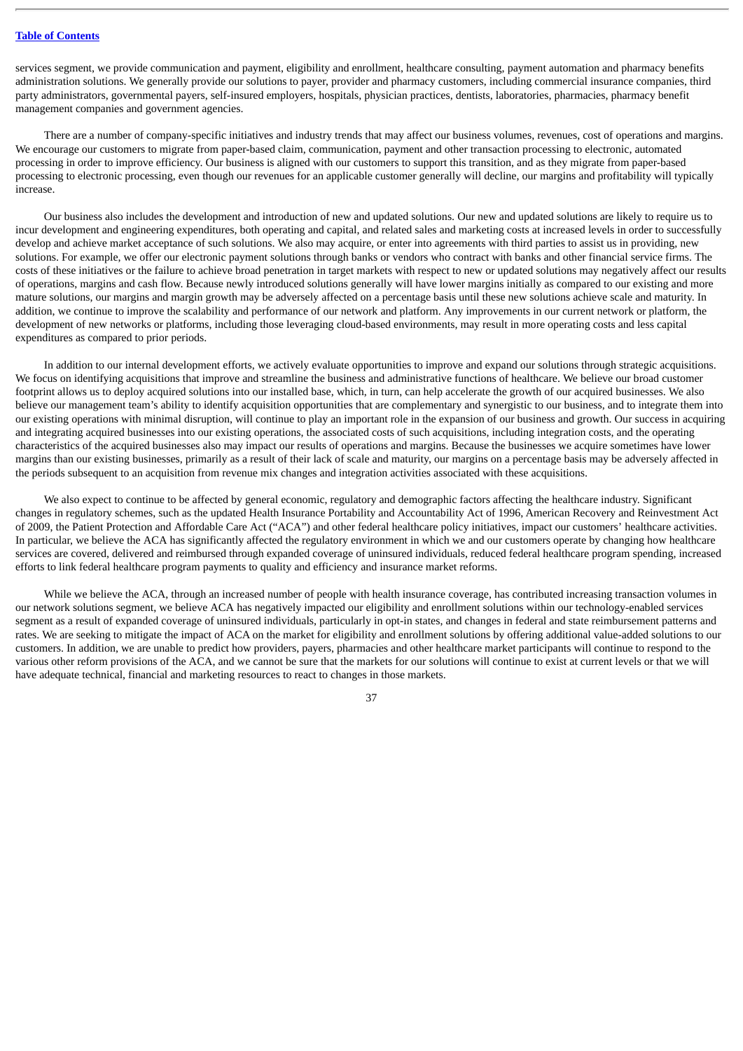services segment, we provide communication and payment, eligibility and enrollment, healthcare consulting, payment automation and pharmacy benefits administration solutions. We generally provide our solutions to payer, provider and pharmacy customers, including commercial insurance companies, third party administrators, governmental payers, self-insured employers, hospitals, physician practices, dentists, laboratories, pharmacies, pharmacy benefit management companies and government agencies.

There are a number of company-specific initiatives and industry trends that may affect our business volumes, revenues, cost of operations and margins. We encourage our customers to migrate from paper-based claim, communication, payment and other transaction processing to electronic, automated processing in order to improve efficiency. Our business is aligned with our customers to support this transition, and as they migrate from paper-based processing to electronic processing, even though our revenues for an applicable customer generally will decline, our margins and profitability will typically increase.

Our business also includes the development and introduction of new and updated solutions. Our new and updated solutions are likely to require us to incur development and engineering expenditures, both operating and capital, and related sales and marketing costs at increased levels in order to successfully develop and achieve market acceptance of such solutions. We also may acquire, or enter into agreements with third parties to assist us in providing, new solutions. For example, we offer our electronic payment solutions through banks or vendors who contract with banks and other financial service firms. The costs of these initiatives or the failure to achieve broad penetration in target markets with respect to new or updated solutions may negatively affect our results of operations, margins and cash flow. Because newly introduced solutions generally will have lower margins initially as compared to our existing and more mature solutions, our margins and margin growth may be adversely affected on a percentage basis until these new solutions achieve scale and maturity. In addition, we continue to improve the scalability and performance of our network and platform. Any improvements in our current network or platform, the development of new networks or platforms, including those leveraging cloud-based environments, may result in more operating costs and less capital expenditures as compared to prior periods.

In addition to our internal development efforts, we actively evaluate opportunities to improve and expand our solutions through strategic acquisitions. We focus on identifying acquisitions that improve and streamline the business and administrative functions of healthcare. We believe our broad customer footprint allows us to deploy acquired solutions into our installed base, which, in turn, can help accelerate the growth of our acquired businesses. We also believe our management team's ability to identify acquisition opportunities that are complementary and synergistic to our business, and to integrate them into our existing operations with minimal disruption, will continue to play an important role in the expansion of our business and growth. Our success in acquiring and integrating acquired businesses into our existing operations, the associated costs of such acquisitions, including integration costs, and the operating characteristics of the acquired businesses also may impact our results of operations and margins. Because the businesses we acquire sometimes have lower margins than our existing businesses, primarily as a result of their lack of scale and maturity, our margins on a percentage basis may be adversely affected in the periods subsequent to an acquisition from revenue mix changes and integration activities associated with these acquisitions.

We also expect to continue to be affected by general economic, regulatory and demographic factors affecting the healthcare industry. Significant changes in regulatory schemes, such as the updated Health Insurance Portability and Accountability Act of 1996, American Recovery and Reinvestment Act of 2009, the Patient Protection and Affordable Care Act ("ACA") and other federal healthcare policy initiatives, impact our customers' healthcare activities. In particular, we believe the ACA has significantly affected the regulatory environment in which we and our customers operate by changing how healthcare services are covered, delivered and reimbursed through expanded coverage of uninsured individuals, reduced federal healthcare program spending, increased efforts to link federal healthcare program payments to quality and efficiency and insurance market reforms.

While we believe the ACA, through an increased number of people with health insurance coverage, has contributed increasing transaction volumes in our network solutions segment, we believe ACA has negatively impacted our eligibility and enrollment solutions within our technology-enabled services segment as a result of expanded coverage of uninsured individuals, particularly in opt-in states, and changes in federal and state reimbursement patterns and rates. We are seeking to mitigate the impact of ACA on the market for eligibility and enrollment solutions by offering additional value-added solutions to our customers. In addition, we are unable to predict how providers, payers, pharmacies and other healthcare market participants will continue to respond to the various other reform provisions of the ACA, and we cannot be sure that the markets for our solutions will continue to exist at current levels or that we will have adequate technical, financial and marketing resources to react to changes in those markets.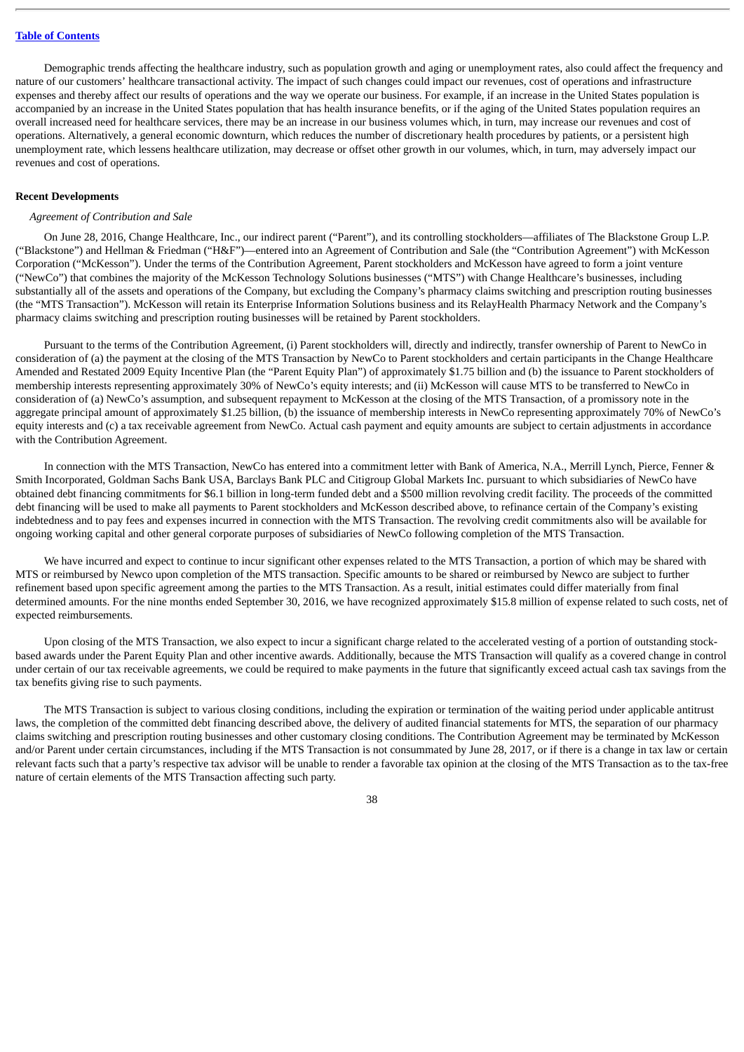Demographic trends affecting the healthcare industry, such as population growth and aging or unemployment rates, also could affect the frequency and nature of our customers' healthcare transactional activity. The impact of such changes could impact our revenues, cost of operations and infrastructure expenses and thereby affect our results of operations and the way we operate our business. For example, if an increase in the United States population is accompanied by an increase in the United States population that has health insurance benefits, or if the aging of the United States population requires an overall increased need for healthcare services, there may be an increase in our business volumes which, in turn, may increase our revenues and cost of operations. Alternatively, a general economic downturn, which reduces the number of discretionary health procedures by patients, or a persistent high unemployment rate, which lessens healthcare utilization, may decrease or offset other growth in our volumes, which, in turn, may adversely impact our revenues and cost of operations.

**Recent Developments**

*Agreement of Contribution and Sale*

On June 28, 2016, Change Healthcare, Inc., our indirect parent ("Parent"), and its controlling stockholders—affiliates of The Blackstone Group L.P. ("Blackstone") and Hellman & Friedman ("H&F")—entered into an Agreement of Contribution and Sale (the "Contribution Agreement") with McKesson Corporation ("McKesson"). Under the terms of the Contribution Agreement, Parent stockholders and McKesson have agreed to form a joint venture ("NewCo") that combines the majority of the McKesson Technology Solutions businesses ("MTS") with Change Healthcare's businesses, including substantially all of the assets and operations of the Company, but excluding the Company's pharmacy claims switching and prescription routing businesses (the "MTS Transaction"). McKesson will retain its Enterprise Information Solutions business and its RelayHealth Pharmacy Network and the Company's pharmacy claims switching and prescription routing businesses will be retained by Parent stockholders.

Pursuant to the terms of the Contribution Agreement, (i) Parent stockholders will, directly and indirectly, transfer ownership of Parent to NewCo in consideration of (a) the payment at the closing of the MTS Transaction by NewCo to Parent stockholders and certain participants in the Change Healthcare Amended and Restated 2009 Equity Incentive Plan (the "Parent Equity Plan") of approximately $1.75 billion and (b) the issuance to Parent stockholders of membership interests representing approximately 30% of NewCo's equity interests; and (ii) McKesson will cause MTS to be transferred to NewCo in consideration of (a) NewCo's assumption, and subsequent repayment to McKesson at the closing of the MTS Transaction, of a promissory note in the aggregate principal amount of approximately $1.25 billion, (b) the issuance of membership interests in NewCo representing approximately 70% of NewCo's equity interests and (c) a tax receivable agreement from NewCo. Actual cash payment and equity amounts are subject to certain adjustments in accordance with the Contribution Agreement.

In connection with the MTS Transaction, NewCo has entered into a commitment letter with Bank of America, N.A., Merrill Lynch, Pierce, Fenner & Smith Incorporated, Goldman Sachs Bank USA, Barclays Bank PLC and Citigroup Global Markets Inc. pursuant to which subsidiaries of NewCo have obtained debt financing commitments for $6.1 billion in long-term funded debt and a $500 million revolving credit facility. The proceeds of the committed debt financing will be used to make all payments to Parent stockholders and McKesson described above, to refinance certain of the Company's existing indebtedness and to pay fees and expenses incurred in connection with the MTS Transaction. The revolving credit commitments also will be available for ongoing working capital and other general corporate purposes of subsidiaries of NewCo following completion of the MTS Transaction.

We have incurred and expect to continue to incur significant other expenses related to the MTS Transaction, a portion of which may be shared with MTS or reimbursed by Newco upon completion of the MTS transaction. Specific amounts to be shared or reimbursed by Newco are subject to further refinement based upon specific agreement among the parties to the MTS Transaction. As a result, initial estimates could differ materially from final determined amounts. For the nine months ended September 30, 2016, we have recognized approximately $15.8 million of expense related to such costs, net of expected reimbursements.

Upon closing of the MTS Transaction, we also expect to incur a significant charge related to the accelerated vesting of a portion of outstanding stock-based awards under the Parent Equity Plan and other incentive awards. Additionally, because the MTS Transaction will qualify as a covered change in control under certain of our tax receivable agreements, we could be required to make payments in the future that significantly exceed actual cash tax savings from the tax benefits giving rise to such payments.

The MTS Transaction is subject to various closing conditions, including the expiration or termination of the waiting period under applicable antitrust laws, the completion of the committed debt financing described above, the delivery of audited financial statements for MTS, the separation of our pharmacy claims switching and prescription routing businesses and other customary closing conditions. The Contribution Agreement may be terminated by McKesson and/or Parent under certain circumstances, including if the MTS Transaction is not consummated by June 28, 2017, or if there is a change in tax law or certain relevant facts such that a party's respective tax advisor will be unable to render a favorable tax opinion at the closing of the MTS Transaction as to the tax-free nature of certain elements of the MTS Transaction affecting such party.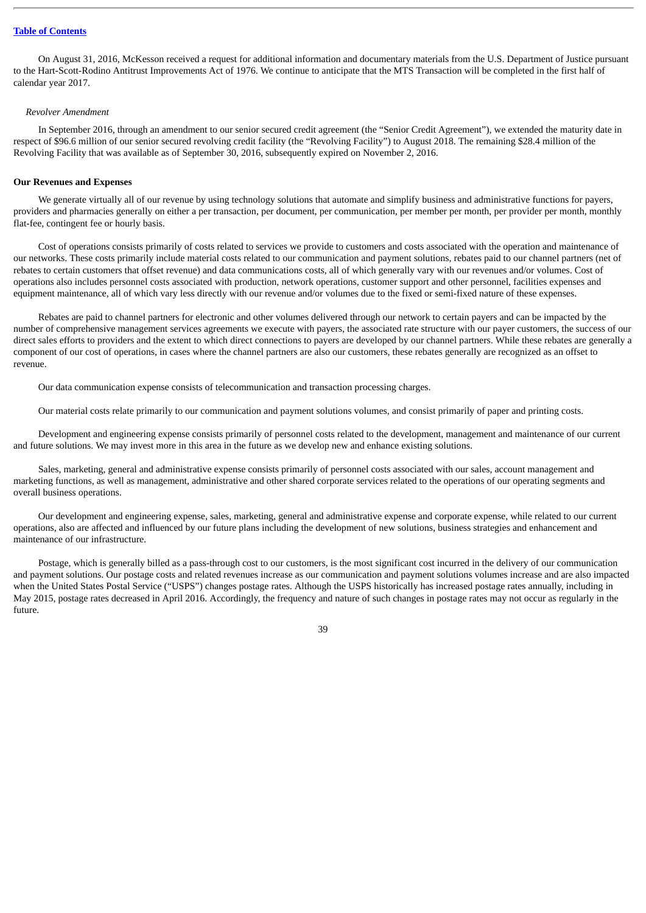On August 31, 2016, McKesson received a request for additional information and documentary materials from the U.S. Department of Justice pursuant to the Hart-Scott-Rodino Antitrust Improvements Act of 1976. We continue to anticipate that the MTS Transaction will be completed in the first half of calendar year 2017.

*Revolver Amendment*

In September 2016, through an amendment to our senior secured credit agreement (the "Senior Credit Agreement"), we extended the maturity date in respect of $96.6 million of our senior secured revolving credit facility (the "Revolving Facility") to August 2018. The remaining $28.4 million of the Revolving Facility that was available as of September 30, 2016, subsequently expired on November 2, 2016.

**Our Revenues and Expenses**

We generate virtually all of our revenue by using technology solutions that automate and simplify business and administrative functions for payers, providers and pharmacies generally on either a per transaction, per document, per communication, per member per month, per provider per month, monthly flat-fee, contingent fee or hourly basis.

Cost of operations consists primarily of costs related to services we provide to customers and costs associated with the operation and maintenance of our networks. These costs primarily include material costs related to our communication and payment solutions, rebates paid to our channel partners (net of rebates to certain customers that offset revenue) and data communications costs, all of which generally vary with our revenues and/or volumes. Cost of operations also includes personnel costs associated with production, network operations, customer support and other personnel, facilities expenses and equipment maintenance, all of which vary less directly with our revenue and/or volumes due to the fixed or semi-fixed nature of these expenses.

Rebates are paid to channel partners for electronic and other volumes delivered through our network to certain payers and can be impacted by the number of comprehensive management services agreements we execute with payers, the associated rate structure with our payer customers, the success of our direct sales efforts to providers and the extent to which direct connections to payers are developed by our channel partners. While these rebates are generally a component of our cost of operations, in cases where the channel partners are also our customers, these rebates generally are recognized as an offset to revenue.

Our data communication expense consists of telecommunication and transaction processing charges.

Our material costs relate primarily to our communication and payment solutions volumes, and consist primarily of paper and printing costs.

Development and engineering expense consists primarily of personnel costs related to the development, management and maintenance of our current and future solutions. We may invest more in this area in the future as we develop new and enhance existing solutions.

Sales, marketing, general and administrative expense consists primarily of personnel costs associated with our sales, account management and marketing functions, as well as management, administrative and other shared corporate services related to the operations of our operating segments and overall business operations.

Our development and engineering expense, sales, marketing, general and administrative expense and corporate expense, while related to our current operations, also are affected and influenced by our future plans including the development of new solutions, business strategies and enhancement and maintenance of our infrastructure.

Postage, which is generally billed as a pass-through cost to our customers, is the most significant cost incurred in the delivery of our communication and payment solutions. Our postage costs and related revenues increase as our communication and payment solutions volumes increase and are also impacted when the United States Postal Service ("USPS") changes postage rates. Although the USPS historically has increased postage rates annually, including in May 2015, postage rates decreased in April 2016. Accordingly, the frequency and nature of such changes in postage rates may not occur as regularly in the future.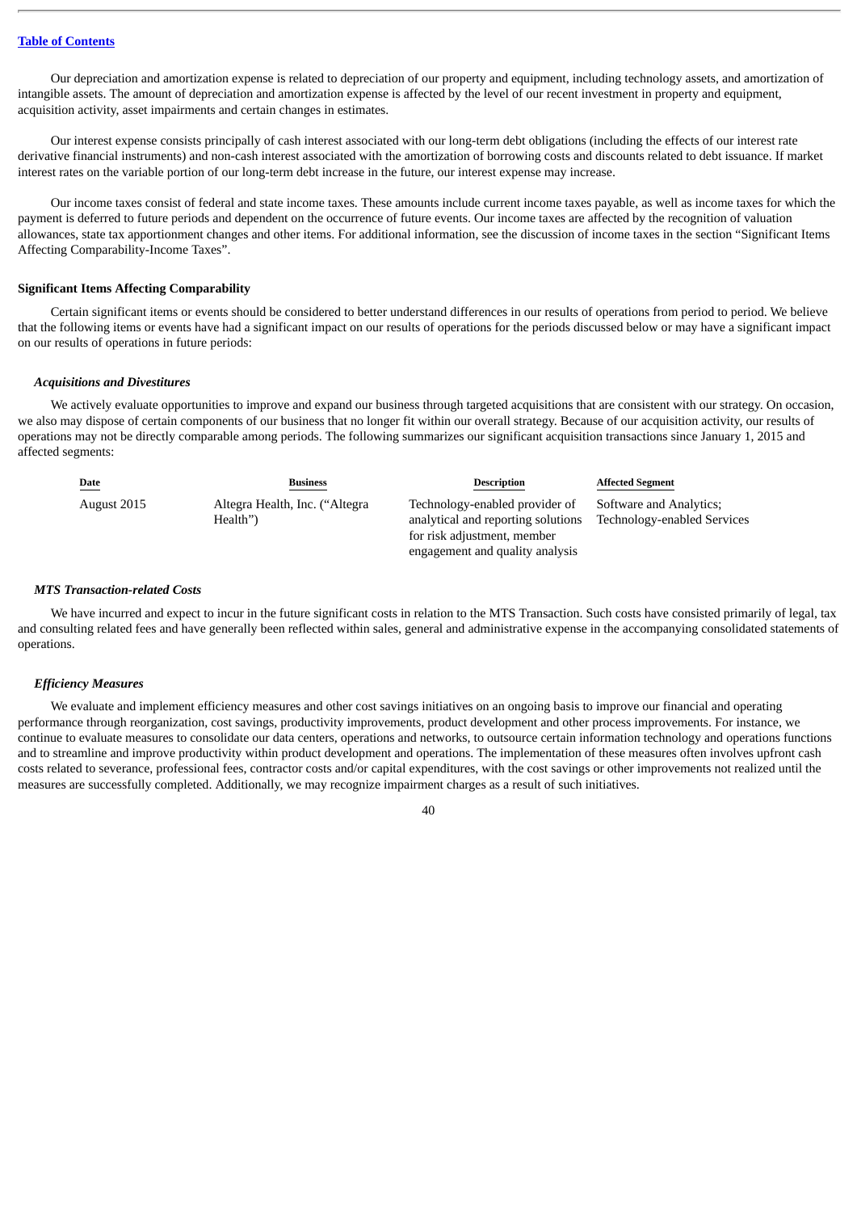Our depreciation and amortization expense is related to depreciation of our property and equipment, including technology assets, and amortization of intangible assets. The amount of depreciation and amortization expense is affected by the level of our recent investment in property and equipment, acquisition activity, asset impairments and certain changes in estimates.

Our interest expense consists principally of cash interest associated with our long-term debt obligations (including the effects of our interest rate derivative financial instruments) and non-cash interest associated with the amortization of borrowing costs and discounts related to debt issuance. If market interest rates on the variable portion of our long-term debt increase in the future, our interest expense may increase.

Our income taxes consist of federal and state income taxes. These amounts include current income taxes payable, as well as income taxes for which the payment is deferred to future periods and dependent on the occurrence of future events. Our income taxes are affected by the recognition of valuation allowances, state tax apportionment changes and other items. For additional information, see the discussion of income taxes in the section "Significant Items Affecting Comparability-Income Taxes".

**Significant Items Affecting Comparability**

Certain significant items or events should be considered to better understand differences in our results of operations from period to period. We believe that the following items or events have had a significant impact on our results of operations for the periods discussed below or may have a significant impact on our results of operations in future periods:

***Acquisitions and Divestitures***

We actively evaluate opportunities to improve and expand our business through targeted acquisitions that are consistent with our strategy. On occasion, we also may dispose of certain components of our business that no longer fit within our overall strategy. Because of our acquisition activity, our results of operations may not be directly comparable among periods. The following summarizes our significant acquisition transactions since January 1, 2015 and affected segments:

| Date | Business | Description | Affected Segment |
|---|---|---|---|
| August 2015 | Altegra Health, Inc. ("Altegra Health") | Technology-enabled provider of analytical and reporting solutions for risk adjustment, member engagement and quality analysis | Software and Analytics; Technology-enabled Services |

***MTS Transaction-related Costs***

We have incurred and expect to incur in the future significant costs in relation to the MTS Transaction. Such costs have consisted primarily of legal, tax and consulting related fees and have generally been reflected within sales, general and administrative expense in the accompanying consolidated statements of operations.

***Efficiency Measures***

We evaluate and implement efficiency measures and other cost savings initiatives on an ongoing basis to improve our financial and operating performance through reorganization, cost savings, productivity improvements, product development and other process improvements. For instance, we continue to evaluate measures to consolidate our data centers, operations and networks, to outsource certain information technology and operations functions and to streamline and improve productivity within product development and operations. The implementation of these measures often involves upfront cash costs related to severance, professional fees, contractor costs and/or capital expenditures, with the cost savings or other improvements not realized until the measures are successfully completed. Additionally, we may recognize impairment charges as a result of such initiatives.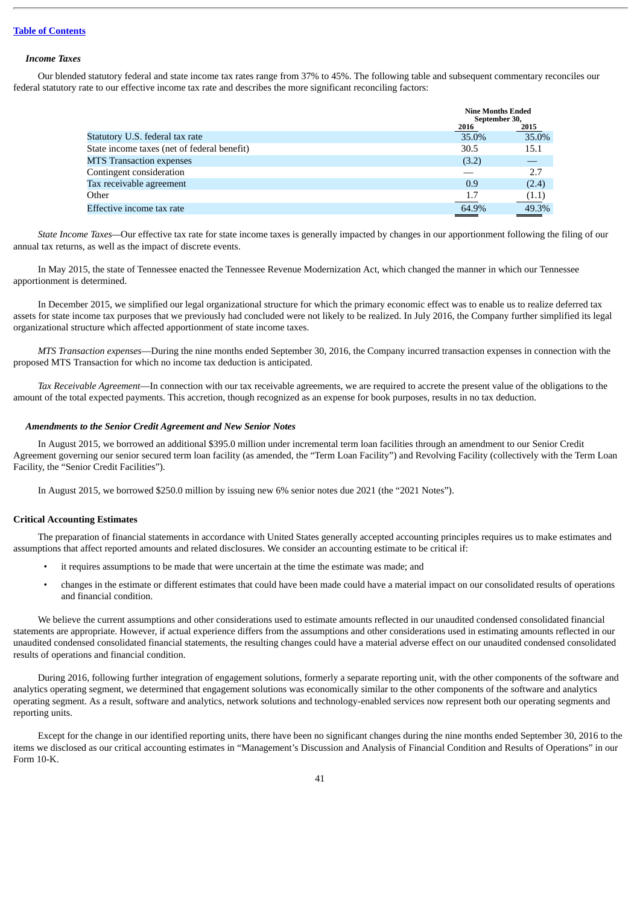### *Income Taxes*

Our blended statutory federal and state income tax rates range from 37% to 45%. The following table and subsequent commentary reconciles our federal statutory rate to our effective income tax rate and describes the more significant reconciling factors:

| | Nine Months Ended September 30, | |
|---|---|---|
| | 2016 | 2015 |
| Statutory U.S. federal tax rate | 35.0% | 35.0% |
| State income taxes (net of federal benefit) | 30.5 | 15.1 |
| MTS Transaction expenses | (3.2) | — |
| Contingent consideration | — | 2.7 |
| Tax receivable agreement | 0.9 | (2.4) |
| Other | 1.7 | (1.1) |
| Effective income tax rate | 64.9% | 49.3% |

*State Income Taxes*—Our effective tax rate for state income taxes is generally impacted by changes in our apportionment following the filing of our annual tax returns, as well as the impact of discrete events.

In May 2015, the state of Tennessee enacted the Tennessee Revenue Modernization Act, which changed the manner in which our Tennessee apportionment is determined.

In December 2015, we simplified our legal organizational structure for which the primary economic effect was to enable us to realize deferred tax assets for state income tax purposes that we previously had concluded were not likely to be realized. In July 2016, the Company further simplified its legal organizational structure which affected apportionment of state income taxes.

*MTS Transaction expenses*—During the nine months ended September 30, 2016, the Company incurred transaction expenses in connection with the proposed MTS Transaction for which no income tax deduction is anticipated.

*Tax Receivable Agreement*—In connection with our tax receivable agreements, we are required to accrete the present value of the obligations to the amount of the total expected payments. This accretion, though recognized as an expense for book purposes, results in no tax deduction.

### *Amendments to the Senior Credit Agreement and New Senior Notes*

In August 2015, we borrowed an additional $395.0 million under incremental term loan facilities through an amendment to our Senior Credit Agreement governing our senior secured term loan facility (as amended, the "Term Loan Facility") and Revolving Facility (collectively with the Term Loan Facility, the "Senior Credit Facilities").

In August 2015, we borrowed $250.0 million by issuing new 6% senior notes due 2021 (the "2021 Notes").

### Critical Accounting Estimates

The preparation of financial statements in accordance with United States generally accepted accounting principles requires us to make estimates and assumptions that affect reported amounts and related disclosures. We consider an accounting estimate to be critical if:

- it requires assumptions to be made that were uncertain at the time the estimate was made; and
- changes in the estimate or different estimates that could have been made could have a material impact on our consolidated results of operations and financial condition.

We believe the current assumptions and other considerations used to estimate amounts reflected in our unaudited condensed consolidated financial statements are appropriate. However, if actual experience differs from the assumptions and other considerations used in estimating amounts reflected in our unaudited condensed consolidated financial statements, the resulting changes could have a material adverse effect on our unaudited condensed consolidated results of operations and financial condition.

During 2016, following further integration of engagement solutions, formerly a separate reporting unit, with the other components of the software and analytics operating segment, we determined that engagement solutions was economically similar to the other components of the software and analytics operating segment. As a result, software and analytics, network solutions and technology-enabled services now represent both our operating segments and reporting units.

Except for the change in our identified reporting units, there have been no significant changes during the nine months ended September 30, 2016 to the items we disclosed as our critical accounting estimates in "Management's Discussion and Analysis of Financial Condition and Results of Operations" in our Form 10-K.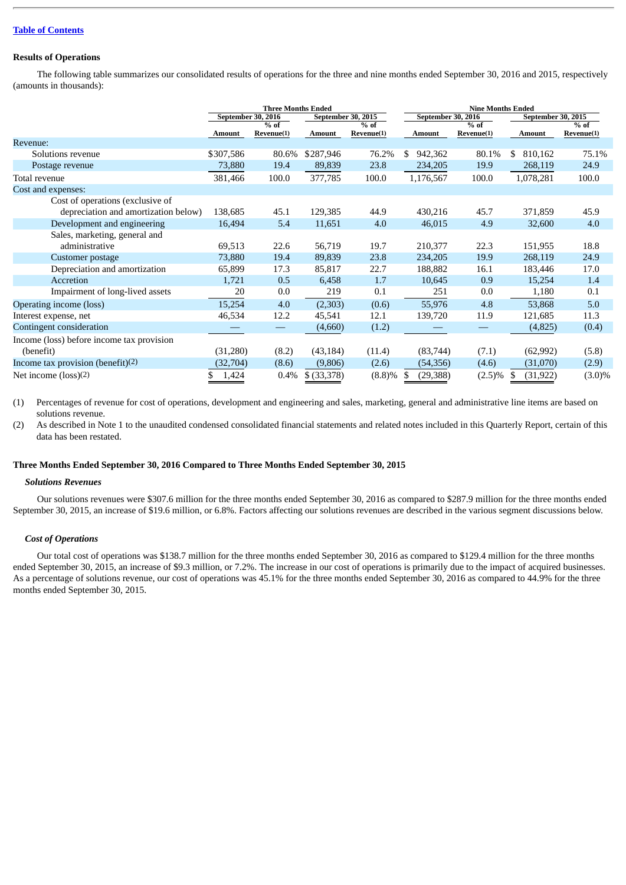[Table of Contents](#)

### Results of Operations

The following table summarizes our consolidated results of operations for the three and nine months ended September 30, 2016 and 2015, respectively (amounts in thousands):

| | Three Months Ended | | | | Nine Months Ended | | | |
|---|---|---|---|---|---|---|---|---|
| | September 30, 2016 | | September 30, 2015 | | September 30, 2016 | | September 30, 2015 | |
| | Amount | % of Revenue(1) | Amount | % of Revenue(1) | Amount | % of Revenue(1) | Amount | % of Revenue(1) |
| Revenue: | | | | | | | | |
| Solutions revenue | $307,586 | 80.6% | $287,946 | 76.2% | $ 942,362 | 80.1% | $ 810,162 | 75.1% |
| Postage revenue | 73,880 | 19.4 | 89,839 | 23.8 | 234,205 | 19.9 | 268,119 | 24.9 |
| Total revenue | 381,466 | 100.0 | 377,785 | 100.0 | 1,176,567 | 100.0 | 1,078,281 | 100.0 |
| Cost and expenses: | | | | | | | | |
| Cost of operations (exclusive of depreciation and amortization below) | 138,685 | 45.1 | 129,385 | 44.9 | 430,216 | 45.7 | 371,859 | 45.9 |
| Development and engineering | 16,494 | 5.4 | 11,651 | 4.0 | 46,015 | 4.9 | 32,600 | 4.0 |
| Sales, marketing, general and administrative | 69,513 | 22.6 | 56,719 | 19.7 | 210,377 | 22.3 | 151,955 | 18.8 |
| Customer postage | 73,880 | 19.4 | 89,839 | 23.8 | 234,205 | 19.9 | 268,119 | 24.9 |
| Depreciation and amortization | 65,899 | 17.3 | 85,817 | 22.7 | 188,882 | 16.1 | 183,446 | 17.0 |
| Accretion | 1,721 | 0.5 | 6,458 | 1.7 | 10,645 | 0.9 | 15,254 | 1.4 |
| Impairment of long-lived assets | 20 | 0.0 | 219 | 0.1 | 251 | 0.0 | 1,180 | 0.1 |
| Operating income (loss) | 15,254 | 4.0 | (2,303) | (0.6) | 55,976 | 4.8 | 53,868 | 5.0 |
| Interest expense, net | 46,534 | 12.2 | 45,541 | 12.1 | 139,720 | 11.9 | 121,685 | 11.3 |
| Contingent consideration | — | — | (4,660) | (1.2) | — | — | (4,825) | (0.4) |
| Income (loss) before income tax provision (benefit) | (31,280) | (8.2) | (43,184) | (11.4) | (83,744) | (7.1) | (62,992) | (5.8) |
| Income tax provision (benefit)(2) | (32,704) | (8.6) | (9,806) | (2.6) | (54,356) | (4.6) | (31,070) | (2.9) |
| Net income (loss)(2) | $ 1,424 | 0.4% | $ (33,378) | (8.8)% | $ (29,388) | (2.5)% | $ (31,922) | (3.0)% |

(1) Percentages of revenue for cost of operations, development and engineering and sales, marketing, general and administrative line items are based on solutions revenue.

(2) As described in Note 1 to the unaudited condensed consolidated financial statements and related notes included in this Quarterly Report, certain of this data has been restated.

### Three Months Ended September 30, 2016 Compared to Three Months Ended September 30, 2015

#### *Solutions Revenues*

Our solutions revenues were $307.6 million for the three months ended September 30, 2016 as compared to $287.9 million for the three months ended September 30, 2015, an increase of $19.6 million, or 6.8%. Factors affecting our solutions revenues are described in the various segment discussions below.

#### *Cost of Operations*

Our total cost of operations was $138.7 million for the three months ended September 30, 2016 as compared to $129.4 million for the three months ended September 30, 2015, an increase of $9.3 million, or 7.2%. The increase in our cost of operations is primarily due to the impact of acquired businesses. As a percentage of solutions revenue, our cost of operations was 45.1% for the three months ended September 30, 2016 as compared to 44.9% for the three months ended September 30, 2015.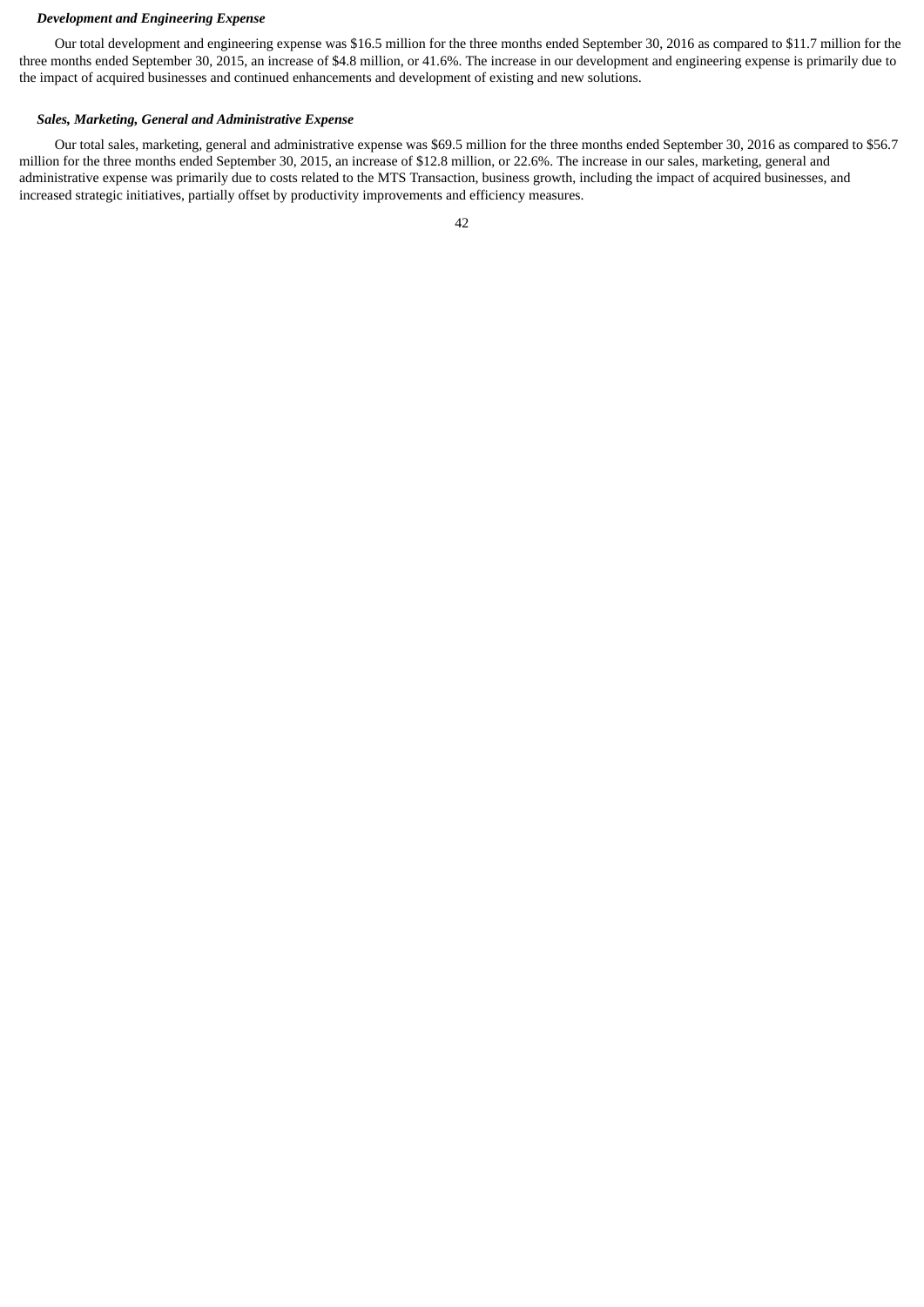### *Development and Engineering Expense*

Our total development and engineering expense was $16.5 million for the three months ended September 30, 2016 as compared to $11.7 million for the three months ended September 30, 2015, an increase of $4.8 million, or 41.6%. The increase in our development and engineering expense is primarily due to the impact of acquired businesses and continued enhancements and development of existing and new solutions.

### *Sales, Marketing, General and Administrative Expense*

Our total sales, marketing, general and administrative expense was $69.5 million for the three months ended September 30, 2016 as compared to $56.7 million for the three months ended September 30, 2015, an increase of $12.8 million, or 22.6%. The increase in our sales, marketing, general and administrative expense was primarily due to costs related to the MTS Transaction, business growth, including the impact of acquired businesses, and increased strategic initiatives, partially offset by productivity improvements and efficiency measures.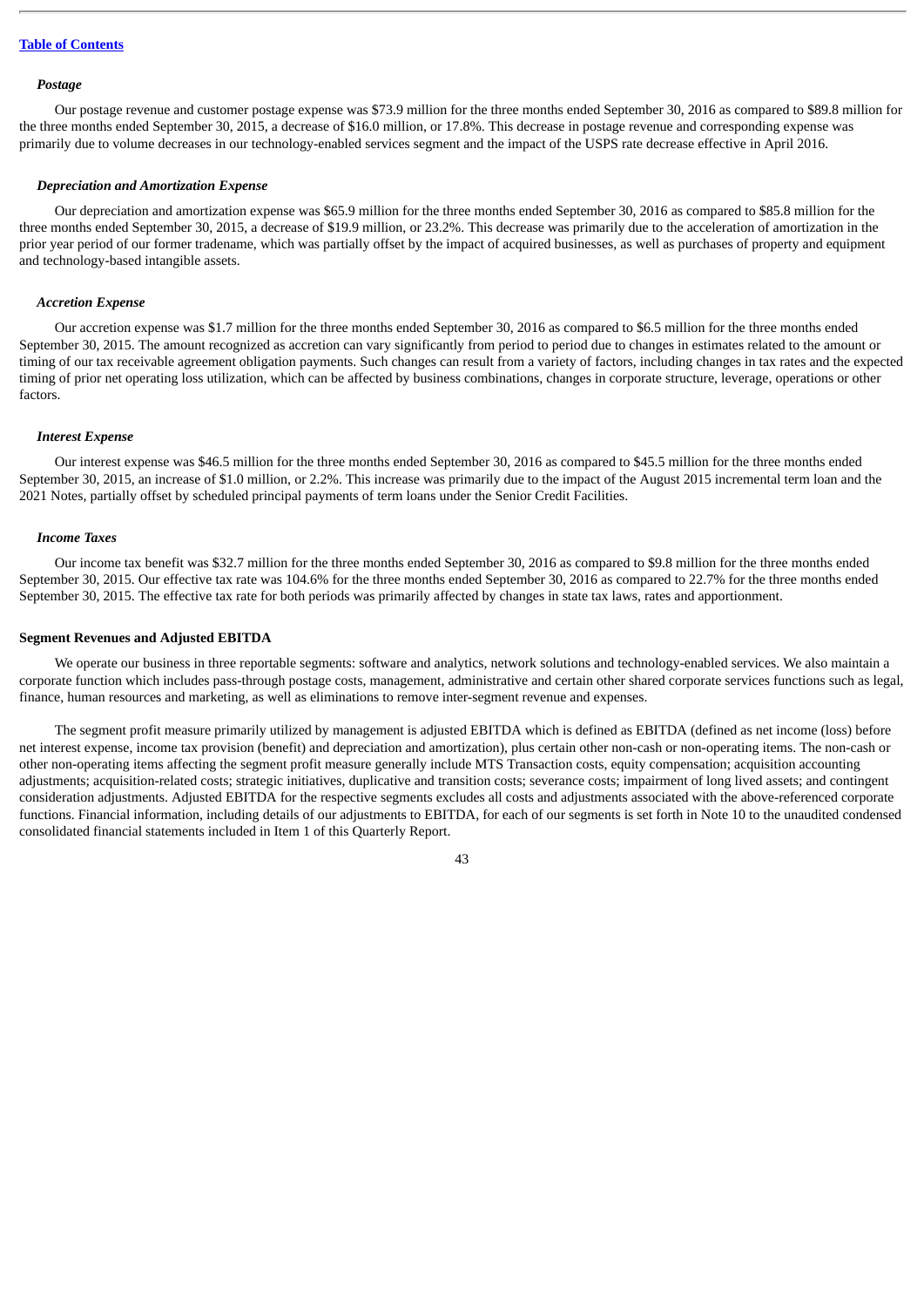### *Postage*

Our postage revenue and customer postage expense was $73.9 million for the three months ended September 30, 2016 as compared to $89.8 million for the three months ended September 30, 2015, a decrease of $16.0 million, or 17.8%. This decrease in postage revenue and corresponding expense was primarily due to volume decreases in our technology-enabled services segment and the impact of the USPS rate decrease effective in April 2016.

### *Depreciation and Amortization Expense*

Our depreciation and amortization expense was $65.9 million for the three months ended September 30, 2016 as compared to $85.8 million for the three months ended September 30, 2015, a decrease of $19.9 million, or 23.2%. This decrease was primarily due to the acceleration of amortization in the prior year period of our former tradename, which was partially offset by the impact of acquired businesses, as well as purchases of property and equipment and technology-based intangible assets.

### *Accretion Expense*

Our accretion expense was $1.7 million for the three months ended September 30, 2016 as compared to $6.5 million for the three months ended September 30, 2015. The amount recognized as accretion can vary significantly from period to period due to changes in estimates related to the amount or timing of our tax receivable agreement obligation payments. Such changes can result from a variety of factors, including changes in tax rates and the expected timing of prior net operating loss utilization, which can be affected by business combinations, changes in corporate structure, leverage, operations or other factors.

### *Interest Expense*

Our interest expense was $46.5 million for the three months ended September 30, 2016 as compared to $45.5 million for the three months ended September 30, 2015, an increase of $1.0 million, or 2.2%. This increase was primarily due to the impact of the August 2015 incremental term loan and the 2021 Notes, partially offset by scheduled principal payments of term loans under the Senior Credit Facilities.

### *Income Taxes*

Our income tax benefit was $32.7 million for the three months ended September 30, 2016 as compared to $9.8 million for the three months ended September 30, 2015. Our effective tax rate was 104.6% for the three months ended September 30, 2016 as compared to 22.7% for the three months ended September 30, 2015. The effective tax rate for both periods was primarily affected by changes in state tax laws, rates and apportionment.

## Segment Revenues and Adjusted EBITDA

We operate our business in three reportable segments: software and analytics, network solutions and technology-enabled services. We also maintain a corporate function which includes pass-through postage costs, management, administrative and certain other shared corporate services functions such as legal, finance, human resources and marketing, as well as eliminations to remove inter-segment revenue and expenses.

The segment profit measure primarily utilized by management is adjusted EBITDA which is defined as EBITDA (defined as net income (loss) before net interest expense, income tax provision (benefit) and depreciation and amortization), plus certain other non-cash or non-operating items. The non-cash or other non-operating items affecting the segment profit measure generally include MTS Transaction costs, equity compensation; acquisition accounting adjustments; acquisition-related costs; strategic initiatives, duplicative and transition costs; severance costs; impairment of long lived assets; and contingent consideration adjustments. Adjusted EBITDA for the respective segments excludes all costs and adjustments associated with the above-referenced corporate functions. Financial information, including details of our adjustments to EBITDA, for each of our segments is set forth in Note 10 to the unaudited condensed consolidated financial statements included in Item 1 of this Quarterly Report.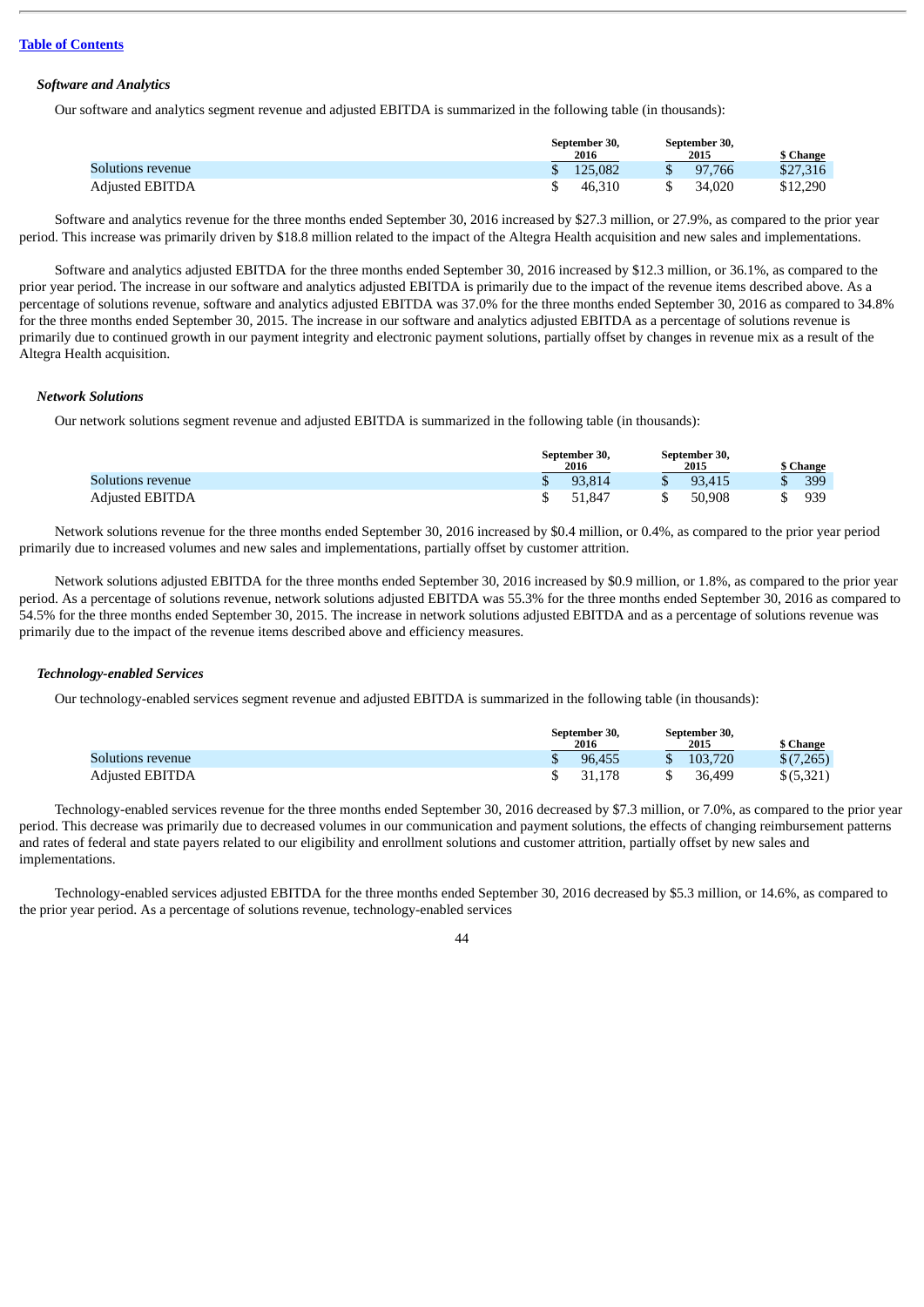*Software and Analytics*

Our software and analytics segment revenue and adjusted EBITDA is summarized in the following table (in thousands):

| | September 30, 2016 | September 30, 2015 | $ Change |
|---|---|---|---|
| Solutions revenue | $ 125,082 | $ 97,766 | $27,316 |
| Adjusted EBITDA | $ 46,310 | $ 34,020 | $12,290 |

Software and analytics revenue for the three months ended September 30, 2016 increased by $27.3 million, or 27.9%, as compared to the prior year period. This increase was primarily driven by $18.8 million related to the impact of the Altegra Health acquisition and new sales and implementations.

Software and analytics adjusted EBITDA for the three months ended September 30, 2016 increased by $12.3 million, or 36.1%, as compared to the prior year period. The increase in our software and analytics adjusted EBITDA is primarily due to the impact of the revenue items described above. As a percentage of solutions revenue, software and analytics adjusted EBITDA was 37.0% for the three months ended September 30, 2016 as compared to 34.8% for the three months ended September 30, 2015. The increase in our software and analytics adjusted EBITDA as a percentage of solutions revenue is primarily due to continued growth in our payment integrity and electronic payment solutions, partially offset by changes in revenue mix as a result of the Altegra Health acquisition.

*Network Solutions*

Our network solutions segment revenue and adjusted EBITDA is summarized in the following table (in thousands):

| | September 30, 2016 | September 30, 2015 | $ Change |
|---|---|---|---|
| Solutions revenue | $ 93,814 | $ 93,415 | $ 399 |
| Adjusted EBITDA | $ 51,847 | $ 50,908 | $ 939 |

Network solutions revenue for the three months ended September 30, 2016 increased by $0.4 million, or 0.4%, as compared to the prior year period primarily due to increased volumes and new sales and implementations, partially offset by customer attrition.

Network solutions adjusted EBITDA for the three months ended September 30, 2016 increased by $0.9 million, or 1.8%, as compared to the prior year period. As a percentage of solutions revenue, network solutions adjusted EBITDA was 55.3% for the three months ended September 30, 2016 as compared to 54.5% for the three months ended September 30, 2015. The increase in network solutions adjusted EBITDA and as a percentage of solutions revenue was primarily due to the impact of the revenue items described above and efficiency measures.

*Technology-enabled Services*

Our technology-enabled services segment revenue and adjusted EBITDA is summarized in the following table (in thousands):

| | September 30, 2016 | September 30, 2015 | $ Change |
|---|---|---|---|
| Solutions revenue | $ 96,455 | $ 103,720 | $(7,265) |
| Adjusted EBITDA | $ 31,178 | $ 36,499 | $(5,321) |

Technology-enabled services revenue for the three months ended September 30, 2016 decreased by $7.3 million, or 7.0%, as compared to the prior year period. This decrease was primarily due to decreased volumes in our communication and payment solutions, the effects of changing reimbursement patterns and rates of federal and state payers related to our eligibility and enrollment solutions and customer attrition, partially offset by new sales and implementations.

Technology-enabled services adjusted EBITDA for the three months ended September 30, 2016 decreased by $5.3 million, or 14.6%, as compared to the prior year period. As a percentage of solutions revenue, technology-enabled services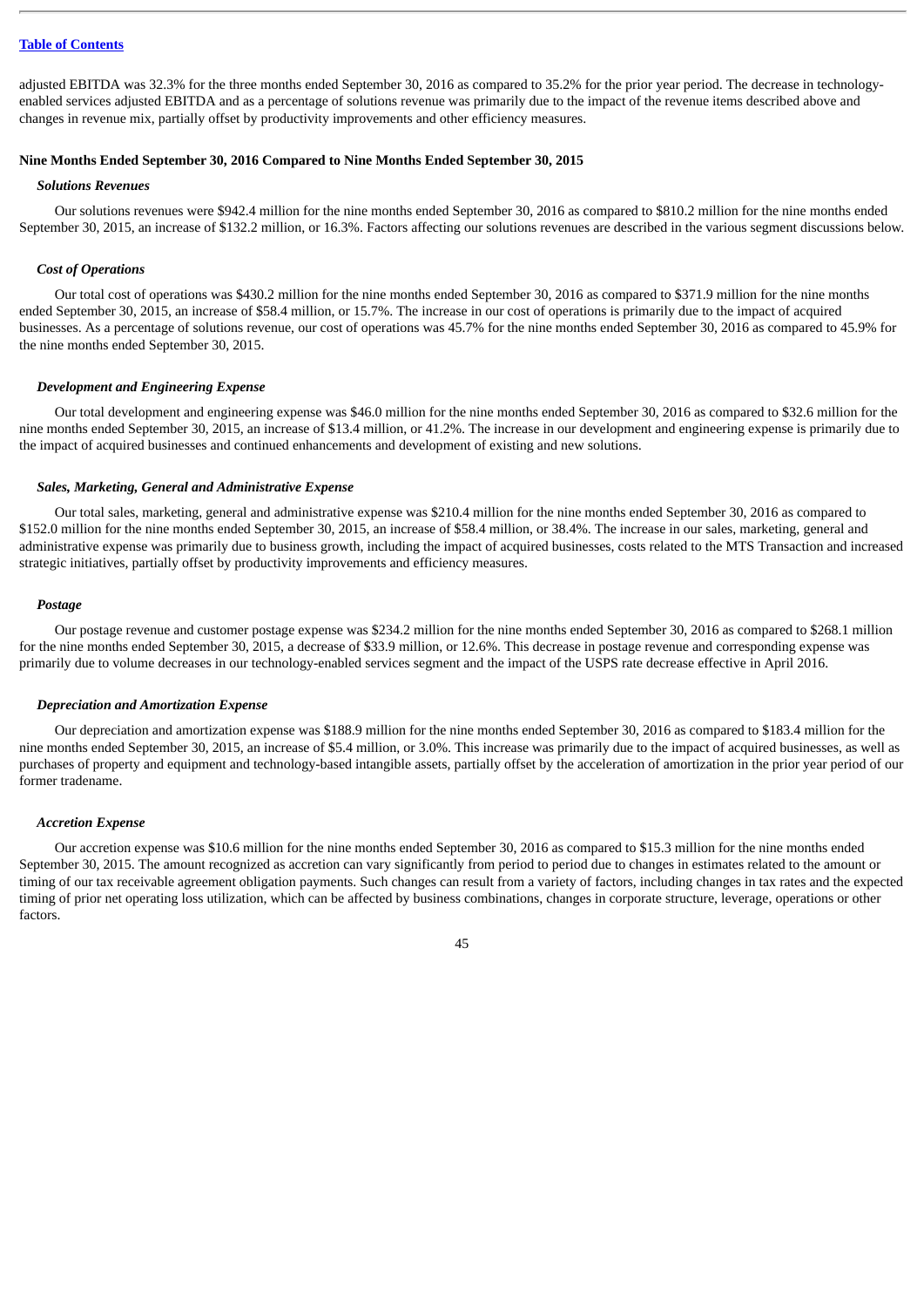adjusted EBITDA was 32.3% for the three months ended September 30, 2016 as compared to 35.2% for the prior year period. The decrease in technology-enabled services adjusted EBITDA and as a percentage of solutions revenue was primarily due to the impact of the revenue items described above and changes in revenue mix, partially offset by productivity improvements and other efficiency measures.

**Nine Months Ended September 30, 2016 Compared to Nine Months Ended September 30, 2015**

***Solutions Revenues***

Our solutions revenues were $942.4 million for the nine months ended September 30, 2016 as compared to $810.2 million for the nine months ended September 30, 2015, an increase of $132.2 million, or 16.3%. Factors affecting our solutions revenues are described in the various segment discussions below.

***Cost of Operations***

Our total cost of operations was $430.2 million for the nine months ended September 30, 2016 as compared to $371.9 million for the nine months ended September 30, 2015, an increase of $58.4 million, or 15.7%. The increase in our cost of operations is primarily due to the impact of acquired businesses. As a percentage of solutions revenue, our cost of operations was 45.7% for the nine months ended September 30, 2016 as compared to 45.9% for the nine months ended September 30, 2015.

***Development and Engineering Expense***

Our total development and engineering expense was $46.0 million for the nine months ended September 30, 2016 as compared to $32.6 million for the nine months ended September 30, 2015, an increase of $13.4 million, or 41.2%. The increase in our development and engineering expense is primarily due to the impact of acquired businesses and continued enhancements and development of existing and new solutions.

***Sales, Marketing, General and Administrative Expense***

Our total sales, marketing, general and administrative expense was $210.4 million for the nine months ended September 30, 2016 as compared to $152.0 million for the nine months ended September 30, 2015, an increase of $58.4 million, or 38.4%. The increase in our sales, marketing, general and administrative expense was primarily due to business growth, including the impact of acquired businesses, costs related to the MTS Transaction and increased strategic initiatives, partially offset by productivity improvements and efficiency measures.

***Postage***

Our postage revenue and customer postage expense was $234.2 million for the nine months ended September 30, 2016 as compared to $268.1 million for the nine months ended September 30, 2015, a decrease of $33.9 million, or 12.6%. This decrease in postage revenue and corresponding expense was primarily due to volume decreases in our technology-enabled services segment and the impact of the USPS rate decrease effective in April 2016.

***Depreciation and Amortization Expense***

Our depreciation and amortization expense was $188.9 million for the nine months ended September 30, 2016 as compared to $183.4 million for the nine months ended September 30, 2015, an increase of $5.4 million, or 3.0%. This increase was primarily due to the impact of acquired businesses, as well as purchases of property and equipment and technology-based intangible assets, partially offset by the acceleration of amortization in the prior year period of our former tradename.

***Accretion Expense***

Our accretion expense was $10.6 million for the nine months ended September 30, 2016 as compared to $15.3 million for the nine months ended September 30, 2015. The amount recognized as accretion can vary significantly from period to period due to changes in estimates related to the amount or timing of our tax receivable agreement obligation payments. Such changes can result from a variety of factors, including changes in tax rates and the expected timing of prior net operating loss utilization, which can be affected by business combinations, changes in corporate structure, leverage, operations or other factors.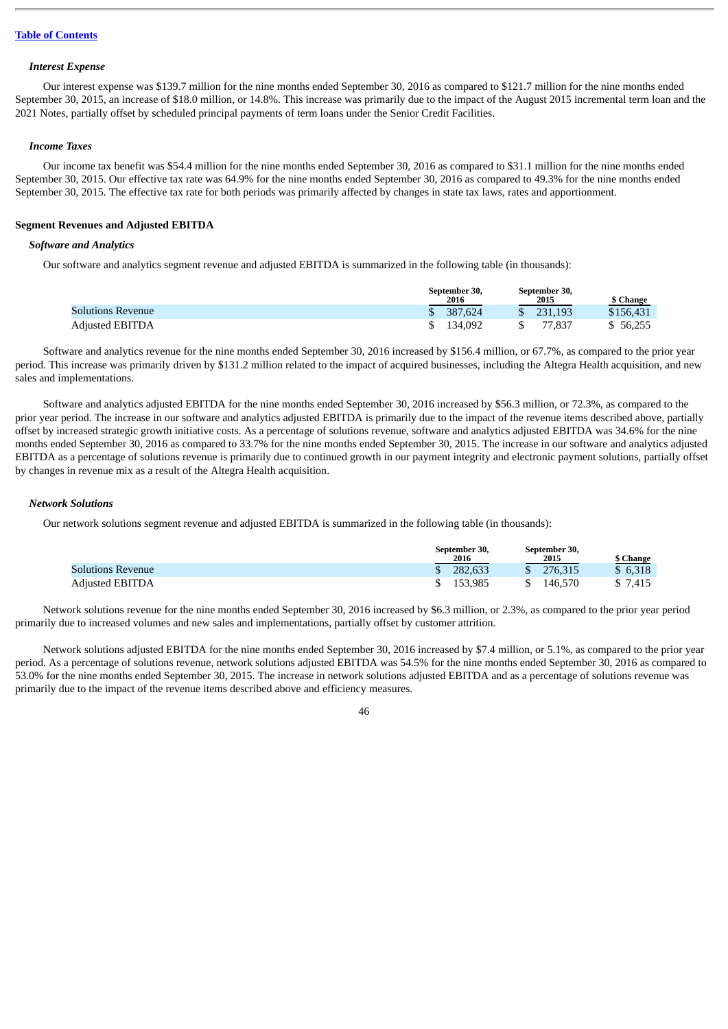*Interest Expense*

Our interest expense was $139.7 million for the nine months ended September 30, 2016 as compared to $121.7 million for the nine months ended September 30, 2015, an increase of $18.0 million, or 14.8%. This increase was primarily due to the impact of the August 2015 incremental term loan and the 2021 Notes, partially offset by scheduled principal payments of term loans under the Senior Credit Facilities.

*Income Taxes*

Our income tax benefit was $54.4 million for the nine months ended September 30, 2016 as compared to $31.1 million for the nine months ended September 30, 2015. Our effective tax rate was 64.9% for the nine months ended September 30, 2016 as compared to 49.3% for the nine months ended September 30, 2015. The effective tax rate for both periods was primarily affected by changes in state tax laws, rates and apportionment.

**Segment Revenues and Adjusted EBITDA**

*Software and Analytics*

Our software and analytics segment revenue and adjusted EBITDA is summarized in the following table (in thousands):

| | September 30, 2016 | September 30, 2015 | $ Change |
|---|---|---|---|
| Solutions Revenue | $ 387,624 | $ 231,193 | $156,431 |
| Adjusted EBITDA | $ 134,092 | $ 77,837 | $ 56,255 |

Software and analytics revenue for the nine months ended September 30, 2016 increased by $156.4 million, or 67.7%, as compared to the prior year period. This increase was primarily driven by $131.2 million related to the impact of acquired businesses, including the Altegra Health acquisition, and new sales and implementations.

Software and analytics adjusted EBITDA for the nine months ended September 30, 2016 increased by $56.3 million, or 72.3%, as compared to the prior year period. The increase in our software and analytics adjusted EBITDA is primarily due to the impact of the revenue items described above, partially offset by increased strategic growth initiative costs. As a percentage of solutions revenue, software and analytics adjusted EBITDA was 34.6% for the nine months ended September 30, 2016 as compared to 33.7% for the nine months ended September 30, 2015. The increase in our software and analytics adjusted EBITDA as a percentage of solutions revenue is primarily due to continued growth in our payment integrity and electronic payment solutions, partially offset by changes in revenue mix as a result of the Altegra Health acquisition.

*Network Solutions*

Our network solutions segment revenue and adjusted EBITDA is summarized in the following table (in thousands):

| | September 30, 2016 | September 30, 2015 | $ Change |
|---|---|---|---|
| Solutions Revenue | $ 282,633 | $ 276,315 | $ 6,318 |
| Adjusted EBITDA | $ 153,985 | $ 146,570 | $ 7,415 |

Network solutions revenue for the nine months ended September 30, 2016 increased by $6.3 million, or 2.3%, as compared to the prior year period primarily due to increased volumes and new sales and implementations, partially offset by customer attrition.

Network solutions adjusted EBITDA for the nine months ended September 30, 2016 increased by $7.4 million, or 5.1%, as compared to the prior year period. As a percentage of solutions revenue, network solutions adjusted EBITDA was 54.5% for the nine months ended September 30, 2016 as compared to 53.0% for the nine months ended September 30, 2015. The increase in network solutions adjusted EBITDA and as a percentage of solutions revenue was primarily due to the impact of the revenue items described above and efficiency measures.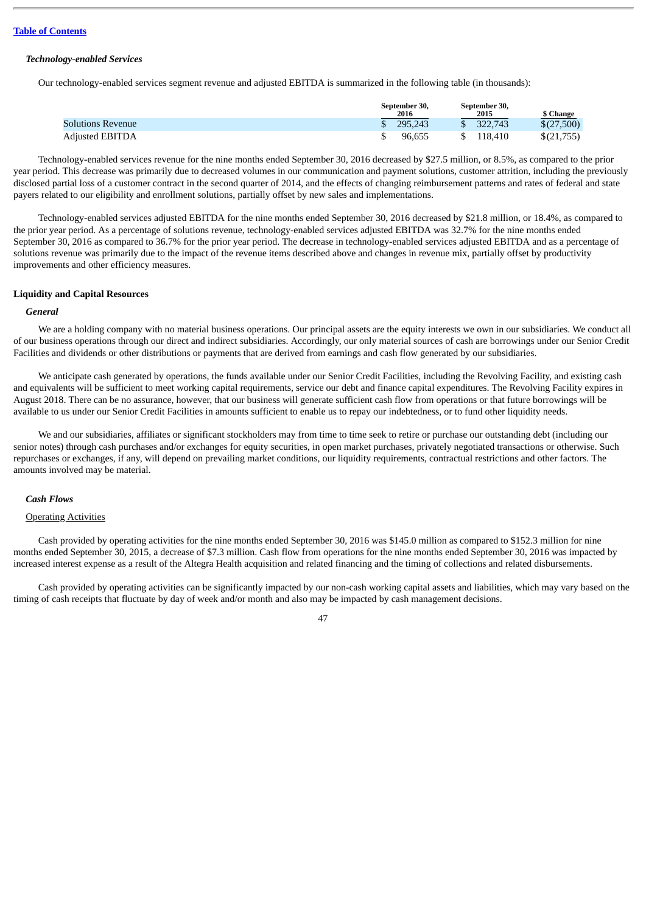[Table of Contents](#)

### *Technology-enabled Services*

Our technology-enabled services segment revenue and adjusted EBITDA is summarized in the following table (in thousands):

| | September 30, 2016 | September 30, 2015 | $ Change |
|---|---|---|---|
| Solutions Revenue | $ 295,243 | $ 322,743 | $(27,500) |
| Adjusted EBITDA | $ 96,655 | $ 118,410 | $(21,755) |

Technology-enabled services revenue for the nine months ended September 30, 2016 decreased by $27.5 million, or 8.5%, as compared to the prior year period. This decrease was primarily due to decreased volumes in our communication and payment solutions, customer attrition, including the previously disclosed partial loss of a customer contract in the second quarter of 2014, and the effects of changing reimbursement patterns and rates of federal and state payers related to our eligibility and enrollment solutions, partially offset by new sales and implementations.

Technology-enabled services adjusted EBITDA for the nine months ended September 30, 2016 decreased by $21.8 million, or 18.4%, as compared to the prior year period. As a percentage of solutions revenue, technology-enabled services adjusted EBITDA was 32.7% for the nine months ended September 30, 2016 as compared to 36.7% for the prior year period. The decrease in technology-enabled services adjusted EBITDA and as a percentage of solutions revenue was primarily due to the impact of the revenue items described above and changes in revenue mix, partially offset by productivity improvements and other efficiency measures.

## Liquidity and Capital Resources

### *General*

We are a holding company with no material business operations. Our principal assets are the equity interests we own in our subsidiaries. We conduct all of our business operations through our direct and indirect subsidiaries. Accordingly, our only material sources of cash are borrowings under our Senior Credit Facilities and dividends or other distributions or payments that are derived from earnings and cash flow generated by our subsidiaries.

We anticipate cash generated by operations, the funds available under our Senior Credit Facilities, including the Revolving Facility, and existing cash and equivalents will be sufficient to meet working capital requirements, service our debt and finance capital expenditures. The Revolving Facility expires in August 2018. There can be no assurance, however, that our business will generate sufficient cash flow from operations or that future borrowings will be available to us under our Senior Credit Facilities in amounts sufficient to enable us to repay our indebtedness, or to fund other liquidity needs.

We and our subsidiaries, affiliates or significant stockholders may from time to time seek to retire or purchase our outstanding debt (including our senior notes) through cash purchases and/or exchanges for equity securities, in open market purchases, privately negotiated transactions or otherwise. Such repurchases or exchanges, if any, will depend on prevailing market conditions, our liquidity requirements, contractual restrictions and other factors. The amounts involved may be material.

### *Cash Flows*

Operating Activities

Cash provided by operating activities for the nine months ended September 30, 2016 was $145.0 million as compared to $152.3 million for nine months ended September 30, 2015, a decrease of $7.3 million. Cash flow from operations for the nine months ended September 30, 2016 was impacted by increased interest expense as a result of the Altegra Health acquisition and related financing and the timing of collections and related disbursements.

Cash provided by operating activities can be significantly impacted by our non-cash working capital assets and liabilities, which may vary based on the timing of cash receipts that fluctuate by day of week and/or month and also may be impacted by cash management decisions.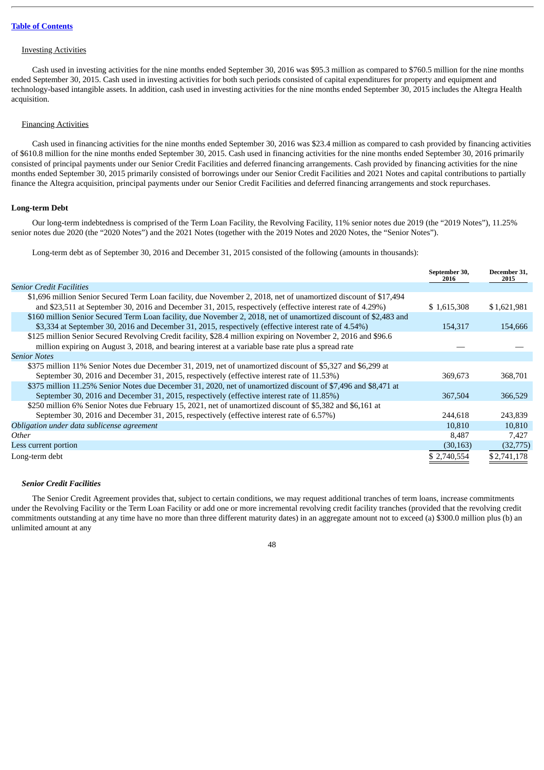Table of Contents

Investing Activities

Cash used in investing activities for the nine months ended September 30, 2016 was $95.3 million as compared to $760.5 million for the nine months ended September 30, 2015. Cash used in investing activities for both such periods consisted of capital expenditures for property and equipment and technology-based intangible assets. In addition, cash used in investing activities for the nine months ended September 30, 2015 includes the Altegra Health acquisition.

Financing Activities

Cash used in financing activities for the nine months ended September 30, 2016 was $23.4 million as compared to cash provided by financing activities of $610.8 million for the nine months ended September 30, 2015. Cash used in financing activities for the nine months ended September 30, 2016 primarily consisted of principal payments under our Senior Credit Facilities and deferred financing arrangements. Cash provided by financing activities for the nine months ended September 30, 2015 primarily consisted of borrowings under our Senior Credit Facilities and 2021 Notes and capital contributions to partially finance the Altegra acquisition, principal payments under our Senior Credit Facilities and deferred financing arrangements and stock repurchases.

**Long-term Debt**

Our long-term indebtedness is comprised of the Term Loan Facility, the Revolving Facility, 11% senior notes due 2019 (the "2019 Notes"), 11.25% senior notes due 2020 (the "2020 Notes") and the 2021 Notes (together with the 2019 Notes and 2020 Notes, the "Senior Notes").

Long-term debt as of September 30, 2016 and December 31, 2015 consisted of the following (amounts in thousands):

| | September 30, 2016 | December 31, 2015 |
|---|---|---|
| *Senior Credit Facilities* | | |
| $1,696 million Senior Secured Term Loan facility, due November 2, 2018, net of unamortized discount of $17,494 and $23,511 at September 30, 2016 and December 31, 2015, respectively (effective interest rate of 4.29%) | $ 1,615,308 | $ 1,621,981 |
| $160 million Senior Secured Term Loan facility, due November 2, 2018, net of unamortized discount of $2,483 and $3,334 at September 30, 2016 and December 31, 2015, respectively (effective interest rate of 4.54%) | 154,317 | 154,666 |
| $125 million Senior Secured Revolving Credit facility, $28.4 million expiring on November 2, 2016 and $96.6 million expiring on August 3, 2018, and bearing interest at a variable base rate plus a spread rate | — | — |
| *Senior Notes* | | |
| $375 million 11% Senior Notes due December 31, 2019, net of unamortized discount of $5,327 and $6,299 at September 30, 2016 and December 31, 2015, respectively (effective interest rate of 11.53%) | 369,673 | 368,701 |
| $375 million 11.25% Senior Notes due December 31, 2020, net of unamortized discount of $7,496 and $8,471 at September 30, 2016 and December 31, 2015, respectively (effective interest rate of 11.85%) | 367,504 | 366,529 |
| $250 million 6% Senior Notes due February 15, 2021, net of unamortized discount of $5,382 and $6,161 at September 30, 2016 and December 31, 2015, respectively (effective interest rate of 6.57%) | 244,618 | 243,839 |
| *Obligation under data sublicense agreement* | 10,810 | 10,810 |
| *Other* | 8,487 | 7,427 |
| Less current portion | (30,163) | (32,775) |
| Long-term debt | $ 2,740,554 | $ 2,741,178 |

***Senior Credit Facilities***

The Senior Credit Agreement provides that, subject to certain conditions, we may request additional tranches of term loans, increase commitments under the Revolving Facility or the Term Loan Facility or add one or more incremental revolving credit facility tranches (provided that the revolving credit commitments outstanding at any time have no more than three different maturity dates) in an aggregate amount not to exceed (a) $300.0 million plus (b) an unlimited amount at any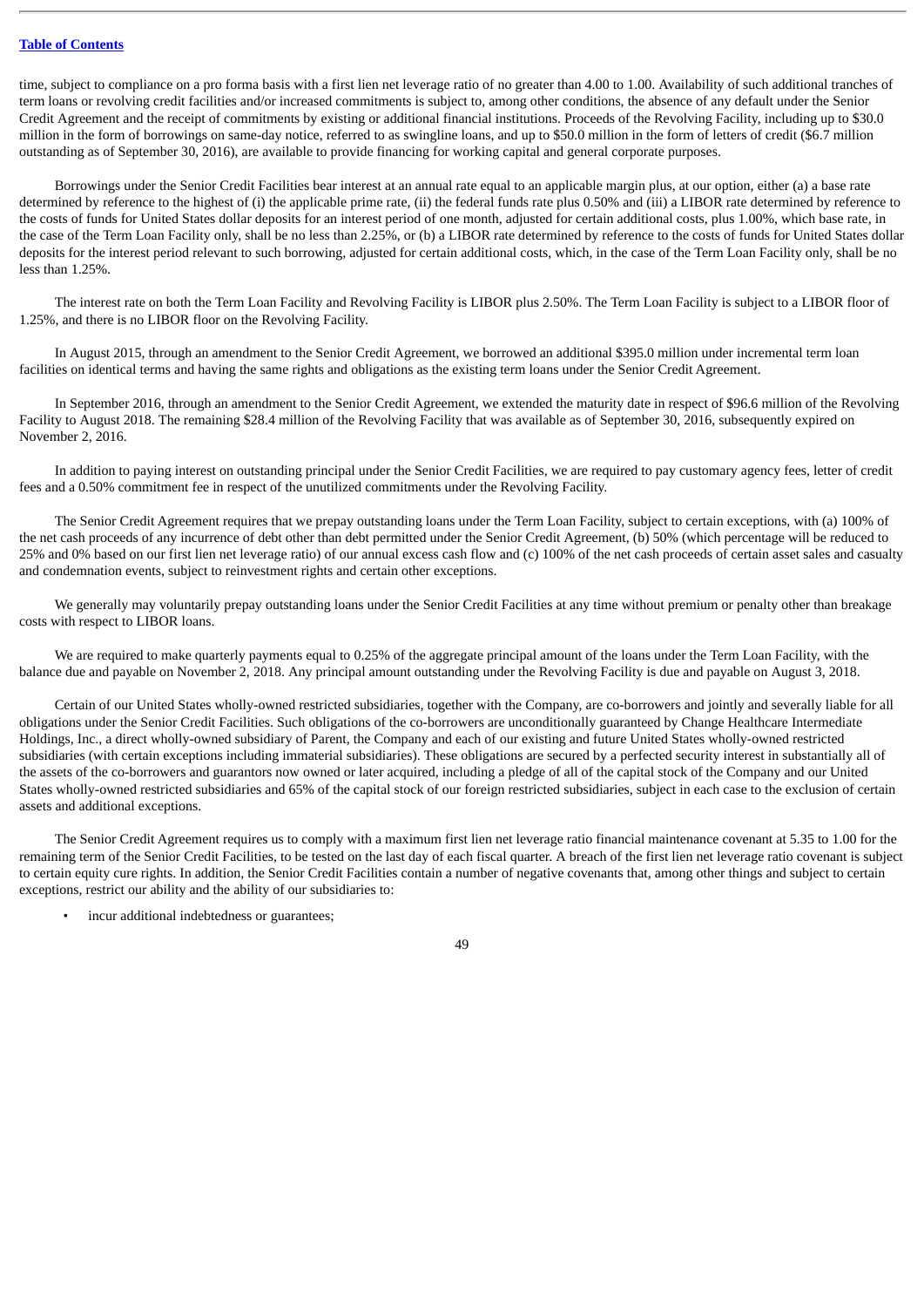time, subject to compliance on a pro forma basis with a first lien net leverage ratio of no greater than 4.00 to 1.00. Availability of such additional tranches of term loans or revolving credit facilities and/or increased commitments is subject to, among other conditions, the absence of any default under the Senior Credit Agreement and the receipt of commitments by existing or additional financial institutions. Proceeds of the Revolving Facility, including up to $30.0 million in the form of borrowings on same-day notice, referred to as swingline loans, and up to $50.0 million in the form of letters of credit ($6.7 million outstanding as of September 30, 2016), are available to provide financing for working capital and general corporate purposes.

Borrowings under the Senior Credit Facilities bear interest at an annual rate equal to an applicable margin plus, at our option, either (a) a base rate determined by reference to the highest of (i) the applicable prime rate, (ii) the federal funds rate plus 0.50% and (iii) a LIBOR rate determined by reference to the costs of funds for United States dollar deposits for an interest period of one month, adjusted for certain additional costs, plus 1.00%, which base rate, in the case of the Term Loan Facility only, shall be no less than 2.25%, or (b) a LIBOR rate determined by reference to the costs of funds for United States dollar deposits for the interest period relevant to such borrowing, adjusted for certain additional costs, which, in the case of the Term Loan Facility only, shall be no less than 1.25%.

The interest rate on both the Term Loan Facility and Revolving Facility is LIBOR plus 2.50%. The Term Loan Facility is subject to a LIBOR floor of 1.25%, and there is no LIBOR floor on the Revolving Facility.

In August 2015, through an amendment to the Senior Credit Agreement, we borrowed an additional $395.0 million under incremental term loan facilities on identical terms and having the same rights and obligations as the existing term loans under the Senior Credit Agreement.

In September 2016, through an amendment to the Senior Credit Agreement, we extended the maturity date in respect of $96.6 million of the Revolving Facility to August 2018. The remaining $28.4 million of the Revolving Facility that was available as of September 30, 2016, subsequently expired on November 2, 2016.

In addition to paying interest on outstanding principal under the Senior Credit Facilities, we are required to pay customary agency fees, letter of credit fees and a 0.50% commitment fee in respect of the unutilized commitments under the Revolving Facility.

The Senior Credit Agreement requires that we prepay outstanding loans under the Term Loan Facility, subject to certain exceptions, with (a) 100% of the net cash proceeds of any incurrence of debt other than debt permitted under the Senior Credit Agreement, (b) 50% (which percentage will be reduced to 25% and 0% based on our first lien net leverage ratio) of our annual excess cash flow and (c) 100% of the net cash proceeds of certain asset sales and casualty and condemnation events, subject to reinvestment rights and certain other exceptions.

We generally may voluntarily prepay outstanding loans under the Senior Credit Facilities at any time without premium or penalty other than breakage costs with respect to LIBOR loans.

We are required to make quarterly payments equal to 0.25% of the aggregate principal amount of the loans under the Term Loan Facility, with the balance due and payable on November 2, 2018. Any principal amount outstanding under the Revolving Facility is due and payable on August 3, 2018.

Certain of our United States wholly-owned restricted subsidiaries, together with the Company, are co-borrowers and jointly and severally liable for all obligations under the Senior Credit Facilities. Such obligations of the co-borrowers are unconditionally guaranteed by Change Healthcare Intermediate Holdings, Inc., a direct wholly-owned subsidiary of Parent, the Company and each of our existing and future United States wholly-owned restricted subsidiaries (with certain exceptions including immaterial subsidiaries). These obligations are secured by a perfected security interest in substantially all of the assets of the co-borrowers and guarantors now owned or later acquired, including a pledge of all of the capital stock of the Company and our United States wholly-owned restricted subsidiaries and 65% of the capital stock of our foreign restricted subsidiaries, subject in each case to the exclusion of certain assets and additional exceptions.

The Senior Credit Agreement requires us to comply with a maximum first lien net leverage ratio financial maintenance covenant at 5.35 to 1.00 for the remaining term of the Senior Credit Facilities, to be tested on the last day of each fiscal quarter. A breach of the first lien net leverage ratio covenant is subject to certain equity cure rights. In addition, the Senior Credit Facilities contain a number of negative covenants that, among other things and subject to certain exceptions, restrict our ability and the ability of our subsidiaries to:

- incur additional indebtedness or guarantees;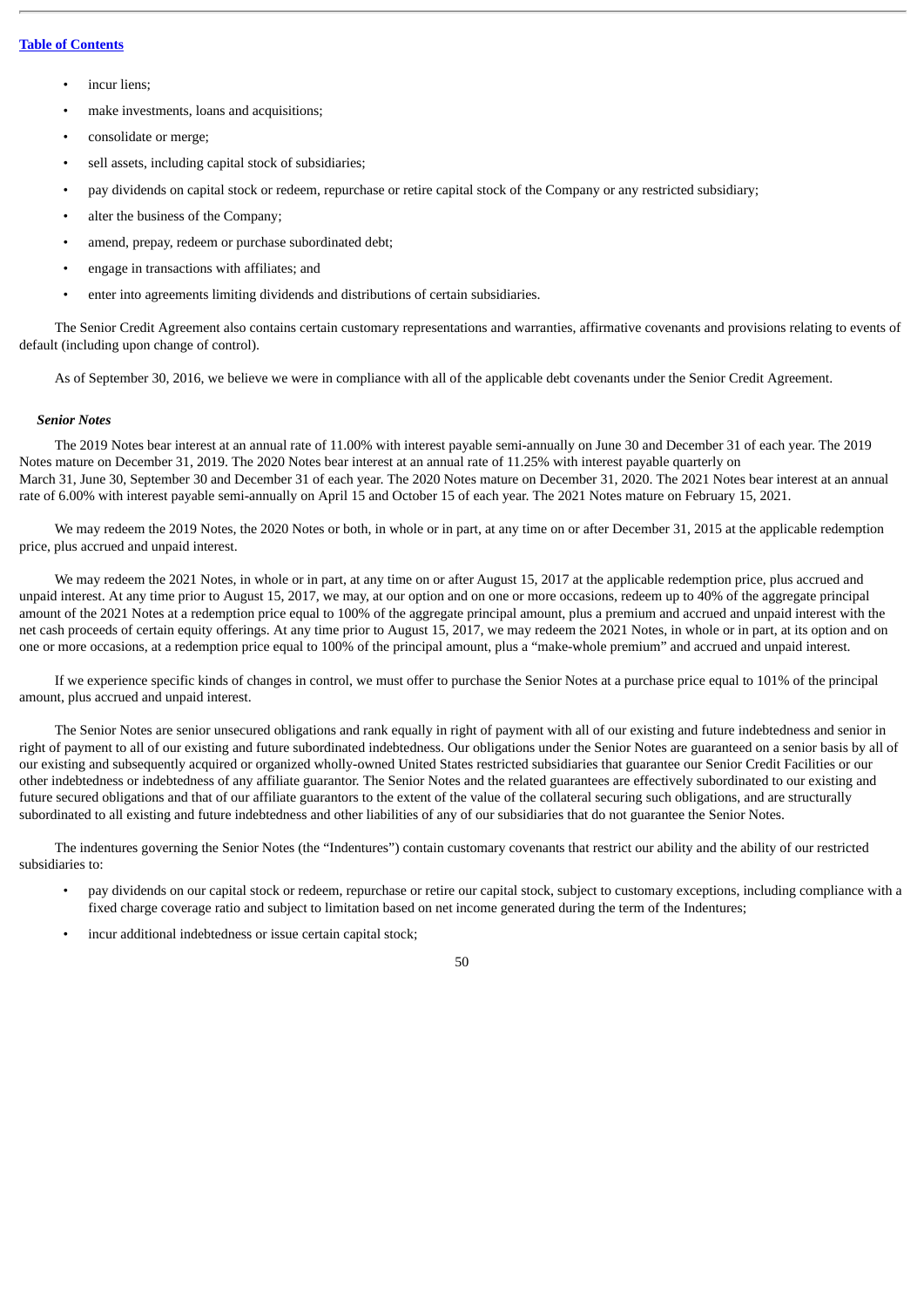- incur liens;
- make investments, loans and acquisitions;
- consolidate or merge;
- sell assets, including capital stock of subsidiaries;
- pay dividends on capital stock or redeem, repurchase or retire capital stock of the Company or any restricted subsidiary;
- alter the business of the Company;
- amend, prepay, redeem or purchase subordinated debt;
- engage in transactions with affiliates; and
- enter into agreements limiting dividends and distributions of certain subsidiaries.

The Senior Credit Agreement also contains certain customary representations and warranties, affirmative covenants and provisions relating to events of default (including upon change of control).

As of September 30, 2016, we believe we were in compliance with all of the applicable debt covenants under the Senior Credit Agreement.

***Senior Notes***

The 2019 Notes bear interest at an annual rate of 11.00% with interest payable semi-annually on June 30 and December 31 of each year. The 2019 Notes mature on December 31, 2019. The 2020 Notes bear interest at an annual rate of 11.25% with interest payable quarterly on March 31, June 30, September 30 and December 31 of each year. The 2020 Notes mature on December 31, 2020. The 2021 Notes bear interest at an annual rate of 6.00% with interest payable semi-annually on April 15 and October 15 of each year. The 2021 Notes mature on February 15, 2021.

We may redeem the 2019 Notes, the 2020 Notes or both, in whole or in part, at any time on or after December 31, 2015 at the applicable redemption price, plus accrued and unpaid interest.

We may redeem the 2021 Notes, in whole or in part, at any time on or after August 15, 2017 at the applicable redemption price, plus accrued and unpaid interest. At any time prior to August 15, 2017, we may, at our option and on one or more occasions, redeem up to 40% of the aggregate principal amount of the 2021 Notes at a redemption price equal to 100% of the aggregate principal amount, plus a premium and accrued and unpaid interest with the net cash proceeds of certain equity offerings. At any time prior to August 15, 2017, we may redeem the 2021 Notes, in whole or in part, at its option and on one or more occasions, at a redemption price equal to 100% of the principal amount, plus a "make-whole premium" and accrued and unpaid interest.

If we experience specific kinds of changes in control, we must offer to purchase the Senior Notes at a purchase price equal to 101% of the principal amount, plus accrued and unpaid interest.

The Senior Notes are senior unsecured obligations and rank equally in right of payment with all of our existing and future indebtedness and senior in right of payment to all of our existing and future subordinated indebtedness. Our obligations under the Senior Notes are guaranteed on a senior basis by all of our existing and subsequently acquired or organized wholly-owned United States restricted subsidiaries that guarantee our Senior Credit Facilities or our other indebtedness or indebtedness of any affiliate guarantor. The Senior Notes and the related guarantees are effectively subordinated to our existing and future secured obligations and that of our affiliate guarantors to the extent of the value of the collateral securing such obligations, and are structurally subordinated to all existing and future indebtedness and other liabilities of any of our subsidiaries that do not guarantee the Senior Notes.

The indentures governing the Senior Notes (the "Indentures") contain customary covenants that restrict our ability and the ability of our restricted subsidiaries to:

- pay dividends on our capital stock or redeem, repurchase or retire our capital stock, subject to customary exceptions, including compliance with a fixed charge coverage ratio and subject to limitation based on net income generated during the term of the Indentures;
- incur additional indebtedness or issue certain capital stock;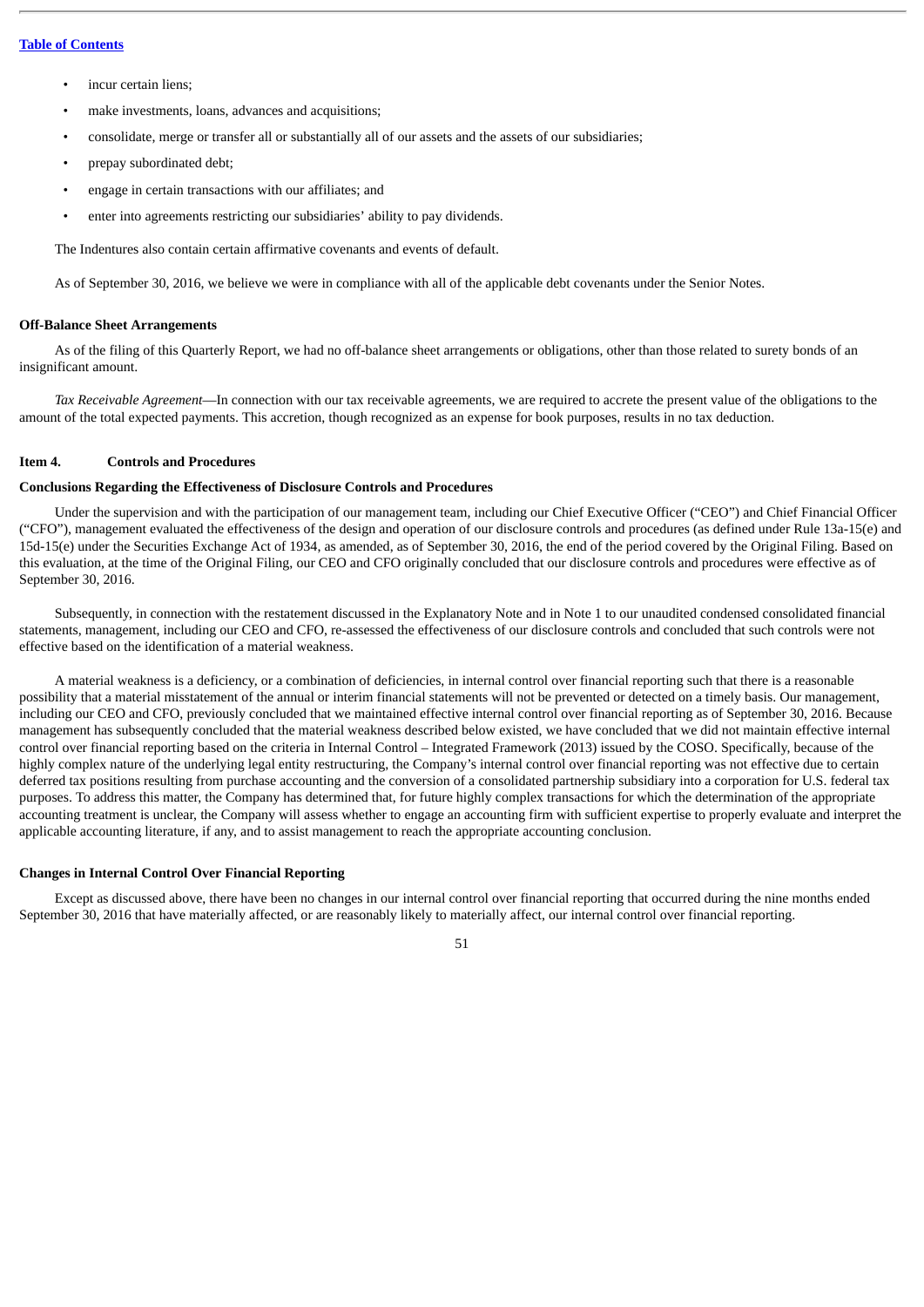- incur certain liens;
- make investments, loans, advances and acquisitions;
- consolidate, merge or transfer all or substantially all of our assets and the assets of our subsidiaries;
- prepay subordinated debt;
- engage in certain transactions with our affiliates; and
- enter into agreements restricting our subsidiaries' ability to pay dividends.

The Indentures also contain certain affirmative covenants and events of default.

As of September 30, 2016, we believe we were in compliance with all of the applicable debt covenants under the Senior Notes.

**Off-Balance Sheet Arrangements**

As of the filing of this Quarterly Report, we had no off-balance sheet arrangements or obligations, other than those related to surety bonds of an insignificant amount.

*Tax Receivable Agreement*—In connection with our tax receivable agreements, we are required to accrete the present value of the obligations to the amount of the total expected payments. This accretion, though recognized as an expense for book purposes, results in no tax deduction.

**Item 4. Controls and Procedures**

**Conclusions Regarding the Effectiveness of Disclosure Controls and Procedures**

Under the supervision and with the participation of our management team, including our Chief Executive Officer ("CEO") and Chief Financial Officer ("CFO"), management evaluated the effectiveness of the design and operation of our disclosure controls and procedures (as defined under Rule 13a-15(e) and 15d-15(e) under the Securities Exchange Act of 1934, as amended, as of September 30, 2016, the end of the period covered by the Original Filing. Based on this evaluation, at the time of the Original Filing, our CEO and CFO originally concluded that our disclosure controls and procedures were effective as of September 30, 2016.

Subsequently, in connection with the restatement discussed in the Explanatory Note and in Note 1 to our unaudited condensed consolidated financial statements, management, including our CEO and CFO, re-assessed the effectiveness of our disclosure controls and concluded that such controls were not effective based on the identification of a material weakness.

A material weakness is a deficiency, or a combination of deficiencies, in internal control over financial reporting such that there is a reasonable possibility that a material misstatement of the annual or interim financial statements will not be prevented or detected on a timely basis. Our management, including our CEO and CFO, previously concluded that we maintained effective internal control over financial reporting as of September 30, 2016. Because management has subsequently concluded that the material weakness described below existed, we have concluded that we did not maintain effective internal control over financial reporting based on the criteria in Internal Control – Integrated Framework (2013) issued by the COSO. Specifically, because of the highly complex nature of the underlying legal entity restructuring, the Company's internal control over financial reporting was not effective due to certain deferred tax positions resulting from purchase accounting and the conversion of a consolidated partnership subsidiary into a corporation for U.S. federal tax purposes. To address this matter, the Company has determined that, for future highly complex transactions for which the determination of the appropriate accounting treatment is unclear, the Company will assess whether to engage an accounting firm with sufficient expertise to properly evaluate and interpret the applicable accounting literature, if any, and to assist management to reach the appropriate accounting conclusion.

**Changes in Internal Control Over Financial Reporting**

Except as discussed above, there have been no changes in our internal control over financial reporting that occurred during the nine months ended September 30, 2016 that have materially affected, or are reasonably likely to materially affect, our internal control over financial reporting.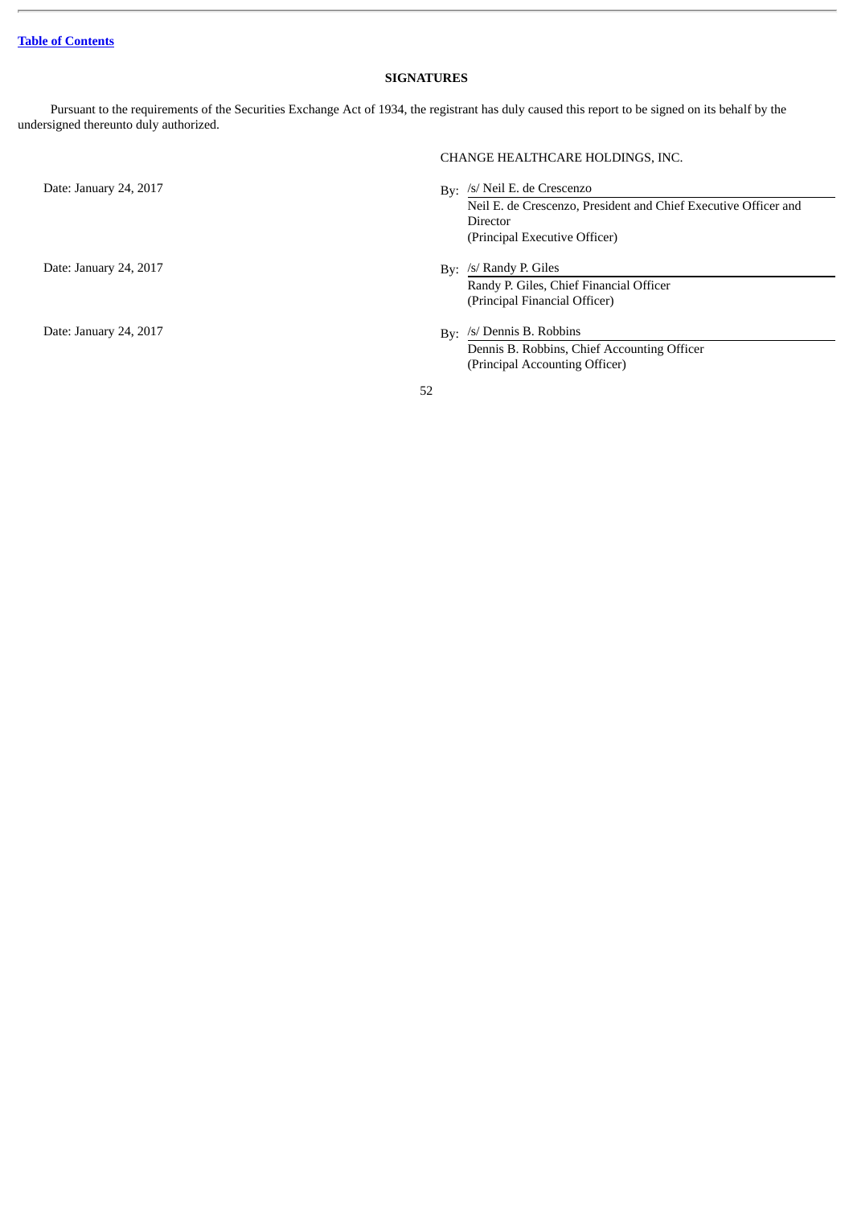## SIGNATURES

Pursuant to the requirements of the Securities Exchange Act of 1934, the registrant has duly caused this report to be signed on its behalf by the undersigned thereunto duly authorized.

CHANGE HEALTHCARE HOLDINGS, INC.

| | |
|---|---|
| Date: January 24, 2017 | By: /s/ Neil E. de Crescenzo<br>Neil E. de Crescenzo, President and Chief Executive Officer and Director<br>(Principal Executive Officer) |
| Date: January 24, 2017 | By: /s/ Randy P. Giles<br>Randy P. Giles, Chief Financial Officer<br>(Principal Financial Officer) |
| Date: January 24, 2017 | By: /s/ Dennis B. Robbins<br>Dennis B. Robbins, Chief Accounting Officer<br>(Principal Accounting Officer) |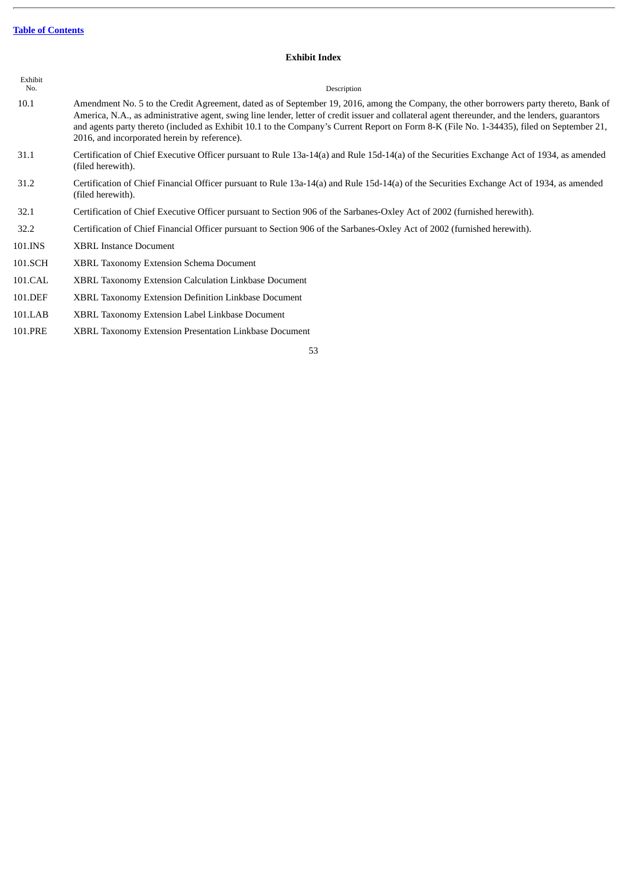[Table of Contents](#)

## Exhibit Index

| Exhibit No. | Description |
|---|---|
| 10.1 | Amendment No. 5 to the Credit Agreement, dated as of September 19, 2016, among the Company, the other borrowers party thereto, Bank of America, N.A., as administrative agent, swing line lender, letter of credit issuer and collateral agent thereunder, and the lenders, guarantors and agents party thereto (included as Exhibit 10.1 to the Company's Current Report on Form 8-K (File No. 1-34435), filed on September 21, 2016, and incorporated herein by reference). |
| 31.1 | Certification of Chief Executive Officer pursuant to Rule 13a-14(a) and Rule 15d-14(a) of the Securities Exchange Act of 1934, as amended (filed herewith). |
| 31.2 | Certification of Chief Financial Officer pursuant to Rule 13a-14(a) and Rule 15d-14(a) of the Securities Exchange Act of 1934, as amended (filed herewith). |
| 32.1 | Certification of Chief Executive Officer pursuant to Section 906 of the Sarbanes-Oxley Act of 2002 (furnished herewith). |
| 32.2 | Certification of Chief Financial Officer pursuant to Section 906 of the Sarbanes-Oxley Act of 2002 (furnished herewith). |
| 101.INS | XBRL Instance Document |
| 101.SCH | XBRL Taxonomy Extension Schema Document |
| 101.CAL | XBRL Taxonomy Extension Calculation Linkbase Document |
| 101.DEF | XBRL Taxonomy Extension Definition Linkbase Document |
| 101.LAB | XBRL Taxonomy Extension Label Linkbase Document |
| 101.PRE | XBRL Taxonomy Extension Presentation Linkbase Document |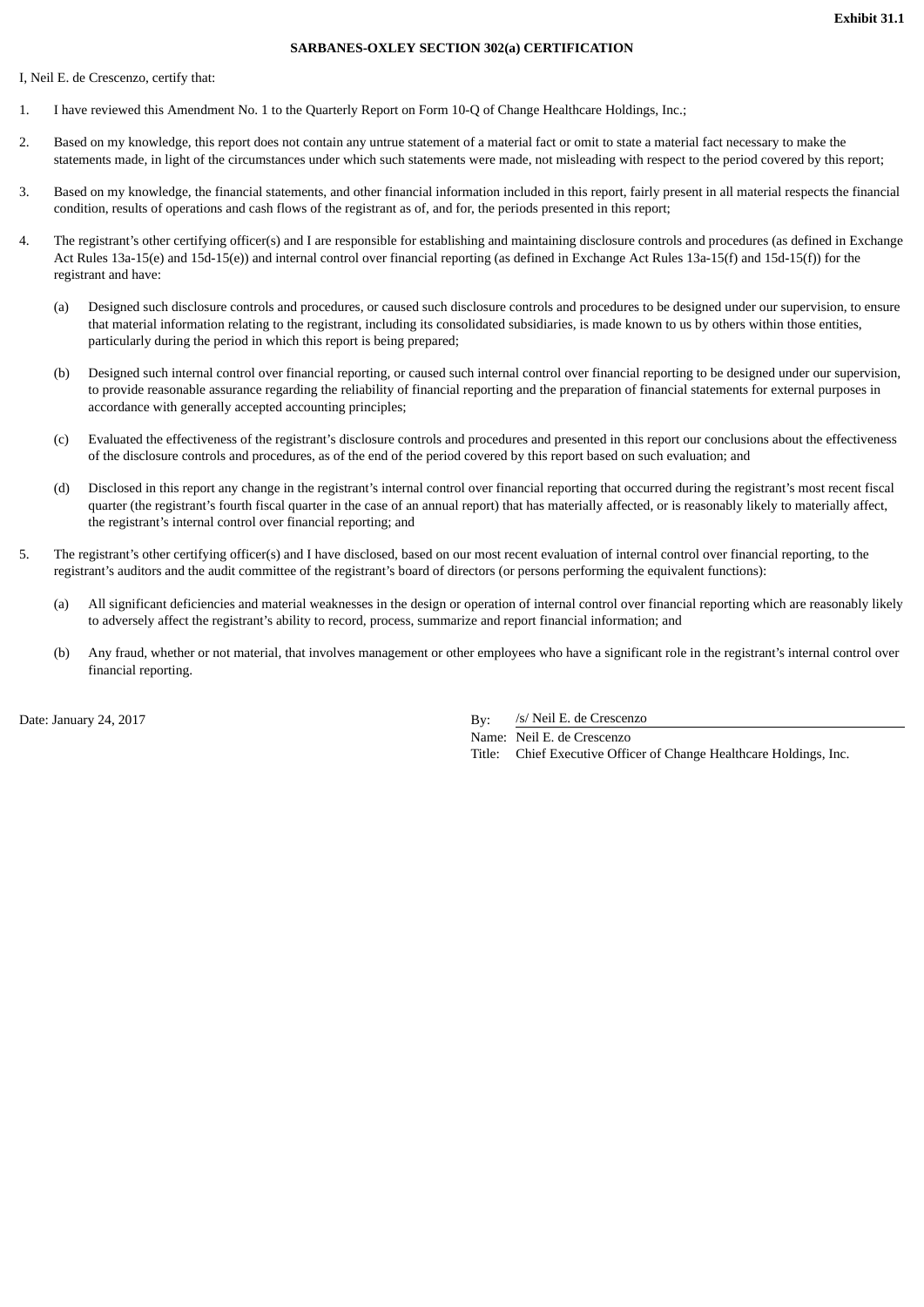**Exhibit 31.1**

**SARBANES-OXLEY SECTION 302(a) CERTIFICATION**

I, Neil E. de Crescenzo, certify that:

1. I have reviewed this Amendment No. 1 to the Quarterly Report on Form 10-Q of Change Healthcare Holdings, Inc.;

2. Based on my knowledge, this report does not contain any untrue statement of a material fact or omit to state a material fact necessary to make the statements made, in light of the circumstances under which such statements were made, not misleading with respect to the period covered by this report;

3. Based on my knowledge, the financial statements, and other financial information included in this report, fairly present in all material respects the financial condition, results of operations and cash flows of the registrant as of, and for, the periods presented in this report;

4. The registrant's other certifying officer(s) and I are responsible for establishing and maintaining disclosure controls and procedures (as defined in Exchange Act Rules 13a-15(e) and 15d-15(e)) and internal control over financial reporting (as defined in Exchange Act Rules 13a-15(f) and 15d-15(f)) for the registrant and have:

   (a) Designed such disclosure controls and procedures, or caused such disclosure controls and procedures to be designed under our supervision, to ensure that material information relating to the registrant, including its consolidated subsidiaries, is made known to us by others within those entities, particularly during the period in which this report is being prepared;

   (b) Designed such internal control over financial reporting, or caused such internal control over financial reporting to be designed under our supervision, to provide reasonable assurance regarding the reliability of financial reporting and the preparation of financial statements for external purposes in accordance with generally accepted accounting principles;

   (c) Evaluated the effectiveness of the registrant's disclosure controls and procedures and presented in this report our conclusions about the effectiveness of the disclosure controls and procedures, as of the end of the period covered by this report based on such evaluation; and

   (d) Disclosed in this report any change in the registrant's internal control over financial reporting that occurred during the registrant's most recent fiscal quarter (the registrant's fourth fiscal quarter in the case of an annual report) that has materially affected, or is reasonably likely to materially affect, the registrant's internal control over financial reporting; and

5. The registrant's other certifying officer(s) and I have disclosed, based on our most recent evaluation of internal control over financial reporting, to the registrant's auditors and the audit committee of the registrant's board of directors (or persons performing the equivalent functions):

   (a) All significant deficiencies and material weaknesses in the design or operation of internal control over financial reporting which are reasonably likely to adversely affect the registrant's ability to record, process, summarize and report financial information; and

   (b) Any fraud, whether or not material, that involves management or other employees who have a significant role in the registrant's internal control over financial reporting.

Date: January 24, 2017

By: /s/ Neil E. de Crescenzo
Name: Neil E. de Crescenzo
Title: Chief Executive Officer of Change Healthcare Holdings, Inc.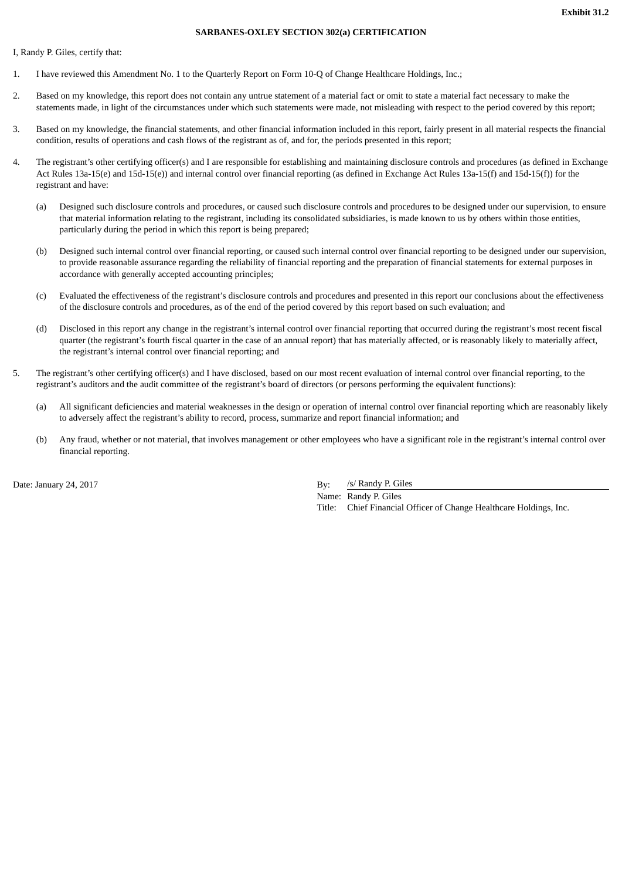**Exhibit 31.2**

**SARBANES-OXLEY SECTION 302(a) CERTIFICATION**

I, Randy P. Giles, certify that:

1. I have reviewed this Amendment No. 1 to the Quarterly Report on Form 10-Q of Change Healthcare Holdings, Inc.;

2. Based on my knowledge, this report does not contain any untrue statement of a material fact or omit to state a material fact necessary to make the statements made, in light of the circumstances under which such statements were made, not misleading with respect to the period covered by this report;

3. Based on my knowledge, the financial statements, and other financial information included in this report, fairly present in all material respects the financial condition, results of operations and cash flows of the registrant as of, and for, the periods presented in this report;

4. The registrant's other certifying officer(s) and I are responsible for establishing and maintaining disclosure controls and procedures (as defined in Exchange Act Rules 13a-15(e) and 15d-15(e)) and internal control over financial reporting (as defined in Exchange Act Rules 13a-15(f) and 15d-15(f)) for the registrant and have:

   (a) Designed such disclosure controls and procedures, or caused such disclosure controls and procedures to be designed under our supervision, to ensure that material information relating to the registrant, including its consolidated subsidiaries, is made known to us by others within those entities, particularly during the period in which this report is being prepared;

   (b) Designed such internal control over financial reporting, or caused such internal control over financial reporting to be designed under our supervision, to provide reasonable assurance regarding the reliability of financial reporting and the preparation of financial statements for external purposes in accordance with generally accepted accounting principles;

   (c) Evaluated the effectiveness of the registrant's disclosure controls and procedures and presented in this report our conclusions about the effectiveness of the disclosure controls and procedures, as of the end of the period covered by this report based on such evaluation; and

   (d) Disclosed in this report any change in the registrant's internal control over financial reporting that occurred during the registrant's most recent fiscal quarter (the registrant's fourth fiscal quarter in the case of an annual report) that has materially affected, or is reasonably likely to materially affect, the registrant's internal control over financial reporting; and

5. The registrant's other certifying officer(s) and I have disclosed, based on our most recent evaluation of internal control over financial reporting, to the registrant's auditors and the audit committee of the registrant's board of directors (or persons performing the equivalent functions):

   (a) All significant deficiencies and material weaknesses in the design or operation of internal control over financial reporting which are reasonably likely to adversely affect the registrant's ability to record, process, summarize and report financial information; and

   (b) Any fraud, whether or not material, that involves management or other employees who have a significant role in the registrant's internal control over financial reporting.

Date: January 24, 2017

By: /s/ Randy P. Giles
Name: Randy P. Giles
Title: Chief Financial Officer of Change Healthcare Holdings, Inc.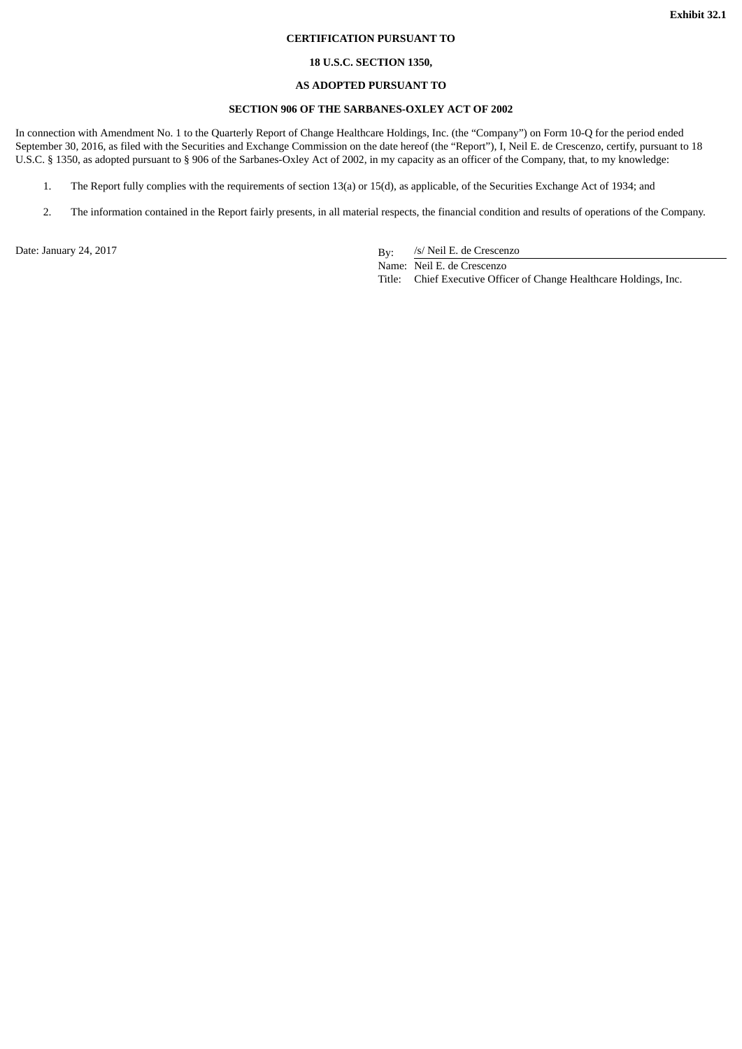**Exhibit 32.1**

**CERTIFICATION PURSUANT TO**

**18 U.S.C. SECTION 1350,**

**AS ADOPTED PURSUANT TO**

**SECTION 906 OF THE SARBANES-OXLEY ACT OF 2002**

In connection with Amendment No. 1 to the Quarterly Report of Change Healthcare Holdings, Inc. (the "Company") on Form 10-Q for the period ended September 30, 2016, as filed with the Securities and Exchange Commission on the date hereof (the "Report"), I, Neil E. de Crescenzo, certify, pursuant to 18 U.S.C. § 1350, as adopted pursuant to § 906 of the Sarbanes-Oxley Act of 2002, in my capacity as an officer of the Company, that, to my knowledge:

1. The Report fully complies with the requirements of section 13(a) or 15(d), as applicable, of the Securities Exchange Act of 1934; and
2. The information contained in the Report fairly presents, in all material respects, the financial condition and results of operations of the Company.

Date: January 24, 2017

By: /s/ Neil E. de Crescenzo
Name: Neil E. de Crescenzo
Title: Chief Executive Officer of Change Healthcare Holdings, Inc.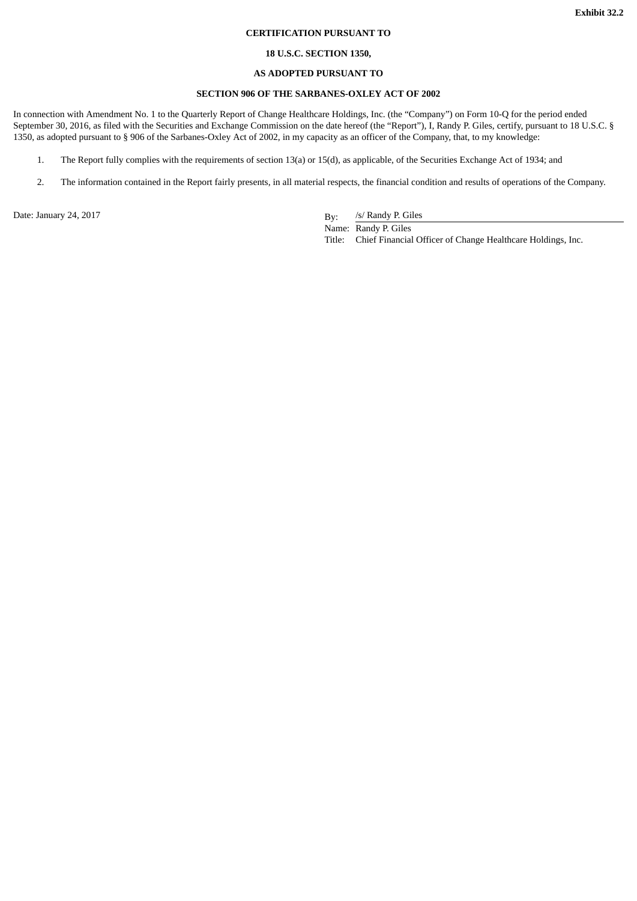**Exhibit 32.2**

**CERTIFICATION PURSUANT TO**

**18 U.S.C. SECTION 1350,**

**AS ADOPTED PURSUANT TO**

**SECTION 906 OF THE SARBANES-OXLEY ACT OF 2002**

In connection with Amendment No. 1 to the Quarterly Report of Change Healthcare Holdings, Inc. (the "Company") on Form 10-Q for the period ended September 30, 2016, as filed with the Securities and Exchange Commission on the date hereof (the "Report"), I, Randy P. Giles, certify, pursuant to 18 U.S.C. § 1350, as adopted pursuant to § 906 of the Sarbanes-Oxley Act of 2002, in my capacity as an officer of the Company, that, to my knowledge:

1. The Report fully complies with the requirements of section 13(a) or 15(d), as applicable, of the Securities Exchange Act of 1934; and

2. The information contained in the Report fairly presents, in all material respects, the financial condition and results of operations of the Company.

Date: January 24, 2017

By: /s/ Randy P. Giles
Name: Randy P. Giles
Title: Chief Financial Officer of Change Healthcare Holdings, Inc.